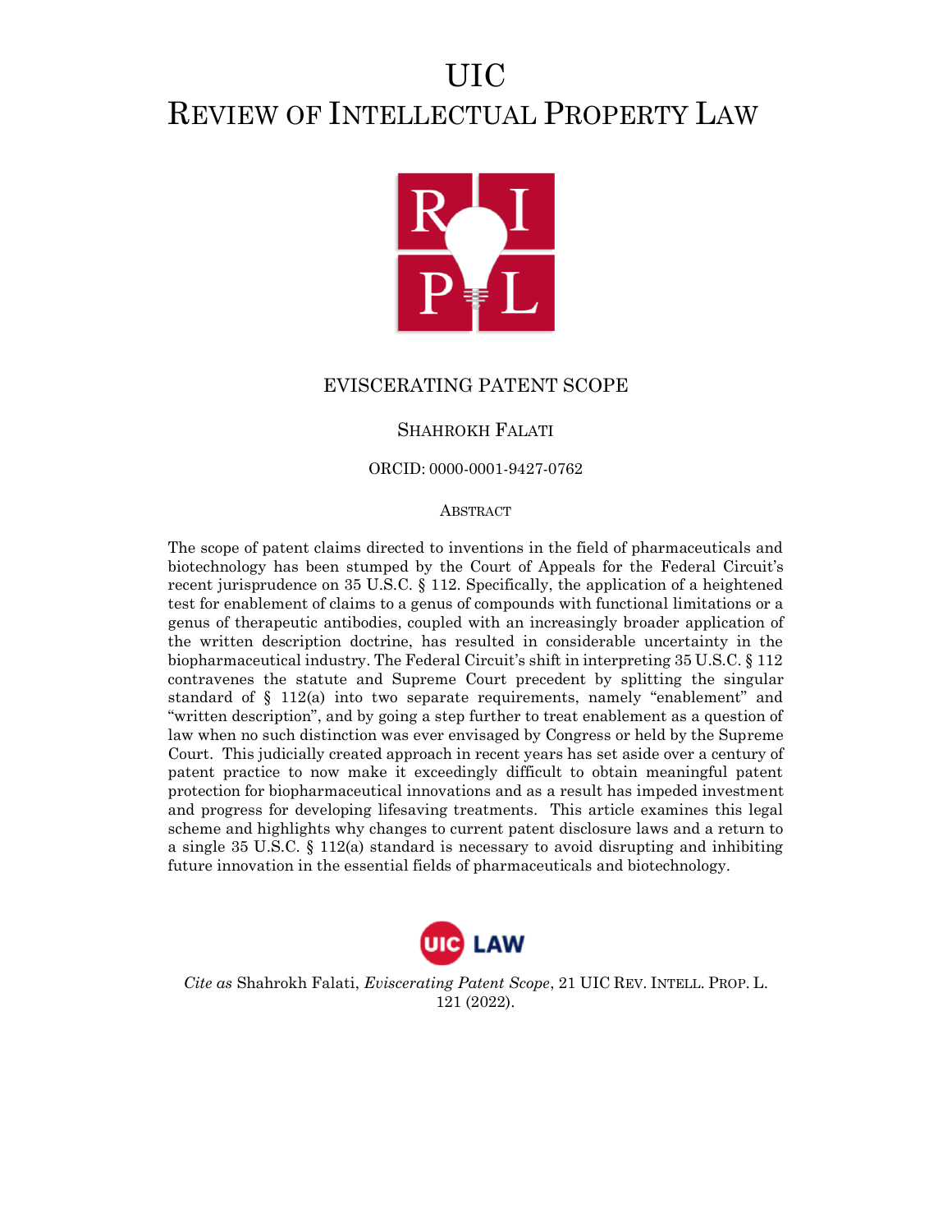# UIC
# REVIEW OF INTELLECTUAL PROPERTY LAW

## EVISCERATING PATENT SCOPE

SHAHROKH FALATI

ORCID: 0000-0001-9427-0762

ABSTRACT

The scope of patent claims directed to inventions in the field of pharmaceuticals and biotechnology has been stumped by the Court of Appeals for the Federal Circuit's recent jurisprudence on 35 U.S.C. § 112. Specifically, the application of a heightened test for enablement of claims to a genus of compounds with functional limitations or a genus of therapeutic antibodies, coupled with an increasingly broader application of the written description doctrine, has resulted in considerable uncertainty in the biopharmaceutical industry. The Federal Circuit's shift in interpreting 35 U.S.C. § 112 contravenes the statute and Supreme Court precedent by splitting the singular standard of § 112(a) into two separate requirements, namely "enablement" and "written description", and by going a step further to treat enablement as a question of law when no such distinction was ever envisaged by Congress or held by the Supreme Court. This judicially created approach in recent years has set aside over a century of patent practice to now make it exceedingly difficult to obtain meaningful patent protection for biopharmaceutical innovations and as a result has impeded investment and progress for developing lifesaving treatments. This article examines this legal scheme and highlights why changes to current patent disclosure laws and a return to a single 35 U.S.C. § 112(a) standard is necessary to avoid disrupting and inhibiting future innovation in the essential fields of pharmaceuticals and biotechnology.

*Cite as* Shahrokh Falati, *Eviscerating Patent Scope*, 21 UIC REV. INTELL. PROP. L. 121 (2022).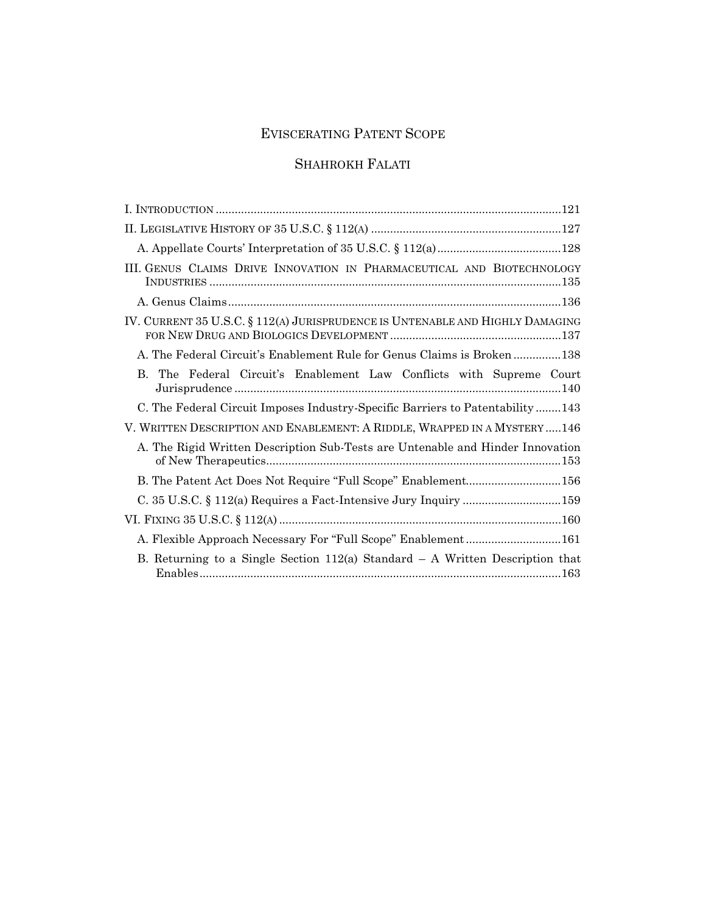# EVISCERATING PATENT SCOPE

## SHAHROKH FALATI

I. INTRODUCTION ..... 121

II. LEGISLATIVE HISTORY OF 35 U.S.C. § 112(A) ..... 127

- A. Appellate Courts' Interpretation of 35 U.S.C. § 112(a) ..... 128

III. GENUS CLAIMS DRIVE INNOVATION IN PHARMACEUTICAL AND BIOTECHNOLOGY INDUSTRIES ..... 135

- A. Genus Claims ..... 136

IV. CURRENT 35 U.S.C. § 112(A) JURISPRUDENCE IS UNTENABLE AND HIGHLY DAMAGING FOR NEW DRUG AND BIOLOGICS DEVELOPMENT ..... 137

- A. The Federal Circuit's Enablement Rule for Genus Claims is Broken ..... 138
- B. The Federal Circuit's Enablement Law Conflicts with Supreme Court Jurisprudence ..... 140
- C. The Federal Circuit Imposes Industry-Specific Barriers to Patentability ..... 143

V. WRITTEN DESCRIPTION AND ENABLEMENT: A RIDDLE, WRAPPED IN A MYSTERY ..... 146

- A. The Rigid Written Description Sub-Tests are Untenable and Hinder Innovation of New Therapeutics ..... 153
- B. The Patent Act Does Not Require "Full Scope" Enablement ..... 156
- C. 35 U.S.C. § 112(a) Requires a Fact-Intensive Jury Inquiry ..... 159

VI. FIXING 35 U.S.C. § 112(A) ..... 160

- A. Flexible Approach Necessary For "Full Scope" Enablement ..... 161
- B. Returning to a Single Section 112(a) Standard – A Written Description that Enables ..... 163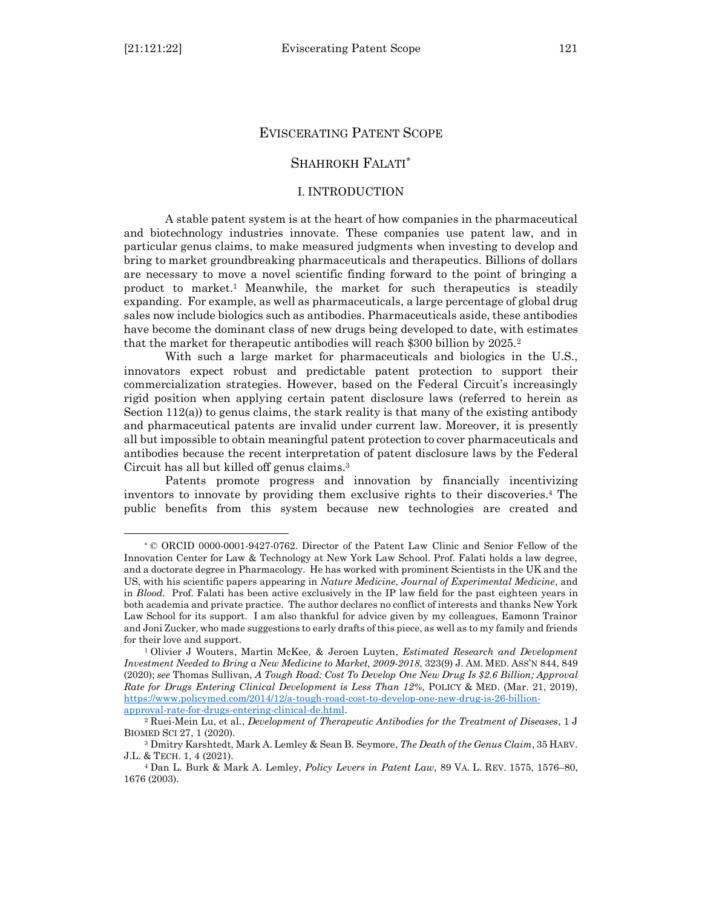# EVISCERATING PATENT SCOPE

## SHAHROKH FALATI*

### I. INTRODUCTION

A stable patent system is at the heart of how companies in the pharmaceutical and biotechnology industries innovate. These companies use patent law, and in particular genus claims, to make measured judgments when investing to develop and bring to market groundbreaking pharmaceuticals and therapeutics. Billions of dollars are necessary to move a novel scientific finding forward to the point of bringing a product to market.[1] Meanwhile, the market for such therapeutics is steadily expanding. For example, as well as pharmaceuticals, a large percentage of global drug sales now include biologics such as antibodies. Pharmaceuticals aside, these antibodies have become the dominant class of new drugs being developed to date, with estimates that the market for therapeutic antibodies will reach $300 billion by 2025.[2]

With such a large market for pharmaceuticals and biologics in the U.S., innovators expect robust and predictable patent protection to support their commercialization strategies. However, based on the Federal Circuit's increasingly rigid position when applying certain patent disclosure laws (referred to herein as Section 112(a)) to genus claims, the stark reality is that many of the existing antibody and pharmaceutical patents are invalid under current law. Moreover, it is presently all but impossible to obtain meaningful patent protection to cover pharmaceuticals and antibodies because the recent interpretation of patent disclosure laws by the Federal Circuit has all but killed off genus claims.[3]

Patents promote progress and innovation by financially incentivizing inventors to innovate by providing them exclusive rights to their discoveries.[4] The public benefits from this system because new technologies are created and

---

\* © ORCID 0000-0001-9427-0762. Director of the Patent Law Clinic and Senior Fellow of the Innovation Center for Law & Technology at New York Law School. Prof. Falati holds a law degree, and a doctorate degree in Pharmacology. He has worked with prominent Scientists in the UK and the US, with his scientific papers appearing in *Nature Medicine*, *Journal of Experimental Medicine*, and in *Blood*. Prof. Falati has been active exclusively in the IP law field for the past eighteen years in both academia and private practice. The author declares no conflict of interests and thanks New York Law School for its support. I am also thankful for advice given by my colleagues, Eamonn Trainor and Joni Zucker, who made suggestions to early drafts of this piece, as well as to my family and friends for their love and support.

[1] Olivier J Wouters, Martin McKee, & Jeroen Luyten, *Estimated Research and Development Investment Needed to Bring a New Medicine to Market, 2009-2018*, 323(9) J. AM. MED. ASS'N 844, 849 (2020); *see* Thomas Sullivan, *A Tough Road: Cost To Develop One New Drug Is $2.6 Billion; Approval Rate for Drugs Entering Clinical Development is Less Than 12%*, POLICY & MED. (Mar. 21, 2019), https://www.policymed.com/2014/12/a-tough-road-cost-to-develop-one-new-drug-is-26-billion-approval-rate-for-drugs-entering-clinical-de.html.

[2] Ruei-Mein Lu, et al., *Development of Therapeutic Antibodies for the Treatment of Diseases*, 1 J BIOMED SCI 27, 1 (2020).

[3] Dmitry Karshtedt, Mark A. Lemley & Sean B. Seymore, *The Death of the Genus Claim*, 35 HARV. J.L. & TECH. 1, 4 (2021).

[4] Dan L. Burk & Mark A. Lemley, *Policy Levers in Patent Law*, 89 VA. L. REV. 1575, 1576–80, 1676 (2003).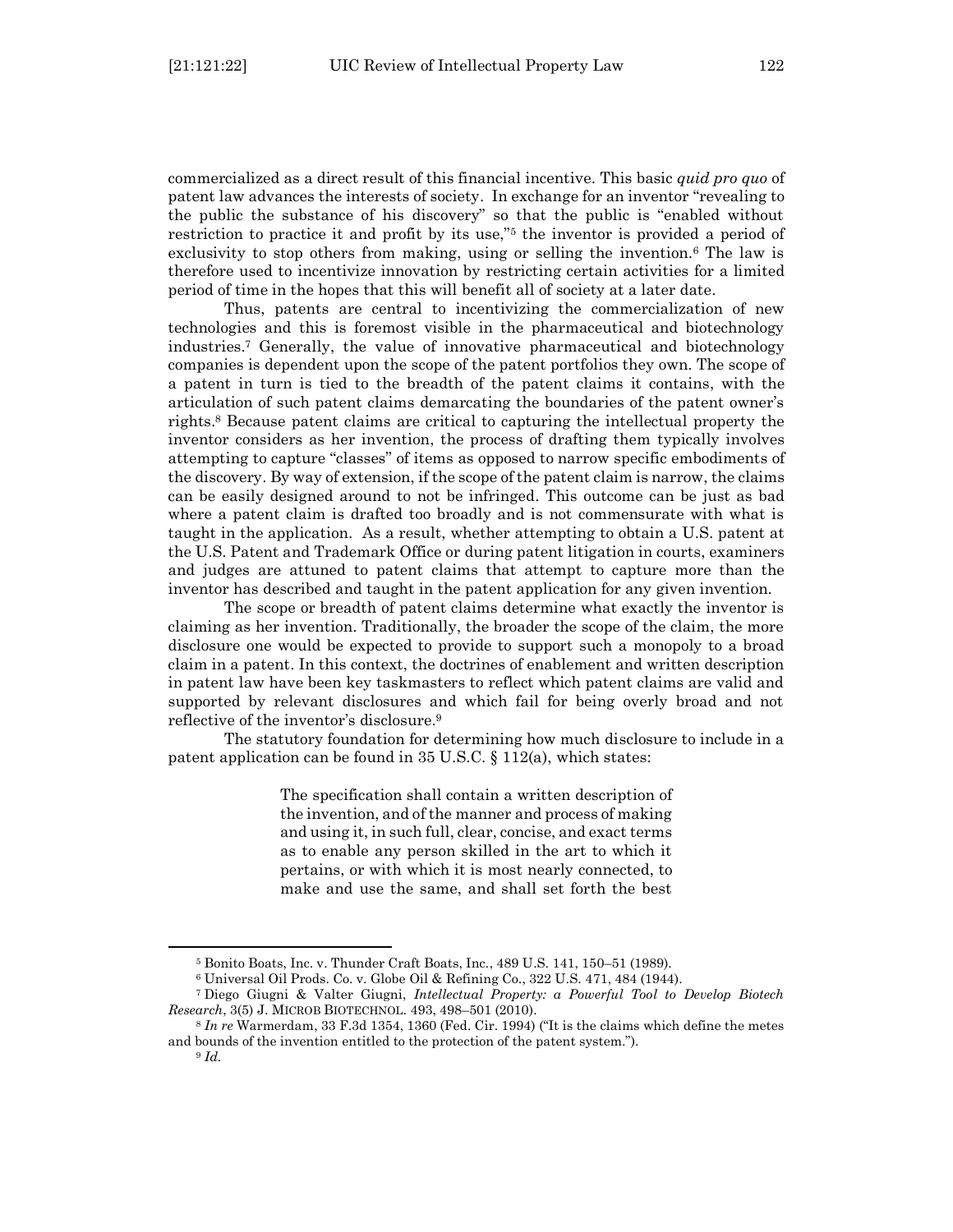commercialized as a direct result of this financial incentive. This basic *quid pro quo* of patent law advances the interests of society. In exchange for an inventor "revealing to the public the substance of his discovery" so that the public is "enabled without restriction to practice it and profit by its use,"[5] the inventor is provided a period of exclusivity to stop others from making, using or selling the invention.[6] The law is therefore used to incentivize innovation by restricting certain activities for a limited period of time in the hopes that this will benefit all of society at a later date.

Thus, patents are central to incentivizing the commercialization of new technologies and this is foremost visible in the pharmaceutical and biotechnology industries.[7] Generally, the value of innovative pharmaceutical and biotechnology companies is dependent upon the scope of the patent portfolios they own. The scope of a patent in turn is tied to the breadth of the patent claims it contains, with the articulation of such patent claims demarcating the boundaries of the patent owner's rights.[8] Because patent claims are critical to capturing the intellectual property the inventor considers as her invention, the process of drafting them typically involves attempting to capture "classes" of items as opposed to narrow specific embodiments of the discovery. By way of extension, if the scope of the patent claim is narrow, the claims can be easily designed around to not be infringed. This outcome can be just as bad where a patent claim is drafted too broadly and is not commensurate with what is taught in the application. As a result, whether attempting to obtain a U.S. patent at the U.S. Patent and Trademark Office or during patent litigation in courts, examiners and judges are attuned to patent claims that attempt to capture more than the inventor has described and taught in the patent application for any given invention.

The scope or breadth of patent claims determine what exactly the inventor is claiming as her invention. Traditionally, the broader the scope of the claim, the more disclosure one would be expected to provide to support such a monopoly to a broad claim in a patent. In this context, the doctrines of enablement and written description in patent law have been key taskmasters to reflect which patent claims are valid and supported by relevant disclosures and which fail for being overly broad and not reflective of the inventor's disclosure.[9]

The statutory foundation for determining how much disclosure to include in a patent application can be found in 35 U.S.C. § 112(a), which states:

> The specification shall contain a written description of the invention, and of the manner and process of making and using it, in such full, clear, concise, and exact terms as to enable any person skilled in the art to which it pertains, or with which it is most nearly connected, to make and use the same, and shall set forth the best

---

[5] Bonito Boats, Inc. v. Thunder Craft Boats, Inc., 489 U.S. 141, 150–51 (1989).

[6] Universal Oil Prods. Co. v. Globe Oil & Refining Co., 322 U.S. 471, 484 (1944).

[7] Diego Giugni & Valter Giugni, *Intellectual Property: a Powerful Tool to Develop Biotech Research*, 3(5) J. MICROB BIOTECHNOL. 493, 498–501 (2010).

[8] *In re* Warmerdam, 33 F.3d 1354, 1360 (Fed. Cir. 1994) ("It is the claims which define the metes and bounds of the invention entitled to the protection of the patent system.").

[9] *Id.*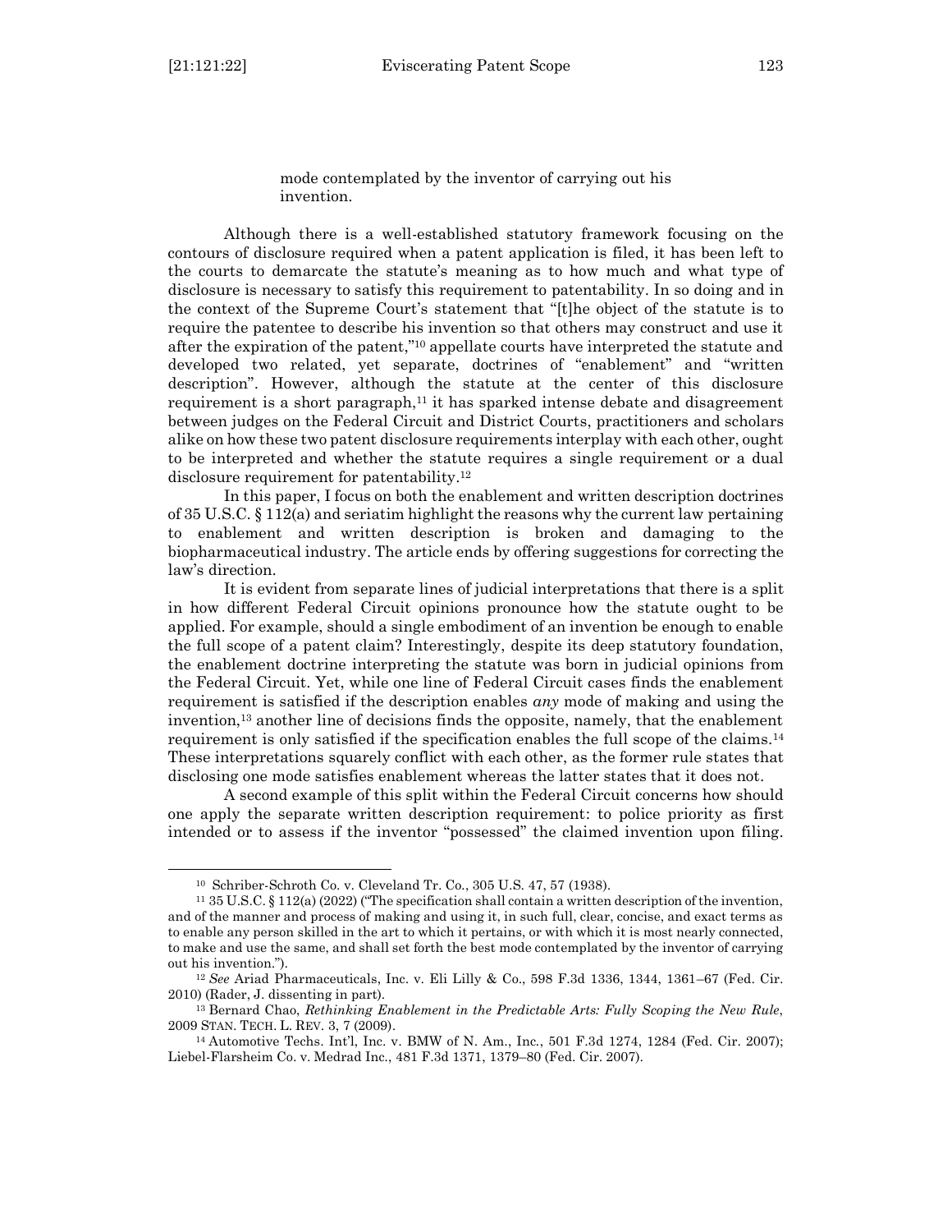> mode contemplated by the inventor of carrying out his invention.

Although there is a well-established statutory framework focusing on the contours of disclosure required when a patent application is filed, it has been left to the courts to demarcate the statute's meaning as to how much and what type of disclosure is necessary to satisfy this requirement to patentability. In so doing and in the context of the Supreme Court's statement that "[t]he object of the statute is to require the patentee to describe his invention so that others may construct and use it after the expiration of the patent,"[10] appellate courts have interpreted the statute and developed two related, yet separate, doctrines of "enablement" and "written description". However, although the statute at the center of this disclosure requirement is a short paragraph,[11] it has sparked intense debate and disagreement between judges on the Federal Circuit and District Courts, practitioners and scholars alike on how these two patent disclosure requirements interplay with each other, ought to be interpreted and whether the statute requires a single requirement or a dual disclosure requirement for patentability.[12]

In this paper, I focus on both the enablement and written description doctrines of 35 U.S.C. § 112(a) and seriatim highlight the reasons why the current law pertaining to enablement and written description is broken and damaging to the biopharmaceutical industry. The article ends by offering suggestions for correcting the law's direction.

It is evident from separate lines of judicial interpretations that there is a split in how different Federal Circuit opinions pronounce how the statute ought to be applied. For example, should a single embodiment of an invention be enough to enable the full scope of a patent claim? Interestingly, despite its deep statutory foundation, the enablement doctrine interpreting the statute was born in judicial opinions from the Federal Circuit. Yet, while one line of Federal Circuit cases finds the enablement requirement is satisfied if the description enables *any* mode of making and using the invention,[13] another line of decisions finds the opposite, namely, that the enablement requirement is only satisfied if the specification enables the full scope of the claims.[14] These interpretations squarely conflict with each other, as the former rule states that disclosing one mode satisfies enablement whereas the latter states that it does not.

A second example of this split within the Federal Circuit concerns how should one apply the separate written description requirement: to police priority as first intended or to assess if the inventor "possessed" the claimed invention upon filing.

---

[10] Schriber-Schroth Co. v. Cleveland Tr. Co., 305 U.S. 47, 57 (1938).

[11] 35 U.S.C. § 112(a) (2022) ("The specification shall contain a written description of the invention, and of the manner and process of making and using it, in such full, clear, concise, and exact terms as to enable any person skilled in the art to which it pertains, or with which it is most nearly connected, to make and use the same, and shall set forth the best mode contemplated by the inventor of carrying out his invention.").

[12] *See* Ariad Pharmaceuticals, Inc. v. Eli Lilly & Co., 598 F.3d 1336, 1344, 1361–67 (Fed. Cir. 2010) (Rader, J. dissenting in part).

[13] Bernard Chao, *Rethinking Enablement in the Predictable Arts: Fully Scoping the New Rule*, 2009 STAN. TECH. L. REV. 3, 7 (2009).

[14] Automotive Techs. Int'l, Inc. v. BMW of N. Am., Inc., 501 F.3d 1274, 1284 (Fed. Cir. 2007); Liebel-Flarsheim Co. v. Medrad Inc., 481 F.3d 1371, 1379–80 (Fed. Cir. 2007).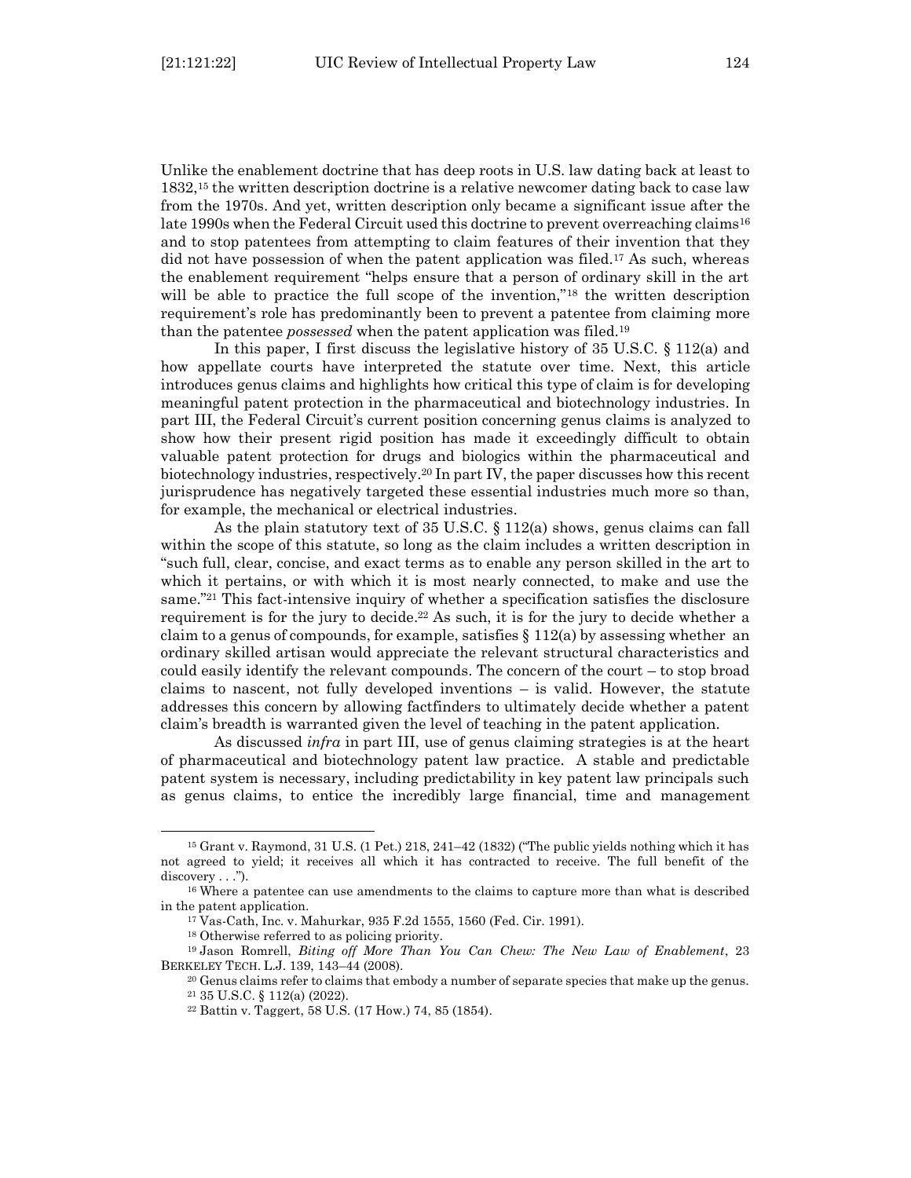Unlike the enablement doctrine that has deep roots in U.S. law dating back at least to 1832,[15] the written description doctrine is a relative newcomer dating back to case law from the 1970s. And yet, written description only became a significant issue after the late 1990s when the Federal Circuit used this doctrine to prevent overreaching claims[16] and to stop patentees from attempting to claim features of their invention that they did not have possession of when the patent application was filed.[17] As such, whereas the enablement requirement "helps ensure that a person of ordinary skill in the art will be able to practice the full scope of the invention,"[18] the written description requirement's role has predominantly been to prevent a patentee from claiming more than the patentee *possessed* when the patent application was filed.[19]

In this paper, I first discuss the legislative history of 35 U.S.C. § 112(a) and how appellate courts have interpreted the statute over time. Next, this article introduces genus claims and highlights how critical this type of claim is for developing meaningful patent protection in the pharmaceutical and biotechnology industries. In part III, the Federal Circuit's current position concerning genus claims is analyzed to show how their present rigid position has made it exceedingly difficult to obtain valuable patent protection for drugs and biologics within the pharmaceutical and biotechnology industries, respectively.[20] In part IV, the paper discusses how this recent jurisprudence has negatively targeted these essential industries much more so than, for example, the mechanical or electrical industries.

As the plain statutory text of 35 U.S.C. § 112(a) shows, genus claims can fall within the scope of this statute, so long as the claim includes a written description in "such full, clear, concise, and exact terms as to enable any person skilled in the art to which it pertains, or with which it is most nearly connected, to make and use the same."[21] This fact-intensive inquiry of whether a specification satisfies the disclosure requirement is for the jury to decide.[22] As such, it is for the jury to decide whether a claim to a genus of compounds, for example, satisfies § 112(a) by assessing whether an ordinary skilled artisan would appreciate the relevant structural characteristics and could easily identify the relevant compounds. The concern of the court – to stop broad claims to nascent, not fully developed inventions – is valid. However, the statute addresses this concern by allowing factfinders to ultimately decide whether a patent claim's breadth is warranted given the level of teaching in the patent application.

As discussed *infra* in part III, use of genus claiming strategies is at the heart of pharmaceutical and biotechnology patent law practice. A stable and predictable patent system is necessary, including predictability in key patent law principals such as genus claims, to entice the incredibly large financial, time and management

---

[15] Grant v. Raymond, 31 U.S. (1 Pet.) 218, 241–42 (1832) ("The public yields nothing which it has not agreed to yield; it receives all which it has contracted to receive. The full benefit of the discovery . . .").

[16] Where a patentee can use amendments to the claims to capture more than what is described in the patent application.

[17] Vas-Cath, Inc. v. Mahurkar, 935 F.2d 1555, 1560 (Fed. Cir. 1991).

[18] Otherwise referred to as policing priority.

[19] Jason Romrell, *Biting off More Than You Can Chew: The New Law of Enablement*, 23 BERKELEY TECH. L.J. 139, 143–44 (2008).

[20] Genus claims refer to claims that embody a number of separate species that make up the genus.

[21] 35 U.S.C. § 112(a) (2022).

[22] Battin v. Taggert, 58 U.S. (17 How.) 74, 85 (1854).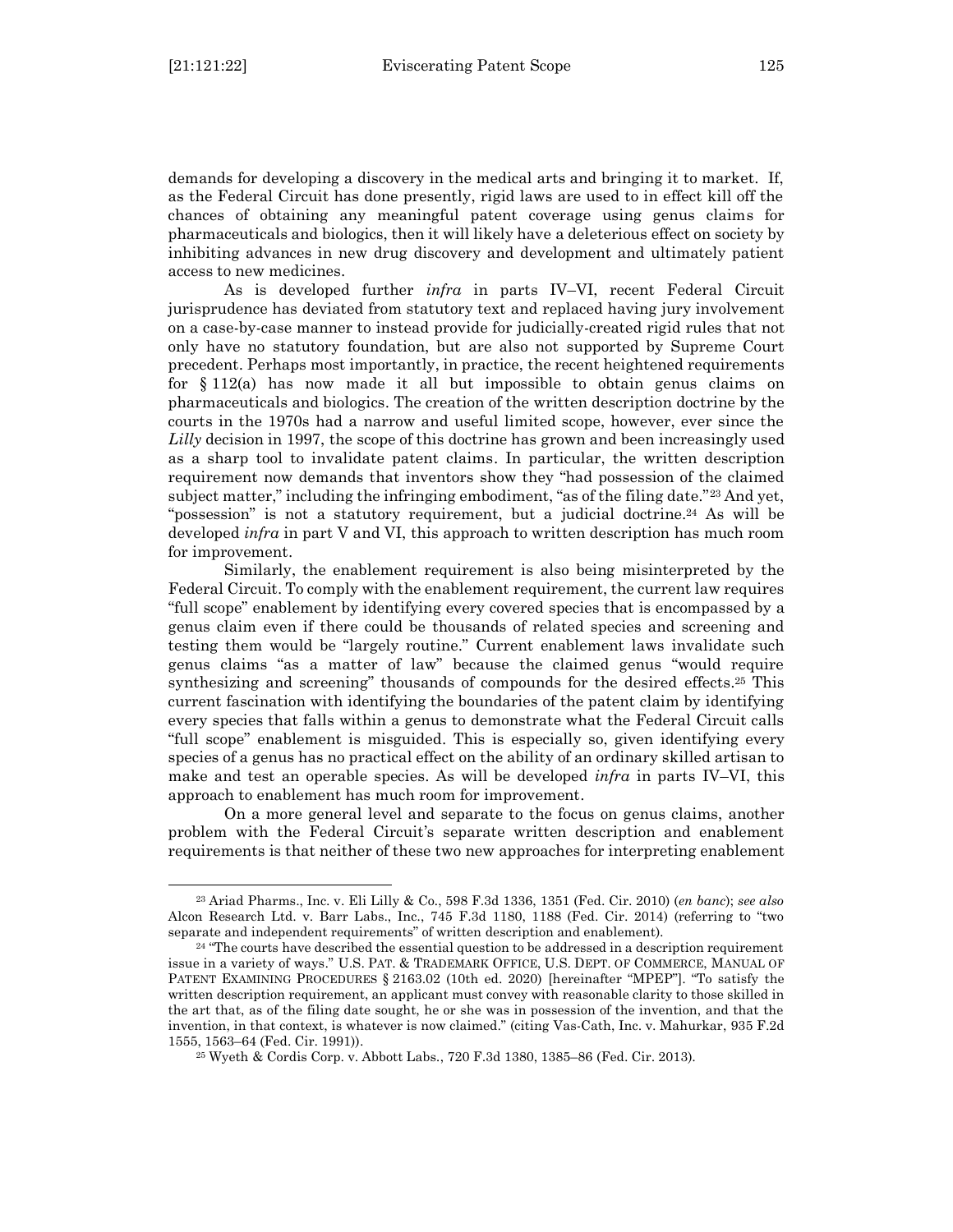demands for developing a discovery in the medical arts and bringing it to market. If, as the Federal Circuit has done presently, rigid laws are used to in effect kill off the chances of obtaining any meaningful patent coverage using genus claims for pharmaceuticals and biologics, then it will likely have a deleterious effect on society by inhibiting advances in new drug discovery and development and ultimately patient access to new medicines.

As is developed further *infra* in parts IV–VI, recent Federal Circuit jurisprudence has deviated from statutory text and replaced having jury involvement on a case-by-case manner to instead provide for judicially-created rigid rules that not only have no statutory foundation, but are also not supported by Supreme Court precedent. Perhaps most importantly, in practice, the recent heightened requirements for § 112(a) has now made it all but impossible to obtain genus claims on pharmaceuticals and biologics. The creation of the written description doctrine by the courts in the 1970s had a narrow and useful limited scope, however, ever since the *Lilly* decision in 1997, the scope of this doctrine has grown and been increasingly used as a sharp tool to invalidate patent claims. In particular, the written description requirement now demands that inventors show they "had possession of the claimed subject matter," including the infringing embodiment, "as of the filing date."[23] And yet, "possession" is not a statutory requirement, but a judicial doctrine.[24] As will be developed *infra* in part V and VI, this approach to written description has much room for improvement.

Similarly, the enablement requirement is also being misinterpreted by the Federal Circuit. To comply with the enablement requirement, the current law requires "full scope" enablement by identifying every covered species that is encompassed by a genus claim even if there could be thousands of related species and screening and testing them would be "largely routine." Current enablement laws invalidate such genus claims "as a matter of law" because the claimed genus "would require synthesizing and screening" thousands of compounds for the desired effects.[25] This current fascination with identifying the boundaries of the patent claim by identifying every species that falls within a genus to demonstrate what the Federal Circuit calls "full scope" enablement is misguided. This is especially so, given identifying every species of a genus has no practical effect on the ability of an ordinary skilled artisan to make and test an operable species. As will be developed *infra* in parts IV–VI, this approach to enablement has much room for improvement.

On a more general level and separate to the focus on genus claims, another problem with the Federal Circuit's separate written description and enablement requirements is that neither of these two new approaches for interpreting enablement

---

[23] Ariad Pharms., Inc. v. Eli Lilly & Co., 598 F.3d 1336, 1351 (Fed. Cir. 2010) (*en banc*); *see also* Alcon Research Ltd. v. Barr Labs., Inc., 745 F.3d 1180, 1188 (Fed. Cir. 2014) (referring to "two separate and independent requirements" of written description and enablement).

[24] "The courts have described the essential question to be addressed in a description requirement issue in a variety of ways." U.S. PAT. & TRADEMARK OFFICE, U.S. DEPT. OF COMMERCE, MANUAL OF PATENT EXAMINING PROCEDURES § 2163.02 (10th ed. 2020) [hereinafter "MPEP"]. "To satisfy the written description requirement, an applicant must convey with reasonable clarity to those skilled in the art that, as of the filing date sought, he or she was in possession of the invention, and that the invention, in that context, is whatever is now claimed." (citing Vas-Cath, Inc. v. Mahurkar, 935 F.2d 1555, 1563–64 (Fed. Cir. 1991)).

[25] Wyeth & Cordis Corp. v. Abbott Labs., 720 F.3d 1380, 1385–86 (Fed. Cir. 2013).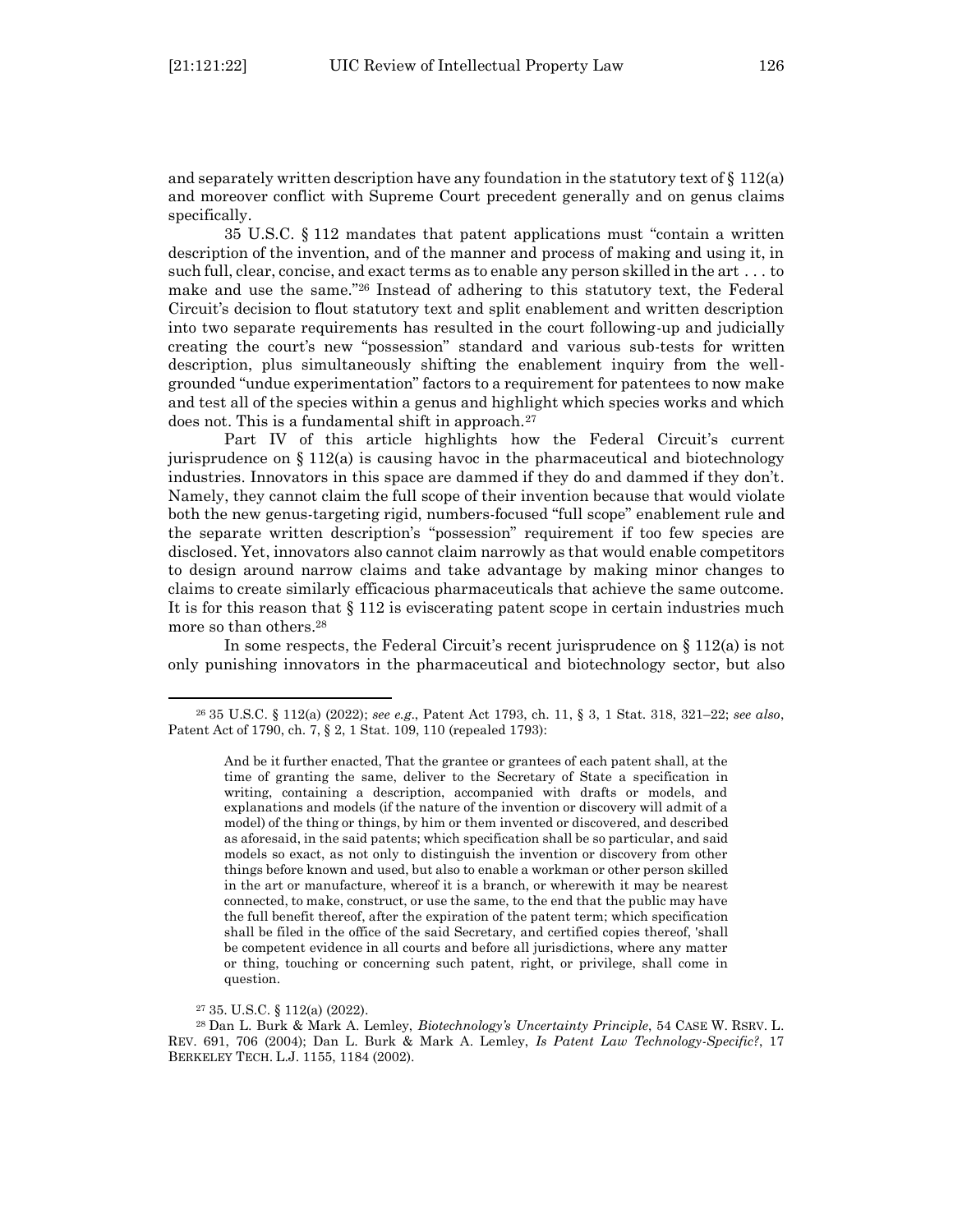and separately written description have any foundation in the statutory text of § 112(a) and moreover conflict with Supreme Court precedent generally and on genus claims specifically.

35 U.S.C. § 112 mandates that patent applications must "contain a written description of the invention, and of the manner and process of making and using it, in such full, clear, concise, and exact terms as to enable any person skilled in the art . . . to make and use the same."[26] Instead of adhering to this statutory text, the Federal Circuit's decision to flout statutory text and split enablement and written description into two separate requirements has resulted in the court following-up and judicially creating the court's new "possession" standard and various sub-tests for written description, plus simultaneously shifting the enablement inquiry from the well-grounded "undue experimentation" factors to a requirement for patentees to now make and test all of the species within a genus and highlight which species works and which does not. This is a fundamental shift in approach.[27]

Part IV of this article highlights how the Federal Circuit's current jurisprudence on § 112(a) is causing havoc in the pharmaceutical and biotechnology industries. Innovators in this space are dammed if they do and dammed if they don't. Namely, they cannot claim the full scope of their invention because that would violate both the new genus-targeting rigid, numbers-focused "full scope" enablement rule and the separate written description's "possession" requirement if too few species are disclosed. Yet, innovators also cannot claim narrowly as that would enable competitors to design around narrow claims and take advantage by making minor changes to claims to create similarly efficacious pharmaceuticals that achieve the same outcome. It is for this reason that § 112 is eviscerating patent scope in certain industries much more so than others.[28]

In some respects, the Federal Circuit's recent jurisprudence on § 112(a) is not only punishing innovators in the pharmaceutical and biotechnology sector, but also

---

[26] 35 U.S.C. § 112(a) (2022); *see e.g*., Patent Act 1793, ch. 11, § 3, 1 Stat. 318, 321–22; *see also*, Patent Act of 1790, ch. 7, § 2, 1 Stat. 109, 110 (repealed 1793):

> And be it further enacted, That the grantee or grantees of each patent shall, at the time of granting the same, deliver to the Secretary of State a specification in writing, containing a description, accompanied with drafts or models, and explanations and models (if the nature of the invention or discovery will admit of a model) of the thing or things, by him or them invented or discovered, and described as aforesaid, in the said patents; which specification shall be so particular, and said models so exact, as not only to distinguish the invention or discovery from other things before known and used, but also to enable a workman or other person skilled in the art or manufacture, whereof it is a branch, or wherewith it may be nearest connected, to make, construct, or use the same, to the end that the public may have the full benefit thereof, after the expiration of the patent term; which specification shall be filed in the office of the said Secretary, and certified copies thereof, 'shall be competent evidence in all courts and before all jurisdictions, where any matter or thing, touching or concerning such patent, right, or privilege, shall come in question.

[27] 35. U.S.C. § 112(a) (2022).

[28] Dan L. Burk & Mark A. Lemley, *Biotechnology's Uncertainty Principle*, 54 CASE W. RSRV. L. REV. 691, 706 (2004); Dan L. Burk & Mark A. Lemley, *Is Patent Law Technology-Specific?*, 17 BERKELEY TECH. L.J. 1155, 1184 (2002).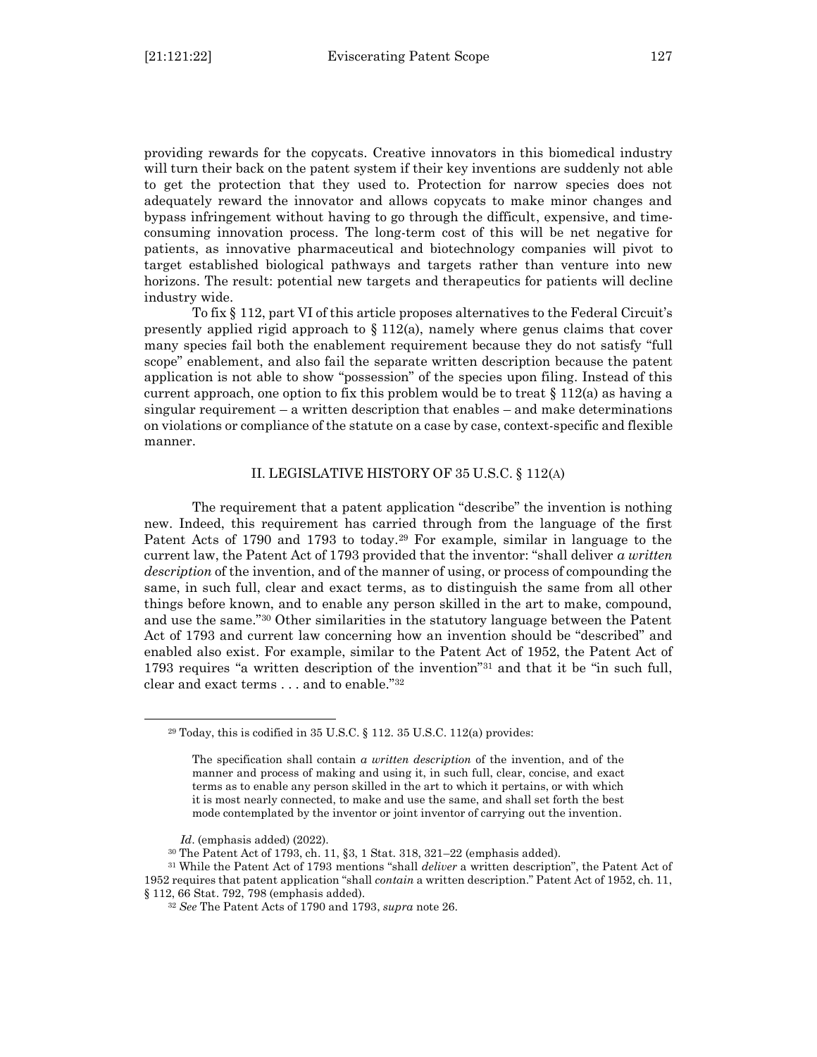providing rewards for the copycats. Creative innovators in this biomedical industry will turn their back on the patent system if their key inventions are suddenly not able to get the protection that they used to. Protection for narrow species does not adequately reward the innovator and allows copycats to make minor changes and bypass infringement without having to go through the difficult, expensive, and time-consuming innovation process. The long-term cost of this will be net negative for patients, as innovative pharmaceutical and biotechnology companies will pivot to target established biological pathways and targets rather than venture into new horizons. The result: potential new targets and therapeutics for patients will decline industry wide.

To fix § 112, part VI of this article proposes alternatives to the Federal Circuit's presently applied rigid approach to § 112(a), namely where genus claims that cover many species fail both the enablement requirement because they do not satisfy "full scope" enablement, and also fail the separate written description because the patent application is not able to show "possession" of the species upon filing. Instead of this current approach, one option to fix this problem would be to treat § 112(a) as having a singular requirement – a written description that enables – and make determinations on violations or compliance of the statute on a case by case, context-specific and flexible manner.

## II. LEGISLATIVE HISTORY OF 35 U.S.C. § 112(A)

The requirement that a patent application "describe" the invention is nothing new. Indeed, this requirement has carried through from the language of the first Patent Acts of 1790 and 1793 to today.[29] For example, similar in language to the current law, the Patent Act of 1793 provided that the inventor: "shall deliver *a written description* of the invention, and of the manner of using, or process of compounding the same, in such full, clear and exact terms, as to distinguish the same from all other things before known, and to enable any person skilled in the art to make, compound, and use the same."[30] Other similarities in the statutory language between the Patent Act of 1793 and current law concerning how an invention should be "described" and enabled also exist. For example, similar to the Patent Act of 1952, the Patent Act of 1793 requires "a written description of the invention"[31] and that it be "in such full, clear and exact terms . . . and to enable."[32]

---

[29] Today, this is codified in 35 U.S.C. § 112. 35 U.S.C. 112(a) provides:

> The specification shall contain *a written description* of the invention, and of the manner and process of making and using it, in such full, clear, concise, and exact terms as to enable any person skilled in the art to which it pertains, or with which it is most nearly connected, to make and use the same, and shall set forth the best mode contemplated by the inventor or joint inventor of carrying out the invention.

*Id*. (emphasis added) (2022).

[30] The Patent Act of 1793, ch. 11, §3, 1 Stat. 318, 321–22 (emphasis added).

[31] While the Patent Act of 1793 mentions "shall *deliver* a written description", the Patent Act of 1952 requires that patent application "shall *contain* a written description." Patent Act of 1952, ch. 11, § 112, 66 Stat. 792, 798 (emphasis added).

[32] *See* The Patent Acts of 1790 and 1793, *supra* note 26.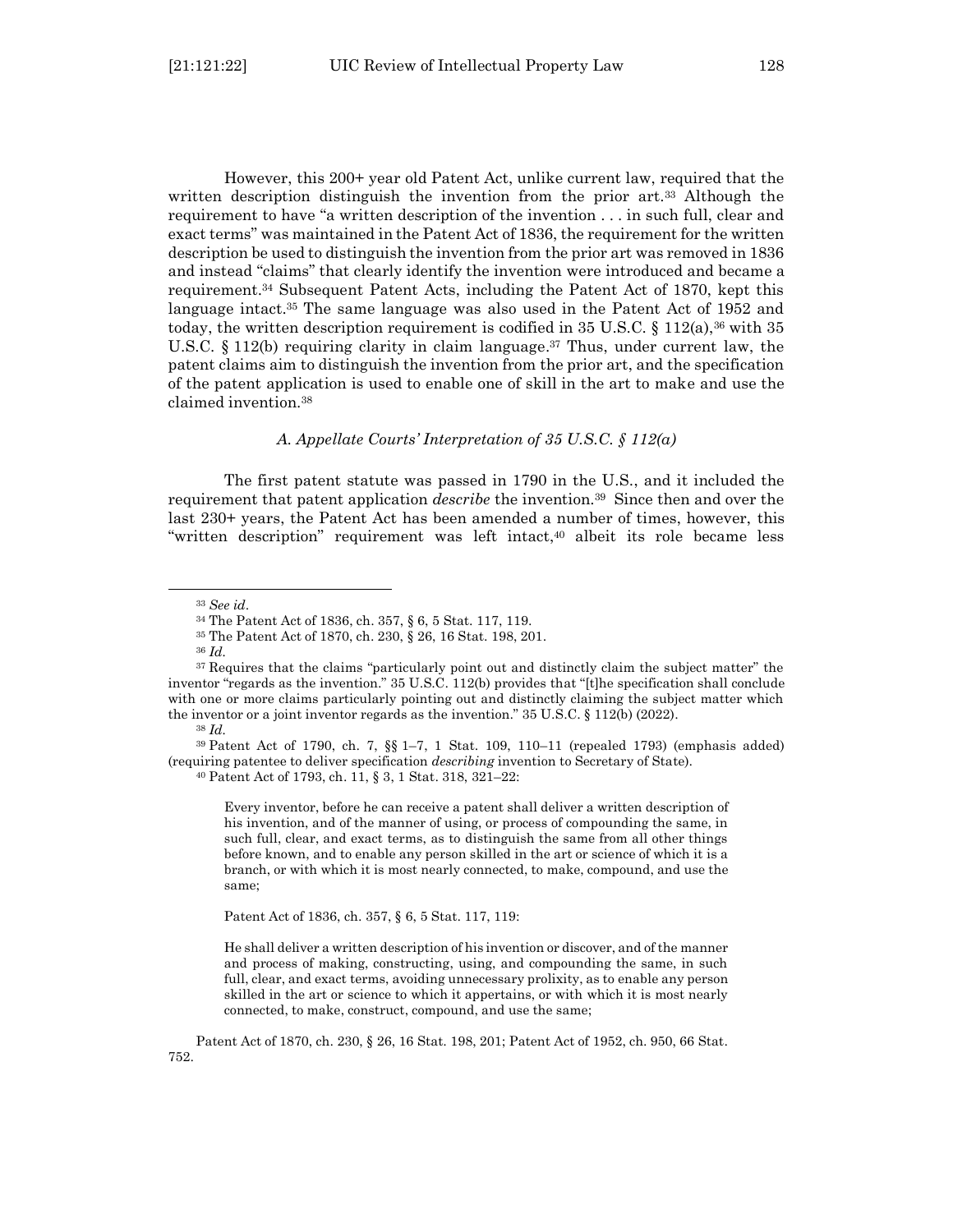However, this 200+ year old Patent Act, unlike current law, required that the written description distinguish the invention from the prior art.[33] Although the requirement to have "a written description of the invention . . . in such full, clear and exact terms" was maintained in the Patent Act of 1836, the requirement for the written description be used to distinguish the invention from the prior art was removed in 1836 and instead "claims" that clearly identify the invention were introduced and became a requirement.[34] Subsequent Patent Acts, including the Patent Act of 1870, kept this language intact.[35] The same language was also used in the Patent Act of 1952 and today, the written description requirement is codified in 35 U.S.C. § 112(a),[36] with 35 U.S.C. § 112(b) requiring clarity in claim language.[37] Thus, under current law, the patent claims aim to distinguish the invention from the prior art, and the specification of the patent application is used to enable one of skill in the art to make and use the claimed invention.[38]

### *A. Appellate Courts' Interpretation of 35 U.S.C. § 112(a)*

The first patent statute was passed in 1790 in the U.S., and it included the requirement that patent application *describe* the invention.[39] Since then and over the last 230+ years, the Patent Act has been amended a number of times, however, this "written description" requirement was left intact,[40] albeit its role became less

---

[33] *See id*.

[34] The Patent Act of 1836, ch. 357, § 6, 5 Stat. 117, 119.

[35] The Patent Act of 1870, ch. 230, § 26, 16 Stat. 198, 201.

[36] *Id.*

[37] Requires that the claims "particularly point out and distinctly claim the subject matter" the inventor "regards as the invention." 35 U.S.C. 112(b) provides that "[t]he specification shall conclude with one or more claims particularly pointing out and distinctly claiming the subject matter which the inventor or a joint inventor regards as the invention." 35 U.S.C. § 112(b) (2022).

[38] *Id.*

[39] Patent Act of 1790, ch. 7, §§ 1–7, 1 Stat. 109, 110–11 (repealed 1793) (emphasis added) (requiring patentee to deliver specification *describing* invention to Secretary of State).

[40] Patent Act of 1793, ch. 11, § 3, 1 Stat. 318, 321–22:

> Every inventor, before he can receive a patent shall deliver a written description of his invention, and of the manner of using, or process of compounding the same, in such full, clear, and exact terms, as to distinguish the same from all other things before known, and to enable any person skilled in the art or science of which it is a branch, or with which it is most nearly connected, to make, compound, and use the same;
>
> Patent Act of 1836, ch. 357, § 6, 5 Stat. 117, 119:
>
> He shall deliver a written description of his invention or discover, and of the manner and process of making, constructing, using, and compounding the same, in such full, clear, and exact terms, avoiding unnecessary prolixity, as to enable any person skilled in the art or science to which it appertains, or with which it is most nearly connected, to make, construct, compound, and use the same;

Patent Act of 1870, ch. 230, § 26, 16 Stat. 198, 201; Patent Act of 1952, ch. 950, 66 Stat. 752.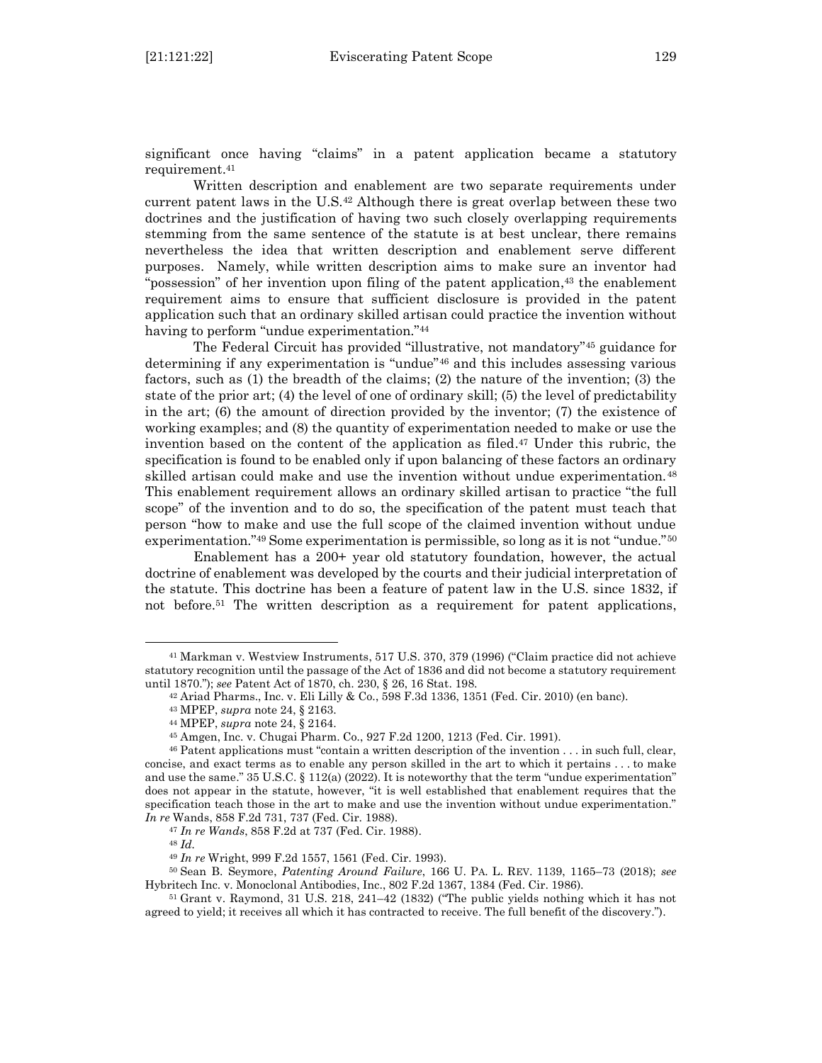significant once having "claims" in a patent application became a statutory requirement.[41]

Written description and enablement are two separate requirements under current patent laws in the U.S.[42] Although there is great overlap between these two doctrines and the justification of having two such closely overlapping requirements stemming from the same sentence of the statute is at best unclear, there remains nevertheless the idea that written description and enablement serve different purposes. Namely, while written description aims to make sure an inventor had "possession" of her invention upon filing of the patent application,[43] the enablement requirement aims to ensure that sufficient disclosure is provided in the patent application such that an ordinary skilled artisan could practice the invention without having to perform "undue experimentation."[44]

The Federal Circuit has provided "illustrative, not mandatory"[45] guidance for determining if any experimentation is "undue"[46] and this includes assessing various factors, such as (1) the breadth of the claims; (2) the nature of the invention; (3) the state of the prior art; (4) the level of one of ordinary skill; (5) the level of predictability in the art; (6) the amount of direction provided by the inventor; (7) the existence of working examples; and (8) the quantity of experimentation needed to make or use the invention based on the content of the application as filed.[47] Under this rubric, the specification is found to be enabled only if upon balancing of these factors an ordinary skilled artisan could make and use the invention without undue experimentation.[48] This enablement requirement allows an ordinary skilled artisan to practice "the full scope" of the invention and to do so, the specification of the patent must teach that person "how to make and use the full scope of the claimed invention without undue experimentation."[49] Some experimentation is permissible, so long as it is not "undue."[50]

Enablement has a 200+ year old statutory foundation, however, the actual doctrine of enablement was developed by the courts and their judicial interpretation of the statute. This doctrine has been a feature of patent law in the U.S. since 1832, if not before.[51] The written description as a requirement for patent applications,

---

[41] Markman v. Westview Instruments, 517 U.S. 370, 379 (1996) ("Claim practice did not achieve statutory recognition until the passage of the Act of 1836 and did not become a statutory requirement until 1870."); *see* Patent Act of 1870, ch. 230, § 26, 16 Stat. 198.

[42] Ariad Pharms., Inc. v. Eli Lilly & Co., 598 F.3d 1336, 1351 (Fed. Cir. 2010) (en banc).

[43] MPEP, *supra* note 24, § 2163.

[44] MPEP, *supra* note 24, § 2164.

[45] Amgen, Inc. v. Chugai Pharm. Co., 927 F.2d 1200, 1213 (Fed. Cir. 1991).

[46] Patent applications must "contain a written description of the invention . . . in such full, clear, concise, and exact terms as to enable any person skilled in the art to which it pertains . . . to make and use the same." 35 U.S.C. § 112(a) (2022). It is noteworthy that the term "undue experimentation" does not appear in the statute, however, "it is well established that enablement requires that the specification teach those in the art to make and use the invention without undue experimentation." *In re* Wands, 858 F.2d 731, 737 (Fed. Cir. 1988).

[47] *In re Wands*, 858 F.2d at 737 (Fed. Cir. 1988).

[48] *Id.*

[49] *In re* Wright, 999 F.2d 1557, 1561 (Fed. Cir. 1993).

[50] Sean B. Seymore, *Patenting Around Failure*, 166 U. PA. L. REV. 1139, 1165–73 (2018); *see* Hybritech Inc. v. Monoclonal Antibodies, Inc., 802 F.2d 1367, 1384 (Fed. Cir. 1986).

[51] Grant v. Raymond, 31 U.S. 218, 241–42 (1832) ("The public yields nothing which it has not agreed to yield; it receives all which it has contracted to receive. The full benefit of the discovery.").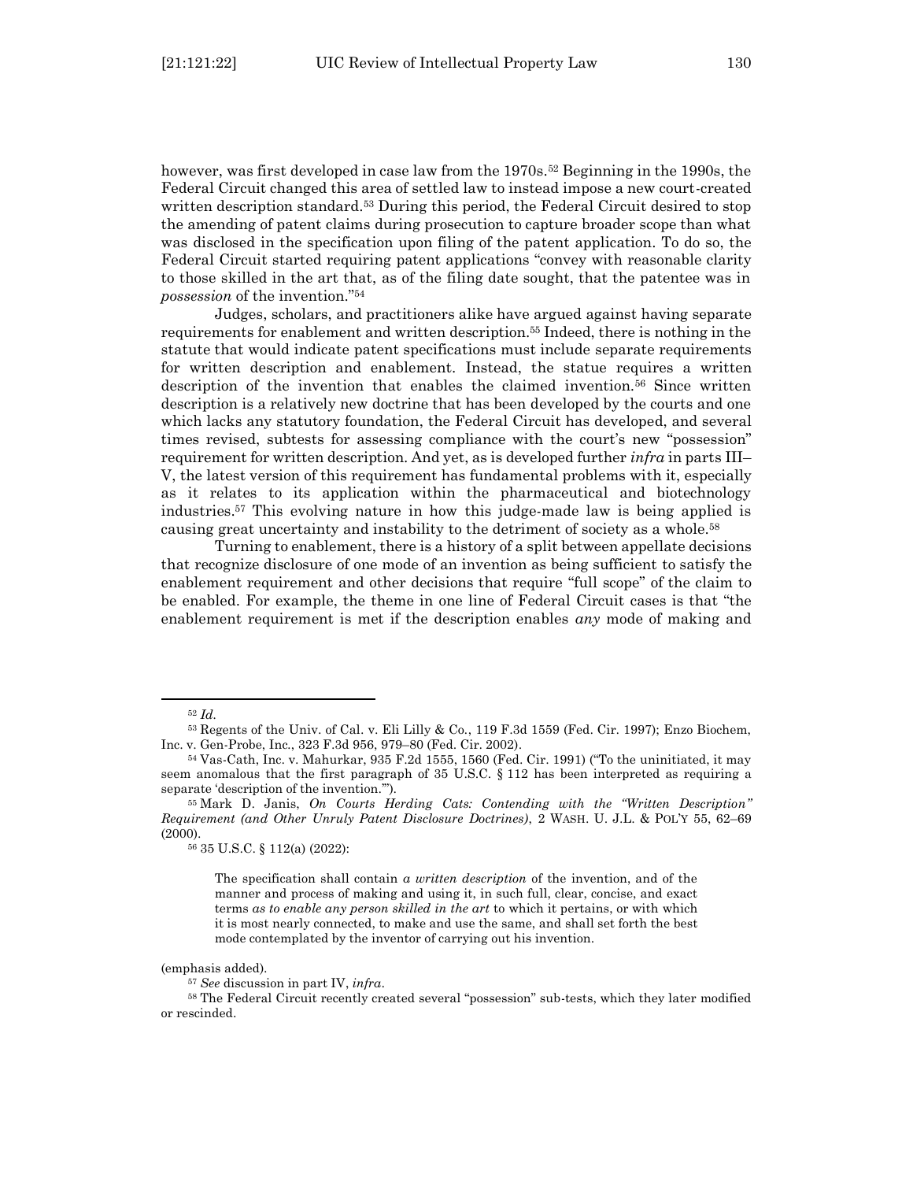however, was first developed in case law from the 1970s.[52] Beginning in the 1990s, the Federal Circuit changed this area of settled law to instead impose a new court-created written description standard.[53] During this period, the Federal Circuit desired to stop the amending of patent claims during prosecution to capture broader scope than what was disclosed in the specification upon filing of the patent application. To do so, the Federal Circuit started requiring patent applications "convey with reasonable clarity to those skilled in the art that, as of the filing date sought, that the patentee was in *possession* of the invention."[54]

Judges, scholars, and practitioners alike have argued against having separate requirements for enablement and written description.[55] Indeed, there is nothing in the statute that would indicate patent specifications must include separate requirements for written description and enablement. Instead, the statue requires a written description of the invention that enables the claimed invention.[56] Since written description is a relatively new doctrine that has been developed by the courts and one which lacks any statutory foundation, the Federal Circuit has developed, and several times revised, subtests for assessing compliance with the court's new "possession" requirement for written description. And yet, as is developed further *infra* in parts III–V, the latest version of this requirement has fundamental problems with it, especially as it relates to its application within the pharmaceutical and biotechnology industries.[57] This evolving nature in how this judge-made law is being applied is causing great uncertainty and instability to the detriment of society as a whole.[58]

Turning to enablement, there is a history of a split between appellate decisions that recognize disclosure of one mode of an invention as being sufficient to satisfy the enablement requirement and other decisions that require "full scope" of the claim to be enabled. For example, the theme in one line of Federal Circuit cases is that "the enablement requirement is met if the description enables *any* mode of making and

---

[52] *Id.*

[53] Regents of the Univ. of Cal. v. Eli Lilly & Co., 119 F.3d 1559 (Fed. Cir. 1997); Enzo Biochem, Inc. v. Gen-Probe, Inc., 323 F.3d 956, 979–80 (Fed. Cir. 2002).

[54] Vas-Cath, Inc. v. Mahurkar, 935 F.2d 1555, 1560 (Fed. Cir. 1991) ("To the uninitiated, it may seem anomalous that the first paragraph of 35 U.S.C. § 112 has been interpreted as requiring a separate 'description of the invention.'").

[55] Mark D. Janis, *On Courts Herding Cats: Contending with the "Written Description" Requirement (and Other Unruly Patent Disclosure Doctrines)*, 2 WASH. U. J.L. & POL'Y 55, 62–69 (2000).

[56] 35 U.S.C. § 112(a) (2022):

> The specification shall contain *a written description* of the invention, and of the manner and process of making and using it, in such full, clear, concise, and exact terms *as to enable any person skilled in the art* to which it pertains, or with which it is most nearly connected, to make and use the same, and shall set forth the best mode contemplated by the inventor of carrying out his invention.

(emphasis added).

[57] *See* discussion in part IV, *infra*.

[58] The Federal Circuit recently created several "possession" sub-tests, which they later modified or rescinded.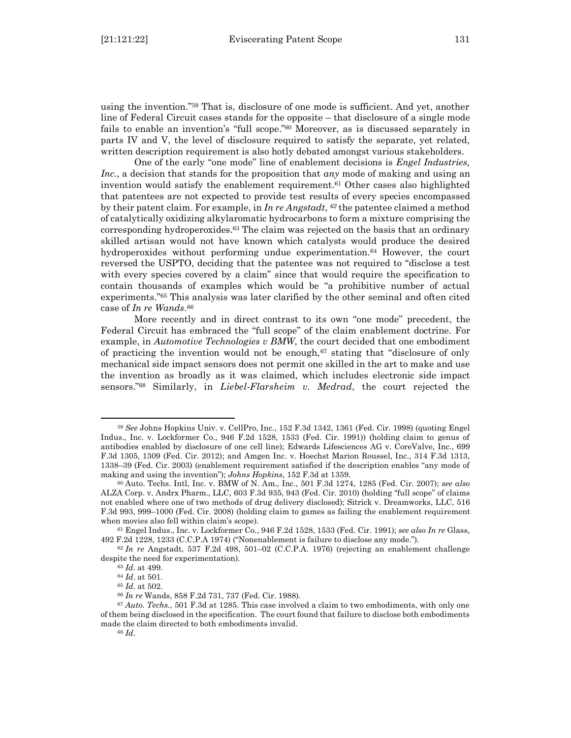using the invention."[59] That is, disclosure of one mode is sufficient. And yet, another line of Federal Circuit cases stands for the opposite – that disclosure of a single mode fails to enable an invention's "full scope."[60] Moreover, as is discussed separately in parts IV and V, the level of disclosure required to satisfy the separate, yet related, written description requirement is also hotly debated amongst various stakeholders.

One of the early "one mode" line of enablement decisions is *Engel Industries, Inc.*, a decision that stands for the proposition that *any* mode of making and using an invention would satisfy the enablement requirement.[61] Other cases also highlighted that patentees are not expected to provide test results of every species encompassed by their patent claim. For example, in *In re Angstadt*, [62] the patentee claimed a method of catalytically oxidizing alkylaromatic hydrocarbons to form a mixture comprising the corresponding hydroperoxides.[63] The claim was rejected on the basis that an ordinary skilled artisan would not have known which catalysts would produce the desired hydroperoxides without performing undue experimentation.[64] However, the court reversed the USPTO, deciding that the patentee was not required to "disclose a test with every species covered by a claim" since that would require the specification to contain thousands of examples which would be "a prohibitive number of actual experiments."[65] This analysis was later clarified by the other seminal and often cited case of *In re Wands*.[66]

More recently and in direct contrast to its own "one mode" precedent, the Federal Circuit has embraced the "full scope" of the claim enablement doctrine. For example, in *Automotive Technologies v BMW*, the court decided that one embodiment of practicing the invention would not be enough,[67] stating that "disclosure of only mechanical side impact sensors does not permit one skilled in the art to make and use the invention as broadly as it was claimed, which includes electronic side impact sensors."[68] Similarly, in *Liebel-Flarsheim v. Medrad*, the court rejected the

---

[59] *See* Johns Hopkins Univ. v. CellPro, Inc., 152 F.3d 1342, 1361 (Fed. Cir. 1998) (quoting Engel Indus., Inc. v. Lockformer Co., 946 F.2d 1528, 1533 (Fed. Cir. 1991)) (holding claim to genus of antibodies enabled by disclosure of one cell line); Edwards Lifesciences AG v. CoreValve, Inc., 699 F.3d 1305, 1309 (Fed. Cir. 2012); and Amgen Inc. v. Hoechst Marion Roussel, Inc., 314 F.3d 1313, 1338–39 (Fed. Cir. 2003) (enablement requirement satisfied if the description enables "any mode of making and using the invention"); *Johns Hopkins*, 152 F.3d at 1359.

[60] Auto. Techs. Intl, Inc. v. BMW of N. Am., Inc., 501 F.3d 1274, 1285 (Fed. Cir. 2007); *see also* ALZA Corp. v. Andrx Pharm., LLC, 603 F.3d 935, 943 (Fed. Cir. 2010) (holding "full scope" of claims not enabled where one of two methods of drug delivery disclosed); Sitrick v. Dreamworks, LLC, 516 F.3d 993, 999–1000 (Fed. Cir. 2008) (holding claim to games as failing the enablement requirement when movies also fell within claim's scope).

[61] Engel Indus., Inc. v. Lockformer Co., 946 F.2d 1528, 1533 (Fed. Cir. 1991); *see also In re* Glass, 492 F.2d 1228, 1233 (C.C.P.A 1974) ("Nonenablement is failure to disclose any mode.").

[62] *In re* Angstadt, 537 F.2d 498, 501–02 (C.C.P.A. 1976) (rejecting an enablement challenge despite the need for experimentation).

[63] *Id.* at 499.

[64] *Id*. at 501.

[65] *Id.* at 502.

[66] *In re* Wands, 858 F.2d 731, 737 (Fed. Cir. 1988).

[67] *Auto. Techs.*, 501 F.3d at 1285. This case involved a claim to two embodiments, with only one of them being disclosed in the specification. The court found that failure to disclose both embodiments made the claim directed to both embodiments invalid.

[68] *Id*.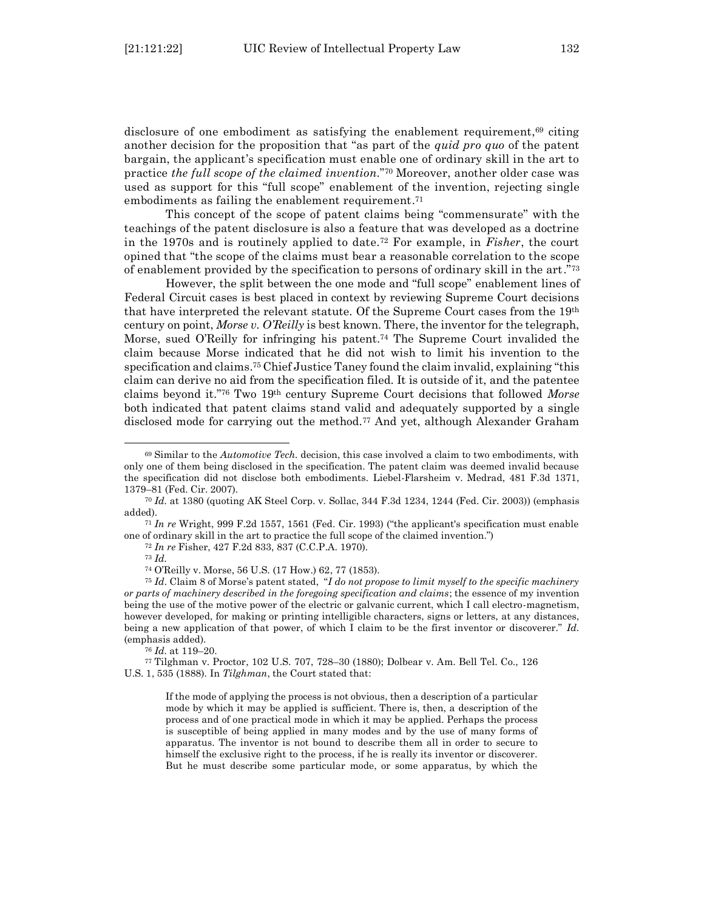disclosure of one embodiment as satisfying the enablement requirement,[69] citing another decision for the proposition that "as part of the *quid pro quo* of the patent bargain, the applicant's specification must enable one of ordinary skill in the art to practice *the full scope of the claimed invention*."[70] Moreover, another older case was used as support for this "full scope" enablement of the invention, rejecting single embodiments as failing the enablement requirement.[71]

This concept of the scope of patent claims being "commensurate" with the teachings of the patent disclosure is also a feature that was developed as a doctrine in the 1970s and is routinely applied to date.[72] For example, in *Fisher*, the court opined that "the scope of the claims must bear a reasonable correlation to the scope of enablement provided by the specification to persons of ordinary skill in the art."[73]

However, the split between the one mode and "full scope" enablement lines of Federal Circuit cases is best placed in context by reviewing Supreme Court decisions that have interpreted the relevant statute. Of the Supreme Court cases from the 19th century on point, *Morse v. O'Reilly* is best known. There, the inventor for the telegraph, Morse, sued O'Reilly for infringing his patent.[74] The Supreme Court invalided the claim because Morse indicated that he did not wish to limit his invention to the specification and claims.[75] Chief Justice Taney found the claim invalid, explaining "this claim can derive no aid from the specification filed. It is outside of it, and the patentee claims beyond it."[76] Two 19th century Supreme Court decisions that followed *Morse* both indicated that patent claims stand valid and adequately supported by a single disclosed mode for carrying out the method.[77] And yet, although Alexander Graham

---

[69] Similar to the *Automotive Tech.* decision, this case involved a claim to two embodiments, with only one of them being disclosed in the specification. The patent claim was deemed invalid because the specification did not disclose both embodiments. Liebel-Flarsheim v. Medrad, 481 F.3d 1371, 1379–81 (Fed. Cir. 2007).

[70] *Id.* at 1380 (quoting AK Steel Corp. v. Sollac, 344 F.3d 1234, 1244 (Fed. Cir. 2003)) (emphasis added).

[71] *In re* Wright, 999 F.2d 1557, 1561 (Fed. Cir. 1993) ("the applicant's specification must enable one of ordinary skill in the art to practice the full scope of the claimed invention.")

[72] *In re* Fisher, 427 F.2d 833, 837 (C.C.P.A. 1970).

[73] *Id.*

[74] O'Reilly v. Morse, 56 U.S. (17 How.) 62, 77 (1853).

[75] *Id*. Claim 8 of Morse's patent stated, "*I do not propose to limit myself to the specific machinery or parts of machinery described in the foregoing specification and claims*; the essence of my invention being the use of the motive power of the electric or galvanic current, which I call electro-magnetism, however developed, for making or printing intelligible characters, signs or letters, at any distances, being a new application of that power, of which I claim to be the first inventor or discoverer." *Id*. (emphasis added).

[76] *Id.* at 119–20.

[77] Tilghman v. Proctor, 102 U.S. 707, 728–30 (1880); Dolbear v. Am. Bell Tel. Co., 126 U.S. 1, 535 (1888). In *Tilghman*, the Court stated that:

> If the mode of applying the process is not obvious, then a description of a particular mode by which it may be applied is sufficient. There is, then, a description of the process and of one practical mode in which it may be applied. Perhaps the process is susceptible of being applied in many modes and by the use of many forms of apparatus. The inventor is not bound to describe them all in order to secure to himself the exclusive right to the process, if he is really its inventor or discoverer. But he must describe some particular mode, or some apparatus, by which the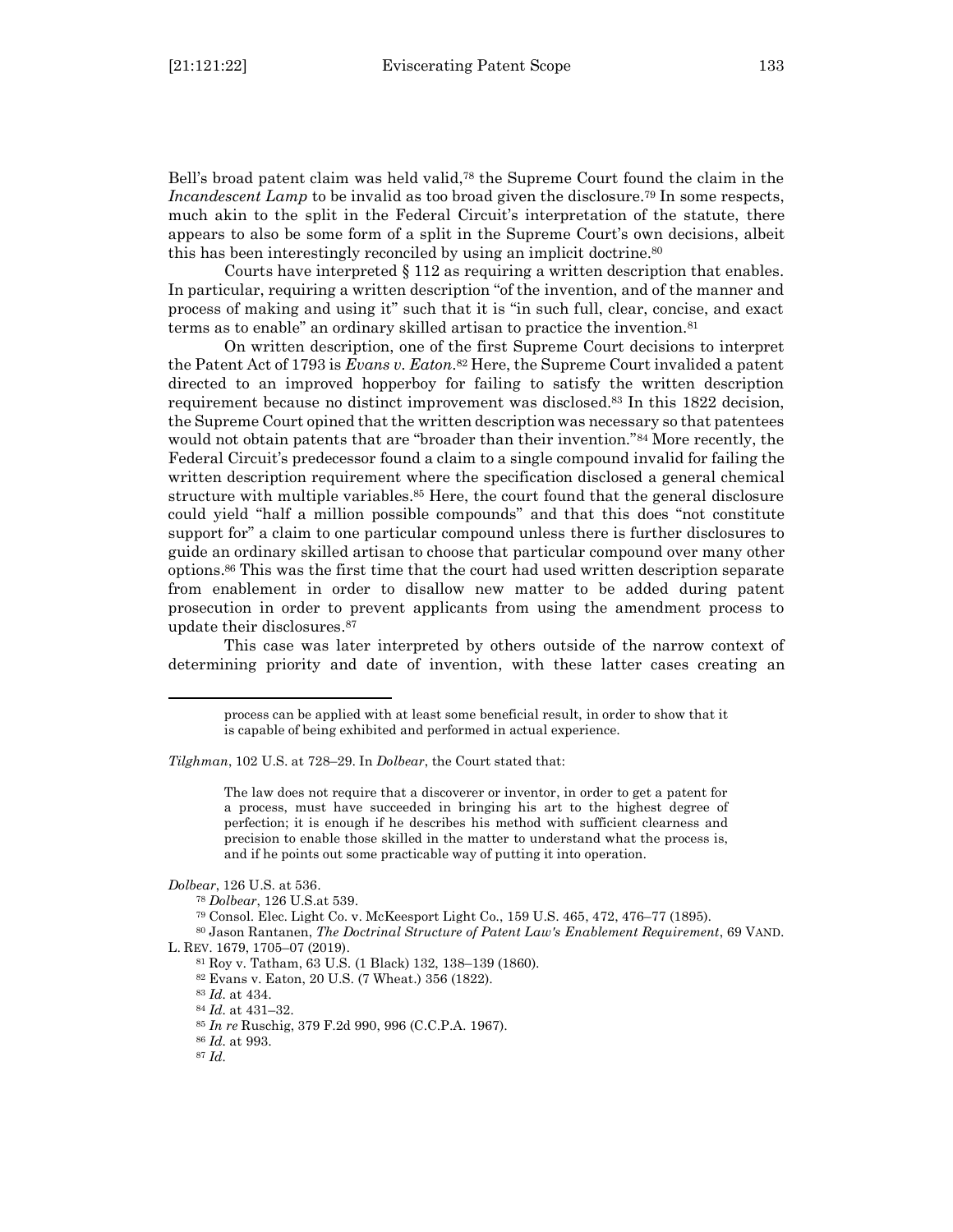Bell's broad patent claim was held valid,[78] the Supreme Court found the claim in the *Incandescent Lamp* to be invalid as too broad given the disclosure.[79] In some respects, much akin to the split in the Federal Circuit's interpretation of the statute, there appears to also be some form of a split in the Supreme Court's own decisions, albeit this has been interestingly reconciled by using an implicit doctrine.[80]

Courts have interpreted § 112 as requiring a written description that enables. In particular, requiring a written description "of the invention, and of the manner and process of making and using it" such that it is "in such full, clear, concise, and exact terms as to enable" an ordinary skilled artisan to practice the invention.[81]

On written description, one of the first Supreme Court decisions to interpret the Patent Act of 1793 is *Evans v. Eaton*.[82] Here, the Supreme Court invalided a patent directed to an improved hopperboy for failing to satisfy the written description requirement because no distinct improvement was disclosed.[83] In this 1822 decision, the Supreme Court opined that the written description was necessary so that patentees would not obtain patents that are "broader than their invention."[84] More recently, the Federal Circuit's predecessor found a claim to a single compound invalid for failing the written description requirement where the specification disclosed a general chemical structure with multiple variables.[85] Here, the court found that the general disclosure could yield "half a million possible compounds" and that this does "not constitute support for" a claim to one particular compound unless there is further disclosures to guide an ordinary skilled artisan to choose that particular compound over many other options.[86] This was the first time that the court had used written description separate from enablement in order to disallow new matter to be added during patent prosecution in order to prevent applicants from using the amendment process to update their disclosures.[87]

This case was later interpreted by others outside of the narrow context of determining priority and date of invention, with these latter cases creating an

---

> process can be applied with at least some beneficial result, in order to show that it is capable of being exhibited and performed in actual experience.

*Tilghman*, 102 U.S. at 728–29. In *Dolbear*, the Court stated that:

> The law does not require that a discoverer or inventor, in order to get a patent for a process, must have succeeded in bringing his art to the highest degree of perfection; it is enough if he describes his method with sufficient clearness and precision to enable those skilled in the matter to understand what the process is, and if he points out some practicable way of putting it into operation.

*Dolbear*, 126 U.S. at 536.

[78] *Dolbear*, 126 U.S.at 539.

[79] Consol. Elec. Light Co. v. McKeesport Light Co., 159 U.S. 465, 472, 476–77 (1895).

[80] Jason Rantanen, *The Doctrinal Structure of Patent Law's Enablement Requirement*, 69 VAND. L. REV. 1679, 1705–07 (2019).

[81] Roy v. Tatham, 63 U.S. (1 Black) 132, 138–139 (1860).

[82] Evans v. Eaton, 20 U.S. (7 Wheat.) 356 (1822).

[83] *Id.* at 434.

[84] *Id.* at 431–32.

[85] *In re* Ruschig, 379 F.2d 990, 996 (C.C.P.A. 1967).

[86] *Id.* at 993.

[87] *Id.*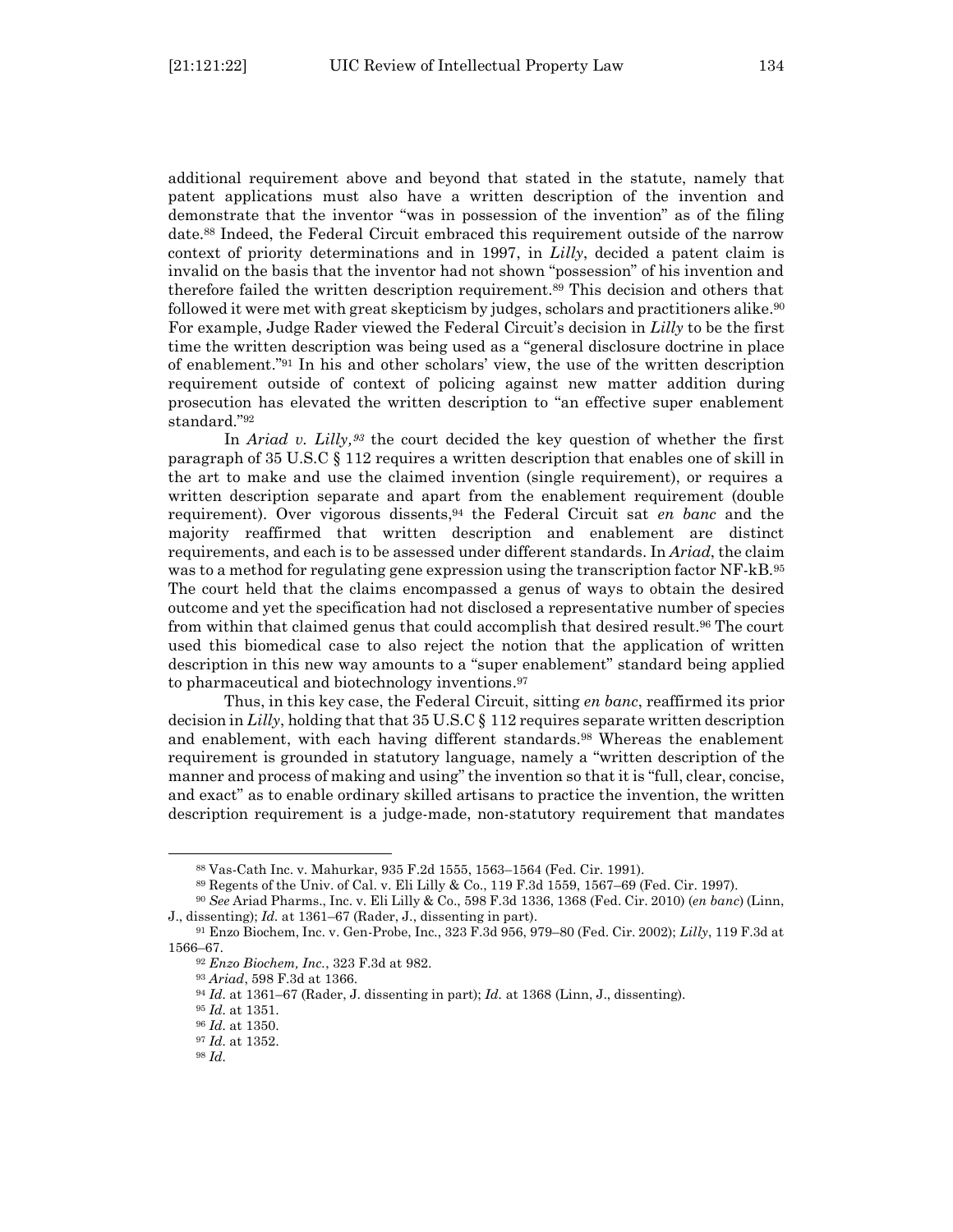additional requirement above and beyond that stated in the statute, namely that patent applications must also have a written description of the invention and demonstrate that the inventor "was in possession of the invention" as of the filing date.[88] Indeed, the Federal Circuit embraced this requirement outside of the narrow context of priority determinations and in 1997, in *Lilly*, decided a patent claim is invalid on the basis that the inventor had not shown "possession" of his invention and therefore failed the written description requirement.[89] This decision and others that followed it were met with great skepticism by judges, scholars and practitioners alike.[90] For example, Judge Rader viewed the Federal Circuit's decision in *Lilly* to be the first time the written description was being used as a "general disclosure doctrine in place of enablement."[91] In his and other scholars' view, the use of the written description requirement outside of context of policing against new matter addition during prosecution has elevated the written description to "an effective super enablement standard."[92]

In *Ariad v. Lilly,*[93] the court decided the key question of whether the first paragraph of 35 U.S.C § 112 requires a written description that enables one of skill in the art to make and use the claimed invention (single requirement), or requires a written description separate and apart from the enablement requirement (double requirement). Over vigorous dissents,[94] the Federal Circuit sat *en banc* and the majority reaffirmed that written description and enablement are distinct requirements, and each is to be assessed under different standards. In *Ariad*, the claim was to a method for regulating gene expression using the transcription factor NF-kB.[95] The court held that the claims encompassed a genus of ways to obtain the desired outcome and yet the specification had not disclosed a representative number of species from within that claimed genus that could accomplish that desired result.[96] The court used this biomedical case to also reject the notion that the application of written description in this new way amounts to a "super enablement" standard being applied to pharmaceutical and biotechnology inventions.[97]

Thus, in this key case, the Federal Circuit, sitting *en banc*, reaffirmed its prior decision in *Lilly*, holding that that 35 U.S.C § 112 requires separate written description and enablement, with each having different standards.[98] Whereas the enablement requirement is grounded in statutory language, namely a "written description of the manner and process of making and using" the invention so that it is "full, clear, concise, and exact" as to enable ordinary skilled artisans to practice the invention, the written description requirement is a judge-made, non-statutory requirement that mandates

---

[88] Vas-Cath Inc. v. Mahurkar, 935 F.2d 1555, 1563–1564 (Fed. Cir. 1991).

[89] Regents of the Univ. of Cal. v. Eli Lilly & Co., 119 F.3d 1559, 1567–69 (Fed. Cir. 1997).

[90] *See* Ariad Pharms., Inc. v. Eli Lilly & Co., 598 F.3d 1336, 1368 (Fed. Cir. 2010) (*en banc*) (Linn, J., dissenting); *Id.* at 1361–67 (Rader, J., dissenting in part).

[91] Enzo Biochem, Inc. v. Gen-Probe, Inc., 323 F.3d 956, 979–80 (Fed. Cir. 2002); *Lilly*, 119 F.3d at 1566–67.

[92] *Enzo Biochem, Inc.*, 323 F.3d at 982.

[93] *Ariad*, 598 F.3d at 1366.

[94] *Id.* at 1361–67 (Rader, J. dissenting in part); *Id.* at 1368 (Linn, J., dissenting).

[95] *Id.* at 1351.

[96] *Id.* at 1350.

[97] *Id.* at 1352.

[98] *Id.*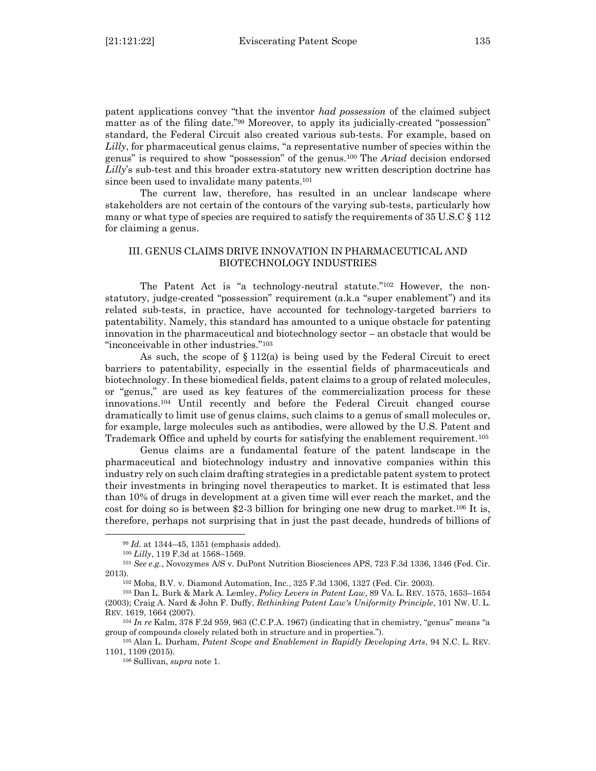patent applications convey "that the inventor *had possession* of the claimed subject matter as of the filing date."[99] Moreover, to apply its judicially-created "possession" standard, the Federal Circuit also created various sub-tests. For example, based on *Lilly*, for pharmaceutical genus claims, "a representative number of species within the genus" is required to show "possession" of the genus.[100] The *Ariad* decision endorsed *Lilly*'s sub-test and this broader extra-statutory new written description doctrine has since been used to invalidate many patents.[101]

The current law, therefore, has resulted in an unclear landscape where stakeholders are not certain of the contours of the varying sub-tests, particularly how many or what type of species are required to satisfy the requirements of 35 U.S.C § 112 for claiming a genus.

## III. GENUS CLAIMS DRIVE INNOVATION IN PHARMACEUTICAL AND BIOTECHNOLOGY INDUSTRIES

The Patent Act is "a technology-neutral statute."[102] However, the non-statutory, judge-created "possession" requirement (a.k.a "super enablement") and its related sub-tests, in practice, have accounted for technology-targeted barriers to patentability. Namely, this standard has amounted to a unique obstacle for patenting innovation in the pharmaceutical and biotechnology sector – an obstacle that would be "inconceivable in other industries."[103]

As such, the scope of § 112(a) is being used by the Federal Circuit to erect barriers to patentability, especially in the essential fields of pharmaceuticals and biotechnology. In these biomedical fields, patent claims to a group of related molecules, or "genus," are used as key features of the commercialization process for these innovations.[104] Until recently and before the Federal Circuit changed course dramatically to limit use of genus claims, such claims to a genus of small molecules or, for example, large molecules such as antibodies, were allowed by the U.S. Patent and Trademark Office and upheld by courts for satisfying the enablement requirement.[105]

Genus claims are a fundamental feature of the patent landscape in the pharmaceutical and biotechnology industry and innovative companies within this industry rely on such claim drafting strategies in a predictable patent system to protect their investments in bringing novel therapeutics to market. It is estimated that less than 10% of drugs in development at a given time will ever reach the market, and the cost for doing so is between $2-3 billion for bringing one new drug to market.[106] It is, therefore, perhaps not surprising that in just the past decade, hundreds of billions of

---

[99] *Id.* at 1344–45, 1351 (emphasis added).

[100] *Lilly*, 119 F.3d at 1568–1569.

[101] *See e.g.*, Novozymes A/S v. DuPont Nutrition Biosciences APS, 723 F.3d 1336, 1346 (Fed. Cir. 2013).

[102] Moba, B.V. v. Diamond Automation, Inc., 325 F.3d 1306, 1327 (Fed. Cir. 2003).

[103] Dan L. Burk & Mark A. Lemley, *Policy Levers in Patent Law*, 89 VA. L. REV. 1575, 1653–1654 (2003); Craig A. Nard & John F. Duffy, *Rethinking Patent Law's Uniformity Principle*, 101 NW. U. L. REV. 1619, 1664 (2007).

[104] *In re* Kalm, 378 F.2d 959, 963 (C.C.P.A. 1967) (indicating that in chemistry, "genus" means "a group of compounds closely related both in structure and in properties.").

[105] Alan L. Durham, *Patent Scope and Enablement in Rapidly Developing Arts*, 94 N.C. L. REV. 1101, 1109 (2015).

[106] Sullivan, *supra* note 1.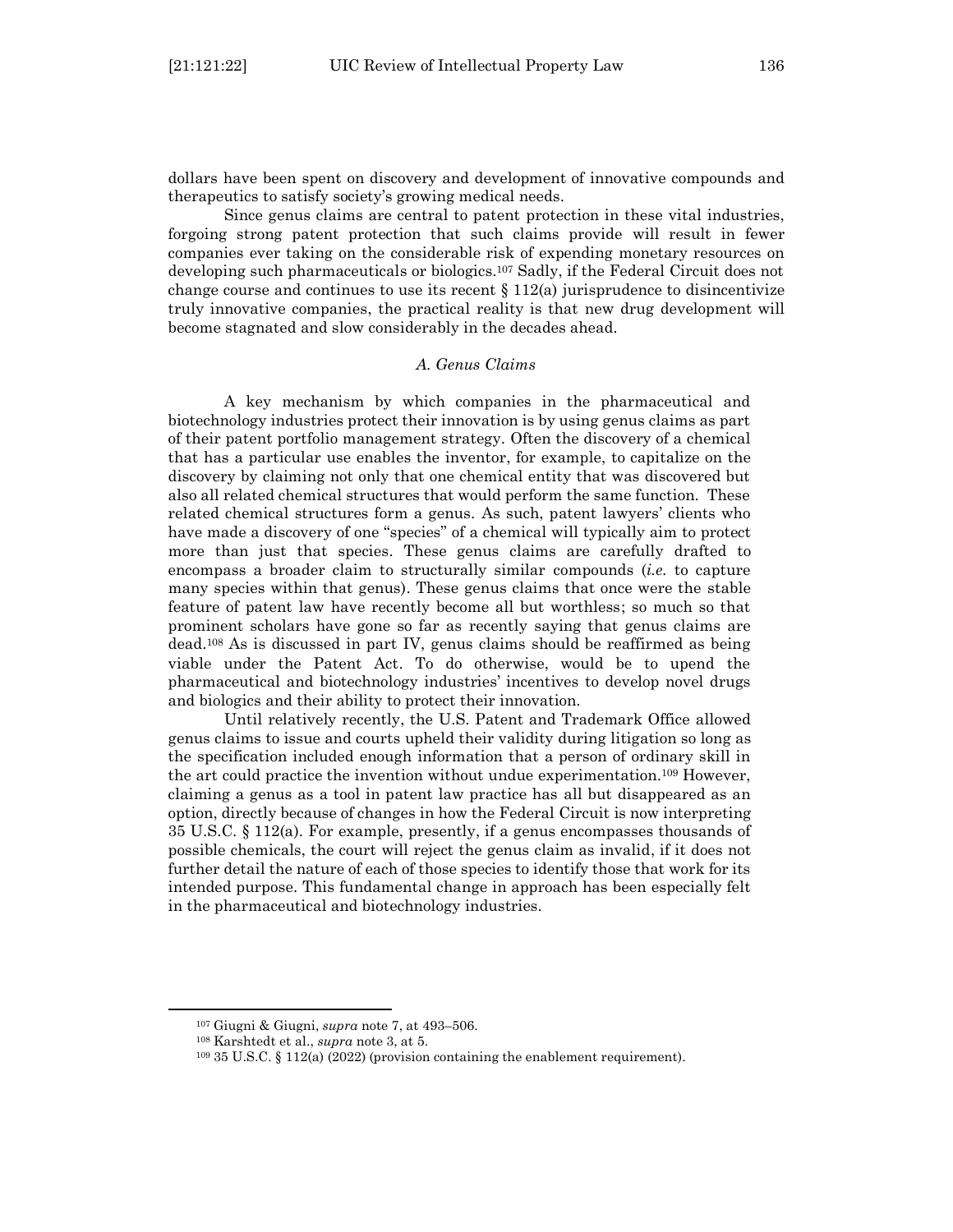dollars have been spent on discovery and development of innovative compounds and therapeutics to satisfy society's growing medical needs.

Since genus claims are central to patent protection in these vital industries, forgoing strong patent protection that such claims provide will result in fewer companies ever taking on the considerable risk of expending monetary resources on developing such pharmaceuticals or biologics.[107] Sadly, if the Federal Circuit does not change course and continues to use its recent § 112(a) jurisprudence to disincentivize truly innovative companies, the practical reality is that new drug development will become stagnated and slow considerably in the decades ahead.

### *A. Genus Claims*

A key mechanism by which companies in the pharmaceutical and biotechnology industries protect their innovation is by using genus claims as part of their patent portfolio management strategy. Often the discovery of a chemical that has a particular use enables the inventor, for example, to capitalize on the discovery by claiming not only that one chemical entity that was discovered but also all related chemical structures that would perform the same function. These related chemical structures form a genus. As such, patent lawyers' clients who have made a discovery of one "species" of a chemical will typically aim to protect more than just that species. These genus claims are carefully drafted to encompass a broader claim to structurally similar compounds (*i.e.* to capture many species within that genus). These genus claims that once were the stable feature of patent law have recently become all but worthless; so much so that prominent scholars have gone so far as recently saying that genus claims are dead.[108] As is discussed in part IV, genus claims should be reaffirmed as being viable under the Patent Act. To do otherwise, would be to upend the pharmaceutical and biotechnology industries' incentives to develop novel drugs and biologics and their ability to protect their innovation.

Until relatively recently, the U.S. Patent and Trademark Office allowed genus claims to issue and courts upheld their validity during litigation so long as the specification included enough information that a person of ordinary skill in the art could practice the invention without undue experimentation.[109] However, claiming a genus as a tool in patent law practice has all but disappeared as an option, directly because of changes in how the Federal Circuit is now interpreting 35 U.S.C. § 112(a). For example, presently, if a genus encompasses thousands of possible chemicals, the court will reject the genus claim as invalid, if it does not further detail the nature of each of those species to identify those that work for its intended purpose. This fundamental change in approach has been especially felt in the pharmaceutical and biotechnology industries.

---

[107] Giugni & Giugni, *supra* note 7, at 493–506.

[108] Karshtedt et al., *supra* note 3, at 5.

[109] 35 U.S.C. § 112(a) (2022) (provision containing the enablement requirement).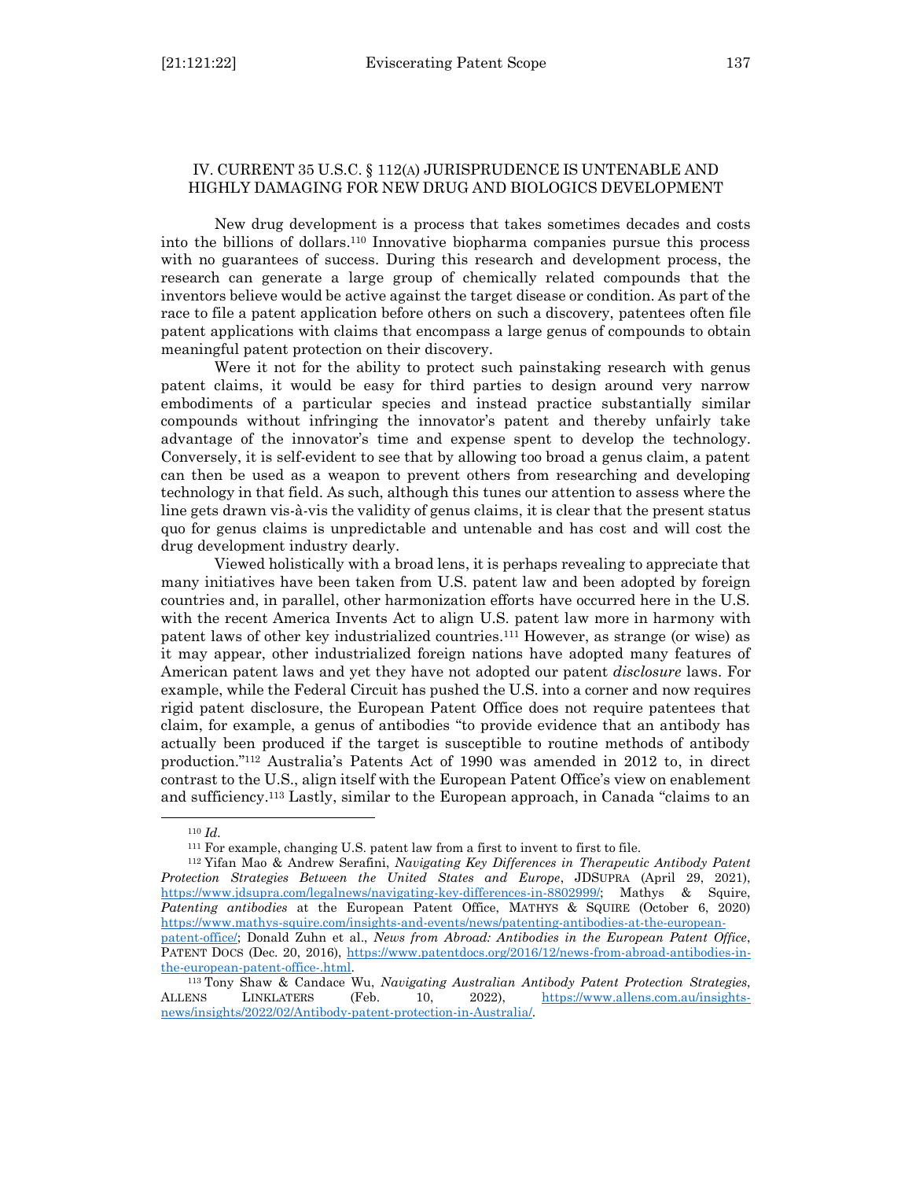## IV. CURRENT 35 U.S.C. § 112(A) JURISPRUDENCE IS UNTENABLE AND HIGHLY DAMAGING FOR NEW DRUG AND BIOLOGICS DEVELOPMENT

New drug development is a process that takes sometimes decades and costs into the billions of dollars.[110] Innovative biopharma companies pursue this process with no guarantees of success. During this research and development process, the research can generate a large group of chemically related compounds that the inventors believe would be active against the target disease or condition. As part of the race to file a patent application before others on such a discovery, patentees often file patent applications with claims that encompass a large genus of compounds to obtain meaningful patent protection on their discovery.

Were it not for the ability to protect such painstaking research with genus patent claims, it would be easy for third parties to design around very narrow embodiments of a particular species and instead practice substantially similar compounds without infringing the innovator's patent and thereby unfairly take advantage of the innovator's time and expense spent to develop the technology. Conversely, it is self-evident to see that by allowing too broad a genus claim, a patent can then be used as a weapon to prevent others from researching and developing technology in that field. As such, although this tunes our attention to assess where the line gets drawn vis-à-vis the validity of genus claims, it is clear that the present status quo for genus claims is unpredictable and untenable and has cost and will cost the drug development industry dearly.

Viewed holistically with a broad lens, it is perhaps revealing to appreciate that many initiatives have been taken from U.S. patent law and been adopted by foreign countries and, in parallel, other harmonization efforts have occurred here in the U.S. with the recent America Invents Act to align U.S. patent law more in harmony with patent laws of other key industrialized countries.[111] However, as strange (or wise) as it may appear, other industrialized foreign nations have adopted many features of American patent laws and yet they have not adopted our patent *disclosure* laws. For example, while the Federal Circuit has pushed the U.S. into a corner and now requires rigid patent disclosure, the European Patent Office does not require patentees that claim, for example, a genus of antibodies "to provide evidence that an antibody has actually been produced if the target is susceptible to routine methods of antibody production."[112] Australia's Patents Act of 1990 was amended in 2012 to, in direct contrast to the U.S., align itself with the European Patent Office's view on enablement and sufficiency.[113] Lastly, similar to the European approach, in Canada "claims to an

---

[110] *Id.*

[111] For example, changing U.S. patent law from a first to invent to first to file.

[112] Yifan Mao & Andrew Serafini, *Navigating Key Differences in Therapeutic Antibody Patent Protection Strategies Between the United States and Europe*, JDSUPRA (April 29, 2021), https://www.jdsupra.com/legalnews/navigating-key-differences-in-8802999/; Mathys & Squire, *Patenting antibodies* at the European Patent Office, MATHYS & SQUIRE (October 6, 2020) https://www.mathys-squire.com/insights-and-events/news/patenting-antibodies-at-the-european-patent-office/; Donald Zuhn et al., *News from Abroad: Antibodies in the European Patent Office*, PATENT DOCS (Dec. 20, 2016), https://www.patentdocs.org/2016/12/news-from-abroad-antibodies-in-the-european-patent-office-.html.

[113] Tony Shaw & Candace Wu, *Navigating Australian Antibody Patent Protection Strategies*, ALLENS LINKLATERS (Feb. 10, 2022), https://www.allens.com.au/insights-news/insights/2022/02/Antibody-patent-protection-in-Australia/.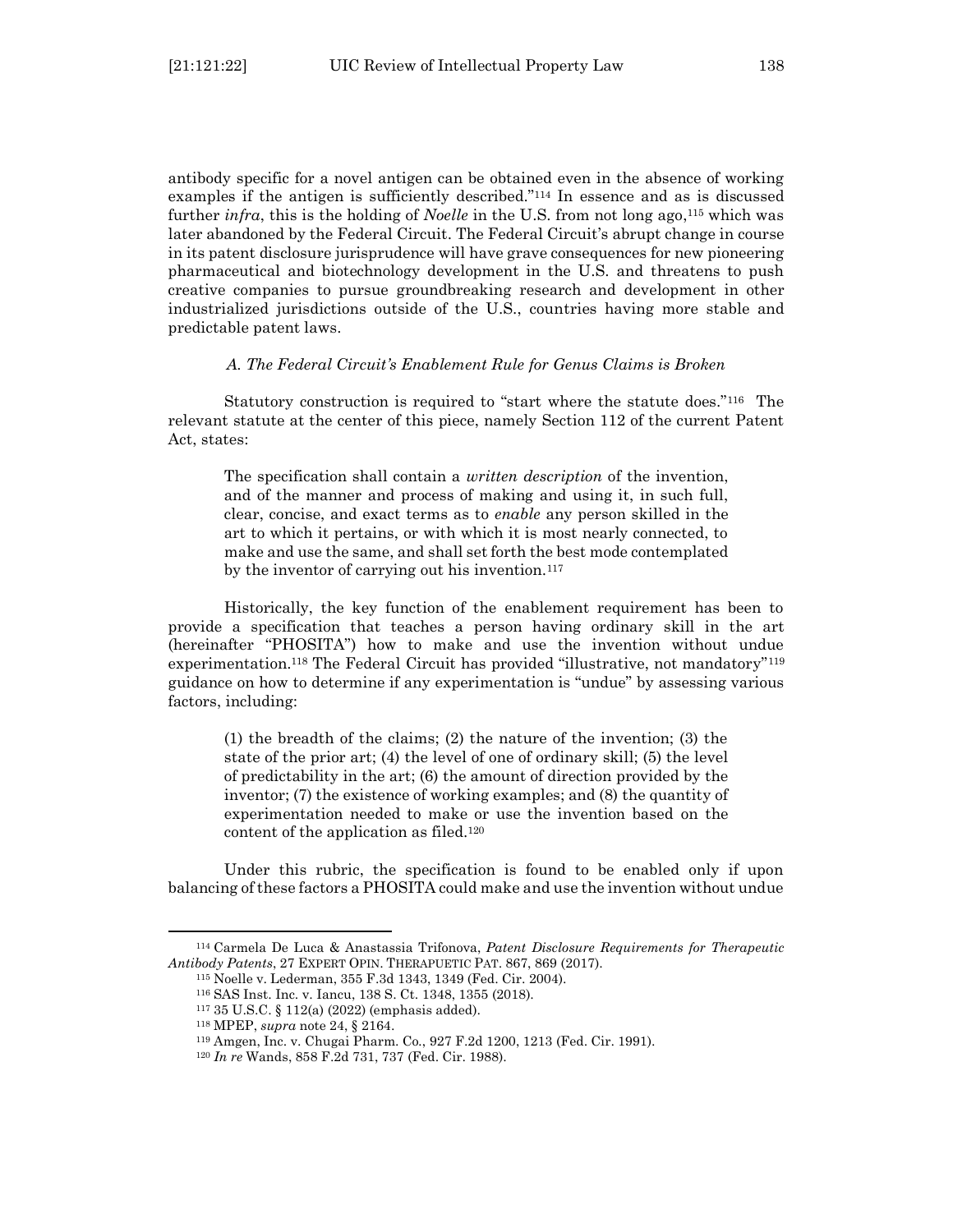antibody specific for a novel antigen can be obtained even in the absence of working examples if the antigen is sufficiently described."[114] In essence and as is discussed further *infra*, this is the holding of *Noelle* in the U.S. from not long ago,[115] which was later abandoned by the Federal Circuit. The Federal Circuit's abrupt change in course in its patent disclosure jurisprudence will have grave consequences for new pioneering pharmaceutical and biotechnology development in the U.S. and threatens to push creative companies to pursue groundbreaking research and development in other industrialized jurisdictions outside of the U.S., countries having more stable and predictable patent laws.

### *A. The Federal Circuit's Enablement Rule for Genus Claims is Broken*

Statutory construction is required to "start where the statute does."[116] The relevant statute at the center of this piece, namely Section 112 of the current Patent Act, states:

> The specification shall contain a *written description* of the invention, and of the manner and process of making and using it, in such full, clear, concise, and exact terms as to *enable* any person skilled in the art to which it pertains, or with which it is most nearly connected, to make and use the same, and shall set forth the best mode contemplated by the inventor of carrying out his invention.[117]

Historically, the key function of the enablement requirement has been to provide a specification that teaches a person having ordinary skill in the art (hereinafter "PHOSITA") how to make and use the invention without undue experimentation.[118] The Federal Circuit has provided "illustrative, not mandatory"[119] guidance on how to determine if any experimentation is "undue" by assessing various factors, including:

> (1) the breadth of the claims; (2) the nature of the invention; (3) the state of the prior art; (4) the level of one of ordinary skill; (5) the level of predictability in the art; (6) the amount of direction provided by the inventor; (7) the existence of working examples; and (8) the quantity of experimentation needed to make or use the invention based on the content of the application as filed.[120]

Under this rubric, the specification is found to be enabled only if upon balancing of these factors a PHOSITA could make and use the invention without undue

---

[114] Carmela De Luca & Anastassia Trifonova, *Patent Disclosure Requirements for Therapeutic Antibody Patents*, 27 EXPERT OPIN. THERAPUETIC PAT. 867, 869 (2017).

[115] Noelle v. Lederman, 355 F.3d 1343, 1349 (Fed. Cir. 2004).

[116] SAS Inst. Inc. v. Iancu, 138 S. Ct. 1348, 1355 (2018).

[117] 35 U.S.C. § 112(a) (2022) (emphasis added).

[118] MPEP, *supra* note 24, § 2164.

[119] Amgen, Inc. v. Chugai Pharm. Co., 927 F.2d 1200, 1213 (Fed. Cir. 1991).

[120] *In re* Wands, 858 F.2d 731, 737 (Fed. Cir. 1988).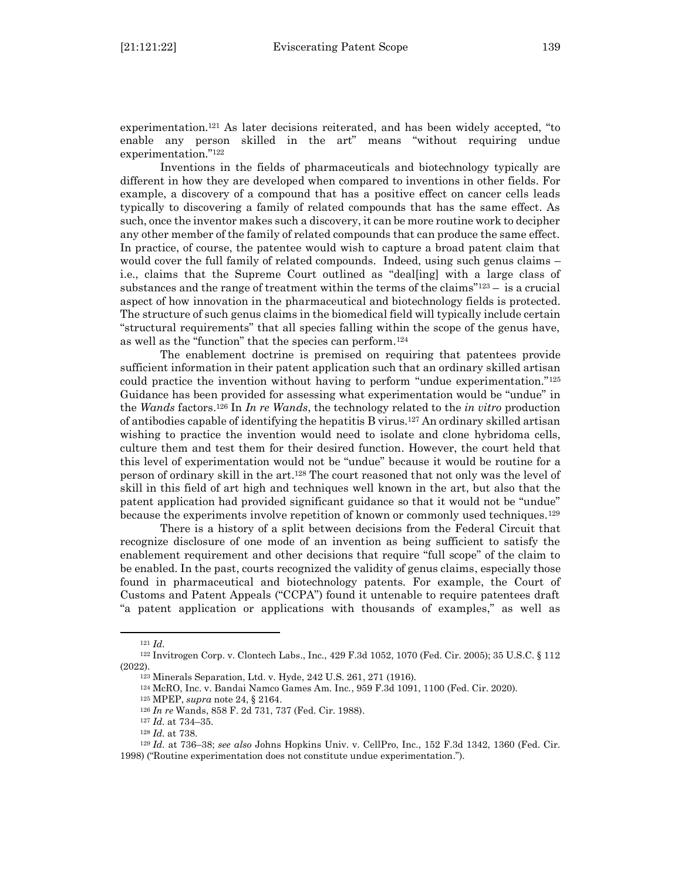experimentation.[121] As later decisions reiterated, and has been widely accepted, "to enable any person skilled in the art" means "without requiring undue experimentation."[122]

Inventions in the fields of pharmaceuticals and biotechnology typically are different in how they are developed when compared to inventions in other fields. For example, a discovery of a compound that has a positive effect on cancer cells leads typically to discovering a family of related compounds that has the same effect. As such, once the inventor makes such a discovery, it can be more routine work to decipher any other member of the family of related compounds that can produce the same effect. In practice, of course, the patentee would wish to capture a broad patent claim that would cover the full family of related compounds. Indeed, using such genus claims – i.e., claims that the Supreme Court outlined as "deal[ing] with a large class of substances and the range of treatment within the terms of the claims"[123] – is a crucial aspect of how innovation in the pharmaceutical and biotechnology fields is protected. The structure of such genus claims in the biomedical field will typically include certain "structural requirements" that all species falling within the scope of the genus have, as well as the "function" that the species can perform.[124]

The enablement doctrine is premised on requiring that patentees provide sufficient information in their patent application such that an ordinary skilled artisan could practice the invention without having to perform "undue experimentation."[125] Guidance has been provided for assessing what experimentation would be "undue" in the *Wands* factors.[126] In *In re Wands*, the technology related to the *in vitro* production of antibodies capable of identifying the hepatitis B virus.[127] An ordinary skilled artisan wishing to practice the invention would need to isolate and clone hybridoma cells, culture them and test them for their desired function. However, the court held that this level of experimentation would not be "undue" because it would be routine for a person of ordinary skill in the art.[128] The court reasoned that not only was the level of skill in this field of art high and techniques well known in the art, but also that the patent application had provided significant guidance so that it would not be "undue" because the experiments involve repetition of known or commonly used techniques.[129]

There is a history of a split between decisions from the Federal Circuit that recognize disclosure of one mode of an invention as being sufficient to satisfy the enablement requirement and other decisions that require "full scope" of the claim to be enabled. In the past, courts recognized the validity of genus claims, especially those found in pharmaceutical and biotechnology patents. For example, the Court of Customs and Patent Appeals ("CCPA") found it untenable to require patentees draft "a patent application or applications with thousands of examples," as well as

---

[121] *Id.*

[122] Invitrogen Corp. v. Clontech Labs., Inc., 429 F.3d 1052, 1070 (Fed. Cir. 2005); 35 U.S.C. § 112 (2022).

[123] Minerals Separation, Ltd. v. Hyde, 242 U.S. 261, 271 (1916).

[124] McRO, Inc. v. Bandai Namco Games Am. Inc., 959 F.3d 1091, 1100 (Fed. Cir. 2020).

[125] MPEP, *supra* note 24, § 2164.

[126] *In re* Wands, 858 F. 2d 731, 737 (Fed. Cir. 1988).

[127] *Id.* at 734–35.

[128] *Id.* at 738.

[129] *Id.* at 736–38; *see also* Johns Hopkins Univ. v. CellPro, Inc., 152 F.3d 1342, 1360 (Fed. Cir. 1998) ("Routine experimentation does not constitute undue experimentation.").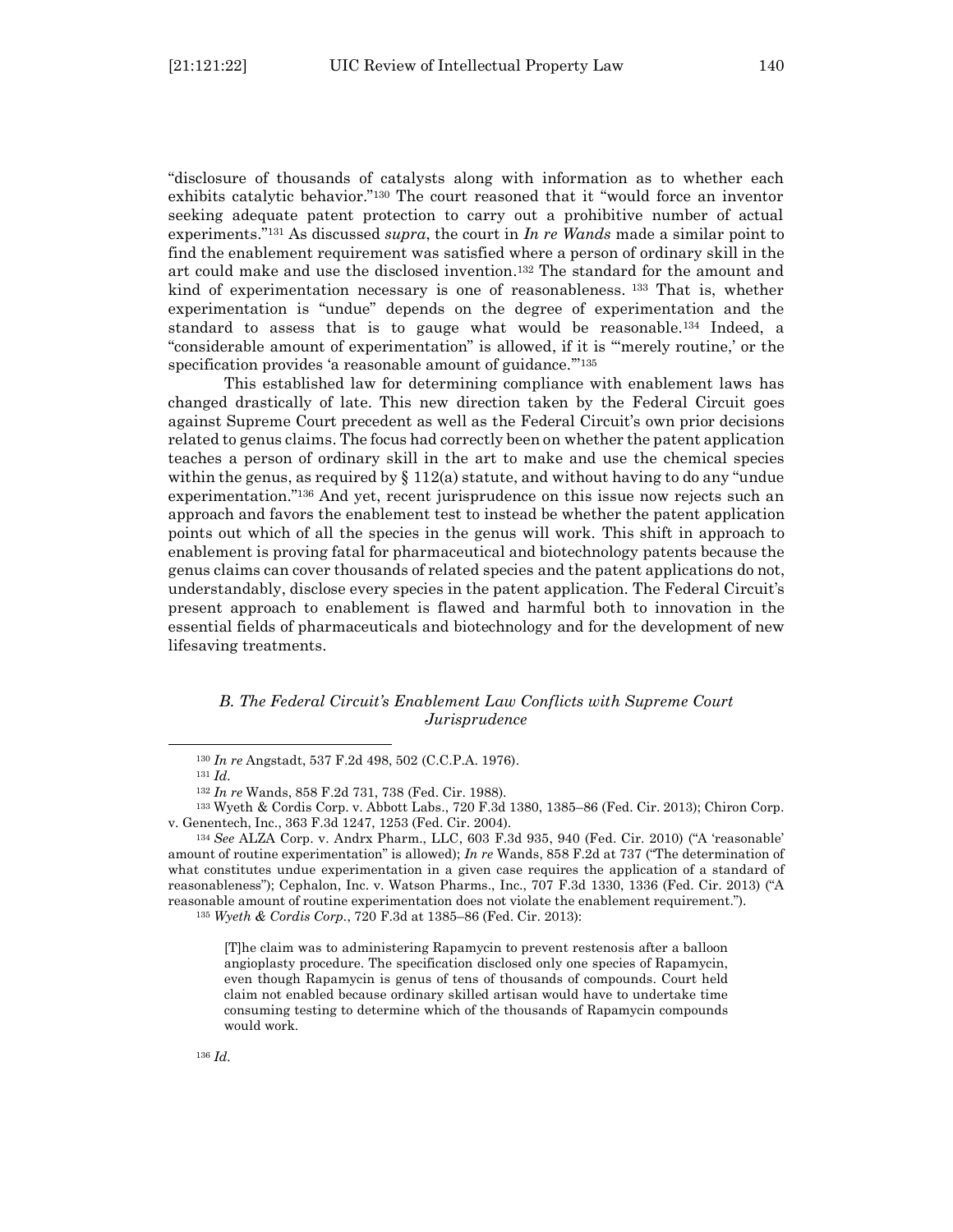"disclosure of thousands of catalysts along with information as to whether each exhibits catalytic behavior."[130] The court reasoned that it "would force an inventor seeking adequate patent protection to carry out a prohibitive number of actual experiments."[131] As discussed *supra*, the court in *In re Wands* made a similar point to find the enablement requirement was satisfied where a person of ordinary skill in the art could make and use the disclosed invention.[132] The standard for the amount and kind of experimentation necessary is one of reasonableness. [133] That is, whether experimentation is "undue" depends on the degree of experimentation and the standard to assess that is to gauge what would be reasonable.[134] Indeed, a "considerable amount of experimentation" is allowed, if it is "'merely routine,' or the specification provides 'a reasonable amount of guidance.'"[135]

This established law for determining compliance with enablement laws has changed drastically of late. This new direction taken by the Federal Circuit goes against Supreme Court precedent as well as the Federal Circuit's own prior decisions related to genus claims. The focus had correctly been on whether the patent application teaches a person of ordinary skill in the art to make and use the chemical species within the genus, as required by § 112(a) statute, and without having to do any "undue experimentation."[136] And yet, recent jurisprudence on this issue now rejects such an approach and favors the enablement test to instead be whether the patent application points out which of all the species in the genus will work. This shift in approach to enablement is proving fatal for pharmaceutical and biotechnology patents because the genus claims can cover thousands of related species and the patent applications do not, understandably, disclose every species in the patent application. The Federal Circuit's present approach to enablement is flawed and harmful both to innovation in the essential fields of pharmaceuticals and biotechnology and for the development of new lifesaving treatments.

### *B. The Federal Circuit's Enablement Law Conflicts with Supreme Court Jurisprudence*

---

[130] *In re* Angstadt, 537 F.2d 498, 502 (C.C.P.A. 1976).

[131] *Id.*

[132] *In re* Wands, 858 F.2d 731, 738 (Fed. Cir. 1988).

[133] Wyeth & Cordis Corp. v. Abbott Labs., 720 F.3d 1380, 1385–86 (Fed. Cir. 2013); Chiron Corp. v. Genentech, Inc., 363 F.3d 1247, 1253 (Fed. Cir. 2004).

[134] *See* ALZA Corp. v. Andrx Pharm., LLC, 603 F.3d 935, 940 (Fed. Cir. 2010) ("A 'reasonable' amount of routine experimentation" is allowed); *In re* Wands, 858 F.2d at 737 ("The determination of what constitutes undue experimentation in a given case requires the application of a standard of reasonableness"); Cephalon, Inc. v. Watson Pharms., Inc., 707 F.3d 1330, 1336 (Fed. Cir. 2013) ("A reasonable amount of routine experimentation does not violate the enablement requirement.").

[135] *Wyeth & Cordis Corp.*, 720 F.3d at 1385–86 (Fed. Cir. 2013):

> [T]he claim was to administering Rapamycin to prevent restenosis after a balloon angioplasty procedure. The specification disclosed only one species of Rapamycin, even though Rapamycin is genus of tens of thousands of compounds. Court held claim not enabled because ordinary skilled artisan would have to undertake time consuming testing to determine which of the thousands of Rapamycin compounds would work.

[136] *Id.*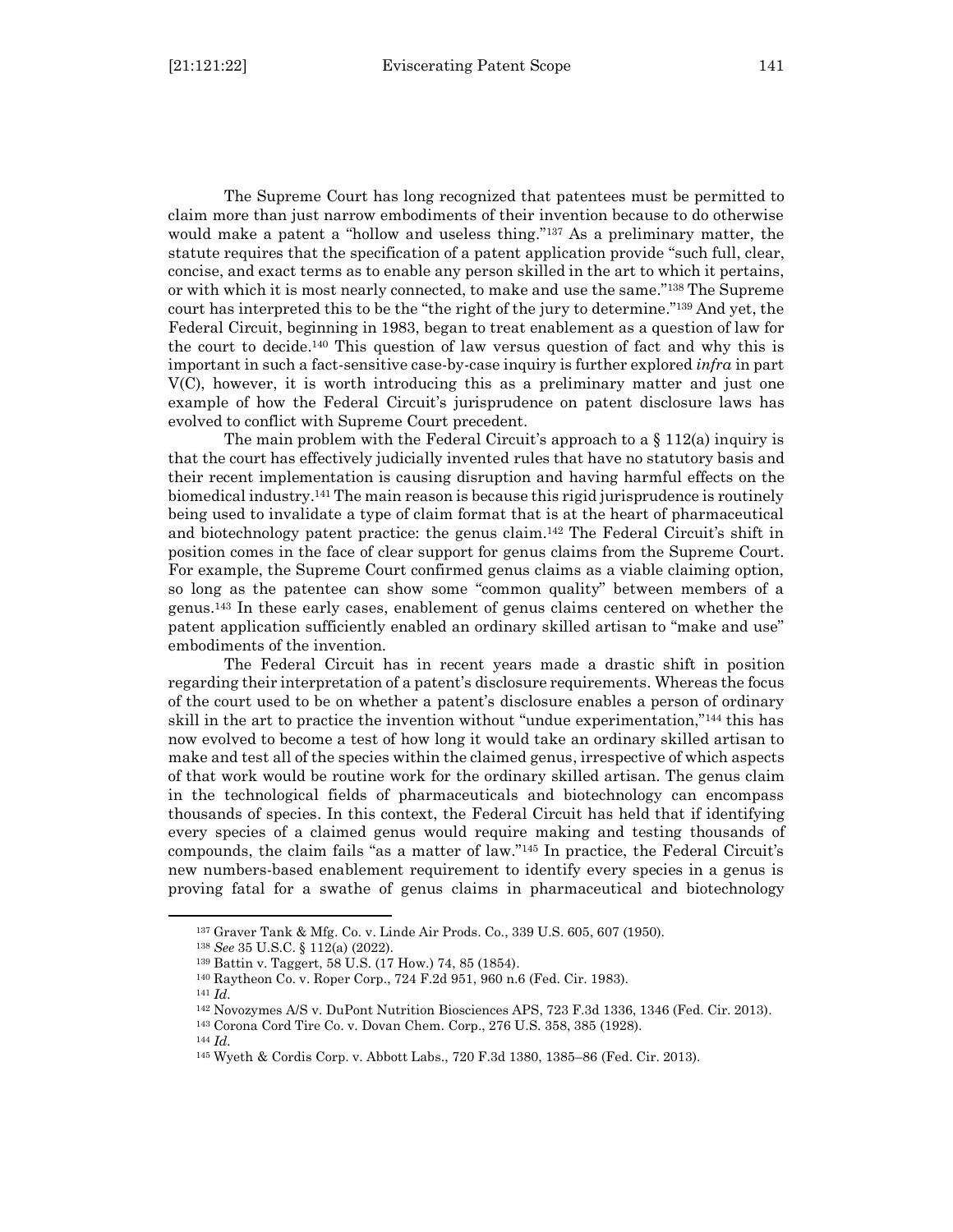The Supreme Court has long recognized that patentees must be permitted to claim more than just narrow embodiments of their invention because to do otherwise would make a patent a "hollow and useless thing."[137] As a preliminary matter, the statute requires that the specification of a patent application provide "such full, clear, concise, and exact terms as to enable any person skilled in the art to which it pertains, or with which it is most nearly connected, to make and use the same."[138] The Supreme court has interpreted this to be the "the right of the jury to determine."[139] And yet, the Federal Circuit, beginning in 1983, began to treat enablement as a question of law for the court to decide.[140] This question of law versus question of fact and why this is important in such a fact-sensitive case-by-case inquiry is further explored *infra* in part V(C), however, it is worth introducing this as a preliminary matter and just one example of how the Federal Circuit's jurisprudence on patent disclosure laws has evolved to conflict with Supreme Court precedent.

The main problem with the Federal Circuit's approach to a § 112(a) inquiry is that the court has effectively judicially invented rules that have no statutory basis and their recent implementation is causing disruption and having harmful effects on the biomedical industry.[141] The main reason is because this rigid jurisprudence is routinely being used to invalidate a type of claim format that is at the heart of pharmaceutical and biotechnology patent practice: the genus claim.[142] The Federal Circuit's shift in position comes in the face of clear support for genus claims from the Supreme Court. For example, the Supreme Court confirmed genus claims as a viable claiming option, so long as the patentee can show some "common quality" between members of a genus.[143] In these early cases, enablement of genus claims centered on whether the patent application sufficiently enabled an ordinary skilled artisan to "make and use" embodiments of the invention.

The Federal Circuit has in recent years made a drastic shift in position regarding their interpretation of a patent's disclosure requirements. Whereas the focus of the court used to be on whether a patent's disclosure enables a person of ordinary skill in the art to practice the invention without "undue experimentation,"[144] this has now evolved to become a test of how long it would take an ordinary skilled artisan to make and test all of the species within the claimed genus, irrespective of which aspects of that work would be routine work for the ordinary skilled artisan. The genus claim in the technological fields of pharmaceuticals and biotechnology can encompass thousands of species. In this context, the Federal Circuit has held that if identifying every species of a claimed genus would require making and testing thousands of compounds, the claim fails "as a matter of law."[145] In practice, the Federal Circuit's new numbers-based enablement requirement to identify every species in a genus is proving fatal for a swathe of genus claims in pharmaceutical and biotechnology

---

[137] Graver Tank & Mfg. Co. v. Linde Air Prods. Co., 339 U.S. 605, 607 (1950).

[138] *See* 35 U.S.C. § 112(a) (2022).

[139] Battin v. Taggert, 58 U.S. (17 How.) 74, 85 (1854).

[140] Raytheon Co. v. Roper Corp., 724 F.2d 951, 960 n.6 (Fed. Cir. 1983).

[141] *Id.*

[142] Novozymes A/S v. DuPont Nutrition Biosciences APS, 723 F.3d 1336, 1346 (Fed. Cir. 2013).

[143] Corona Cord Tire Co. v. Dovan Chem. Corp., 276 U.S. 358, 385 (1928).

[144] *Id.*

[145] Wyeth & Cordis Corp. v. Abbott Labs., 720 F.3d 1380, 1385–86 (Fed. Cir. 2013).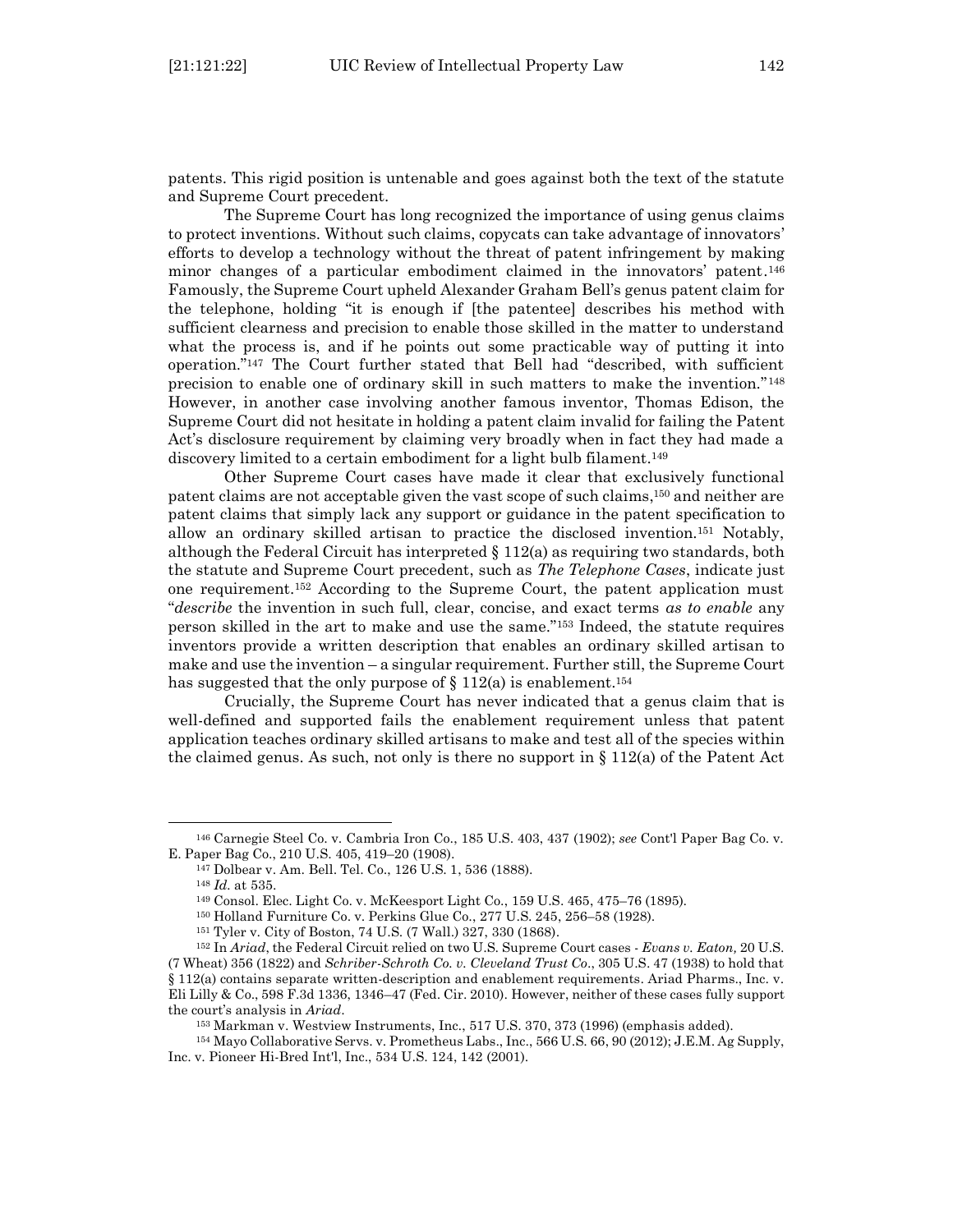patents. This rigid position is untenable and goes against both the text of the statute and Supreme Court precedent.

The Supreme Court has long recognized the importance of using genus claims to protect inventions. Without such claims, copycats can take advantage of innovators' efforts to develop a technology without the threat of patent infringement by making minor changes of a particular embodiment claimed in the innovators' patent.[146] Famously, the Supreme Court upheld Alexander Graham Bell's genus patent claim for the telephone, holding "it is enough if [the patentee] describes his method with sufficient clearness and precision to enable those skilled in the matter to understand what the process is, and if he points out some practicable way of putting it into operation."[147] The Court further stated that Bell had "described, with sufficient precision to enable one of ordinary skill in such matters to make the invention."[148] However, in another case involving another famous inventor, Thomas Edison, the Supreme Court did not hesitate in holding a patent claim invalid for failing the Patent Act's disclosure requirement by claiming very broadly when in fact they had made a discovery limited to a certain embodiment for a light bulb filament.[149]

Other Supreme Court cases have made it clear that exclusively functional patent claims are not acceptable given the vast scope of such claims,[150] and neither are patent claims that simply lack any support or guidance in the patent specification to allow an ordinary skilled artisan to practice the disclosed invention.[151] Notably, although the Federal Circuit has interpreted § 112(a) as requiring two standards, both the statute and Supreme Court precedent, such as *The Telephone Cases*, indicate just one requirement.[152] According to the Supreme Court, the patent application must "*describe* the invention in such full, clear, concise, and exact terms *as to enable* any person skilled in the art to make and use the same."[153] Indeed, the statute requires inventors provide a written description that enables an ordinary skilled artisan to make and use the invention – a singular requirement. Further still, the Supreme Court has suggested that the only purpose of § 112(a) is enablement.[154]

Crucially, the Supreme Court has never indicated that a genus claim that is well-defined and supported fails the enablement requirement unless that patent application teaches ordinary skilled artisans to make and test all of the species within the claimed genus. As such, not only is there no support in § 112(a) of the Patent Act

---

[146] Carnegie Steel Co. v. Cambria Iron Co., 185 U.S. 403, 437 (1902); *see* Cont'l Paper Bag Co. v. E. Paper Bag Co., 210 U.S. 405, 419–20 (1908).

[147] Dolbear v. Am. Bell. Tel. Co., 126 U.S. 1, 536 (1888).

[148] *Id.* at 535.

[149] Consol. Elec. Light Co. v. McKeesport Light Co., 159 U.S. 465, 475–76 (1895).

[150] Holland Furniture Co. v. Perkins Glue Co., 277 U.S. 245, 256–58 (1928).

[151] Tyler v. City of Boston, 74 U.S. (7 Wall.) 327, 330 (1868).

[152] In *Ariad*, the Federal Circuit relied on two U.S. Supreme Court cases - *Evans v. Eaton,* 20 U.S. (7 Wheat) 356 (1822) and *Schriber-Schroth Co. v. Cleveland Trust Co*., 305 U.S. 47 (1938) to hold that § 112(a) contains separate written-description and enablement requirements. Ariad Pharms., Inc. v. Eli Lilly & Co., 598 F.3d 1336, 1346–47 (Fed. Cir. 2010). However, neither of these cases fully support the court's analysis in *Ariad*.

[153] Markman v. Westview Instruments, Inc., 517 U.S. 370, 373 (1996) (emphasis added).

[154] Mayo Collaborative Servs. v. Prometheus Labs., Inc., 566 U.S. 66, 90 (2012); J.E.M. Ag Supply, Inc. v. Pioneer Hi-Bred Int'l, Inc., 534 U.S. 124, 142 (2001).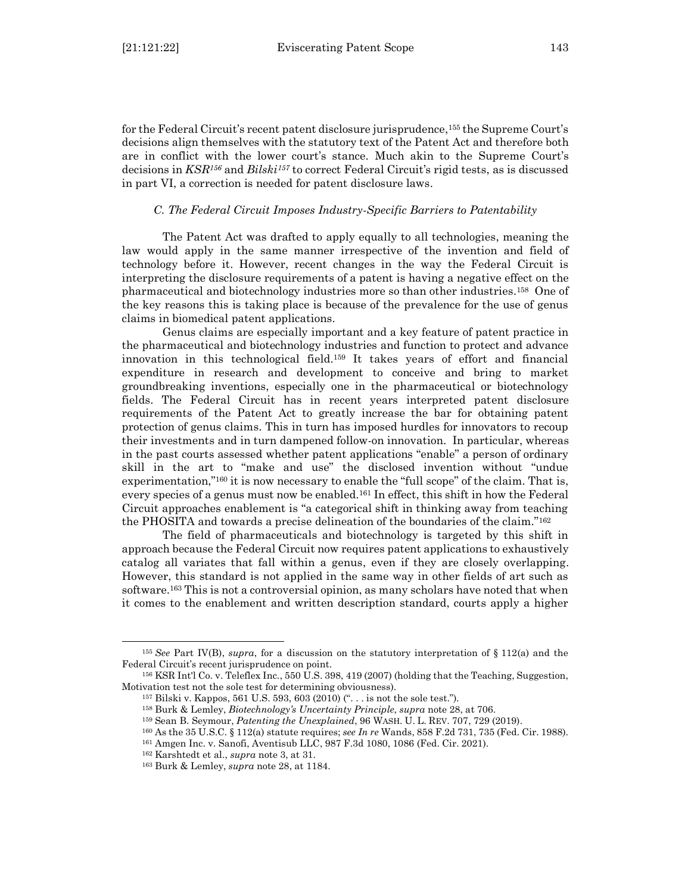for the Federal Circuit's recent patent disclosure jurisprudence,[155] the Supreme Court's decisions align themselves with the statutory text of the Patent Act and therefore both are in conflict with the lower court's stance. Much akin to the Supreme Court's decisions in *KSR*[156] and *Bilski*[157] to correct Federal Circuit's rigid tests, as is discussed in part VI, a correction is needed for patent disclosure laws.

### *C. The Federal Circuit Imposes Industry-Specific Barriers to Patentability*

The Patent Act was drafted to apply equally to all technologies, meaning the law would apply in the same manner irrespective of the invention and field of technology before it. However, recent changes in the way the Federal Circuit is interpreting the disclosure requirements of a patent is having a negative effect on the pharmaceutical and biotechnology industries more so than other industries.[158] One of the key reasons this is taking place is because of the prevalence for the use of genus claims in biomedical patent applications.

Genus claims are especially important and a key feature of patent practice in the pharmaceutical and biotechnology industries and function to protect and advance innovation in this technological field.[159] It takes years of effort and financial expenditure in research and development to conceive and bring to market groundbreaking inventions, especially one in the pharmaceutical or biotechnology fields. The Federal Circuit has in recent years interpreted patent disclosure requirements of the Patent Act to greatly increase the bar for obtaining patent protection of genus claims. This in turn has imposed hurdles for innovators to recoup their investments and in turn dampened follow-on innovation. In particular, whereas in the past courts assessed whether patent applications "enable" a person of ordinary skill in the art to "make and use" the disclosed invention without "undue experimentation,"[160] it is now necessary to enable the "full scope" of the claim. That is, every species of a genus must now be enabled.[161] In effect, this shift in how the Federal Circuit approaches enablement is "a categorical shift in thinking away from teaching the PHOSITA and towards a precise delineation of the boundaries of the claim."[162]

The field of pharmaceuticals and biotechnology is targeted by this shift in approach because the Federal Circuit now requires patent applications to exhaustively catalog all variates that fall within a genus, even if they are closely overlapping. However, this standard is not applied in the same way in other fields of art such as software.[163] This is not a controversial opinion, as many scholars have noted that when it comes to the enablement and written description standard, courts apply a higher

---

[155] *See* Part IV(B), *supra*, for a discussion on the statutory interpretation of § 112(a) and the Federal Circuit's recent jurisprudence on point.

[156] KSR Int'l Co. v. Teleflex Inc., 550 U.S. 398, 419 (2007) (holding that the Teaching, Suggestion, Motivation test not the sole test for determining obviousness).

[157] Bilski v. Kappos, 561 U.S. 593, 603 (2010) (". . . is not the sole test.").

[158] Burk & Lemley, *Biotechnology's Uncertainty Principle*, *supra* note 28, at 706.

[159] Sean B. Seymour, *Patenting the Unexplained*, 96 WASH. U. L. REV. 707, 729 (2019).

[160] As the 35 U.S.C. § 112(a) statute requires; *see In re* Wands, 858 F.2d 731, 735 (Fed. Cir. 1988).

[161] Amgen Inc. v. Sanofi, Aventisub LLC, 987 F.3d 1080, 1086 (Fed. Cir. 2021).

[162] Karshtedt et al., *supra* note 3, at 31.

[163] Burk & Lemley, *supra* note 28, at 1184.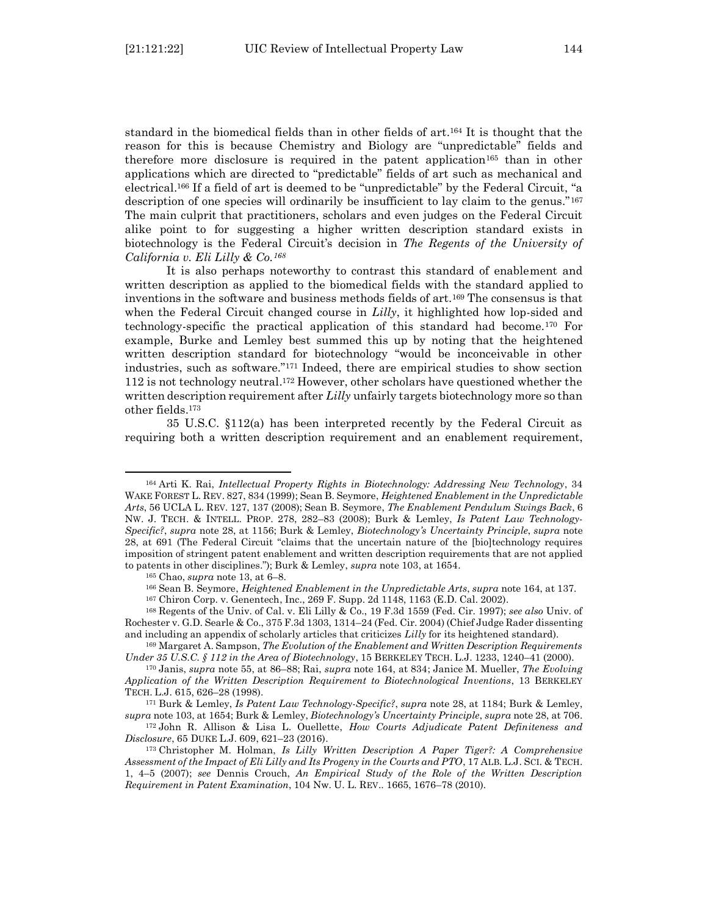standard in the biomedical fields than in other fields of art.[164] It is thought that the reason for this is because Chemistry and Biology are "unpredictable" fields and therefore more disclosure is required in the patent application[165] than in other applications which are directed to "predictable" fields of art such as mechanical and electrical.[166] If a field of art is deemed to be "unpredictable" by the Federal Circuit, "a description of one species will ordinarily be insufficient to lay claim to the genus."[167] The main culprit that practitioners, scholars and even judges on the Federal Circuit alike point to for suggesting a higher written description standard exists in biotechnology is the Federal Circuit's decision in *The Regents of the University of California v. Eli Lilly & Co.*[168]

It is also perhaps noteworthy to contrast this standard of enablement and written description as applied to the biomedical fields with the standard applied to inventions in the software and business methods fields of art.[169] The consensus is that when the Federal Circuit changed course in *Lilly*, it highlighted how lop-sided and technology-specific the practical application of this standard had become.[170] For example, Burke and Lemley best summed this up by noting that the heightened written description standard for biotechnology "would be inconceivable in other industries, such as software."[171] Indeed, there are empirical studies to show section 112 is not technology neutral.[172] However, other scholars have questioned whether the written description requirement after *Lilly* unfairly targets biotechnology more so than other fields.[173]

35 U.S.C. §112(a) has been interpreted recently by the Federal Circuit as requiring both a written description requirement and an enablement requirement,

---

[164] Arti K. Rai, *Intellectual Property Rights in Biotechnology: Addressing New Technology*, 34 WAKE FOREST L. REV. 827, 834 (1999); Sean B. Seymore, *Heightened Enablement in the Unpredictable Arts*, 56 UCLA L. REV. 127, 137 (2008); Sean B. Seymore, *The Enablement Pendulum Swings Back*, 6 NW. J. TECH. & INTELL. PROP. 278, 282–83 (2008); Burk & Lemley, *Is Patent Law Technology-Specific?*, *supra* note 28, at 1156; Burk & Lemley, *Biotechnology's Uncertainty Principle*, *supra* note 28, at 691 (The Federal Circuit "claims that the uncertain nature of the [bio]technology requires imposition of stringent patent enablement and written description requirements that are not applied to patents in other disciplines."); Burk & Lemley, *supra* note 103, at 1654.

[165] Chao, *supra* note 13, at 6–8.

[166] Sean B. Seymore, *Heightened Enablement in the Unpredictable Arts*, *supra* note 164, at 137.

[167] Chiron Corp. v. Genentech, Inc., 269 F. Supp. 2d 1148, 1163 (E.D. Cal. 2002).

[168] Regents of the Univ. of Cal. v. Eli Lilly & Co., 19 F.3d 1559 (Fed. Cir. 1997); *see also* Univ. of Rochester v. G.D. Searle & Co., 375 F.3d 1303, 1314–24 (Fed. Cir. 2004) (Chief Judge Rader dissenting and including an appendix of scholarly articles that criticizes *Lilly* for its heightened standard).

[169] Margaret A. Sampson, *The Evolution of the Enablement and Written Description Requirements Under 35 U.S.C. § 112 in the Area of Biotechnology*, 15 BERKELEY TECH. L.J. 1233, 1240–41 (2000).

[170] Janis, *supra* note 55, at 86–88; Rai, *supra* note 164, at 834; Janice M. Mueller, *The Evolving Application of the Written Description Requirement to Biotechnological Inventions*, 13 BERKELEY TECH. L.J. 615, 626–28 (1998).

[171] Burk & Lemley, *Is Patent Law Technology-Specific?*, *supra* note 28, at 1184; Burk & Lemley, *supra* note 103, at 1654; Burk & Lemley, *Biotechnology's Uncertainty Principle*, *supra* note 28, at 706.

[172] John R. Allison & Lisa L. Ouellette, *How Courts Adjudicate Patent Definiteness and Disclosure*, 65 DUKE L.J. 609, 621–23 (2016).

[173] Christopher M. Holman, *Is Lilly Written Description A Paper Tiger?: A Comprehensive Assessment of the Impact of Eli Lilly and Its Progeny in the Courts and PTO*, 17 ALB. L.J. SCI. & TECH. 1, 4–5 (2007); *see* Dennis Crouch, *An Empirical Study of the Role of the Written Description Requirement in Patent Examination*, 104 NW. U. L. REV.. 1665, 1676–78 (2010).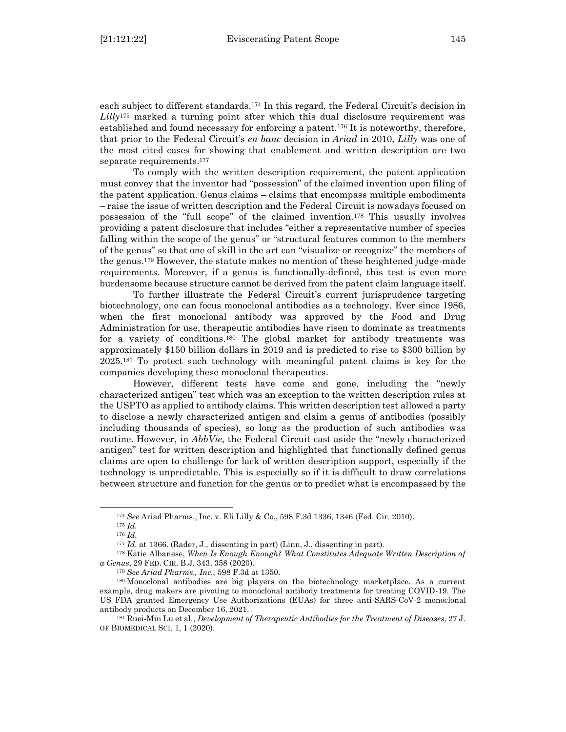each subject to different standards.[174] In this regard, the Federal Circuit's decision in *Lilly*[175] marked a turning point after which this dual disclosure requirement was established and found necessary for enforcing a patent.[176] It is noteworthy, therefore, that prior to the Federal Circuit's *en banc* decision in *Ariad* in 2010, *Lilly* was one of the most cited cases for showing that enablement and written description are two separate requirements.[177]

To comply with the written description requirement, the patent application must convey that the inventor had "possession" of the claimed invention upon filing of the patent application. Genus claims – claims that encompass multiple embodiments – raise the issue of written description and the Federal Circuit is nowadays focused on possession of the "full scope" of the claimed invention.[178] This usually involves providing a patent disclosure that includes "either a representative number of species falling within the scope of the genus" or "structural features common to the members of the genus" so that one of skill in the art can "visualize or recognize" the members of the genus.[179] However, the statute makes no mention of these heightened judge-made requirements. Moreover, if a genus is functionally-defined, this test is even more burdensome because structure cannot be derived from the patent claim language itself.

To further illustrate the Federal Circuit's current jurisprudence targeting biotechnology, one can focus monoclonal antibodies as a technology. Ever since 1986, when the first monoclonal antibody was approved by the Food and Drug Administration for use, therapeutic antibodies have risen to dominate as treatments for a variety of conditions.[180] The global market for antibody treatments was approximately $150 billion dollars in 2019 and is predicted to rise to $300 billion by 2025.[181] To protect such technology with meaningful patent claims is key for the companies developing these monoclonal therapeutics.

However, different tests have come and gone, including the "newly characterized antigen" test which was an exception to the written description rules at the USPTO as applied to antibody claims. This written description test allowed a party to disclose a newly characterized antigen and claim a genus of antibodies (possibly including thousands of species), so long as the production of such antibodies was routine. However, in *AbbVie*, the Federal Circuit cast aside the "newly characterized antigen" test for written description and highlighted that functionally defined genus claims are open to challenge for lack of written description support, especially if the technology is unpredictable. This is especially so if it is difficult to draw correlations between structure and function for the genus or to predict what is encompassed by the

---

[174] *See* Ariad Pharms., Inc. v. Eli Lilly & Co., 598 F.3d 1336, 1346 (Fed. Cir. 2010).

[175] *Id.*

[176] *Id.*

[177] *Id.* at 1366. (Rader, J., dissenting in part) (Linn, J., dissenting in part).

[178] Katie Albanese, *When Is Enough Enough? What Constitutes Adequate Written Description of a Genus*, 29 FED. CIR. B.J. 343, 358 (2020).

[179] *See Ariad Pharms., Inc.*, 598 F.3d at 1350.

[180] Monoclonal antibodies are big players on the biotechnology marketplace. As a current example, drug makers are pivoting to monoclonal antibody treatments for treating COVID-19. The US FDA granted Emergency Use Authorizations (EUAs) for three anti-SARS-CoV-2 monoclonal antibody products on December 16, 2021.

[181] Ruei-Min Lu et al., *Development of Therapeutic Antibodies for the Treatment of Diseases*, 27 J. OF BIOMEDICAL SCI. 1, 1 (2020).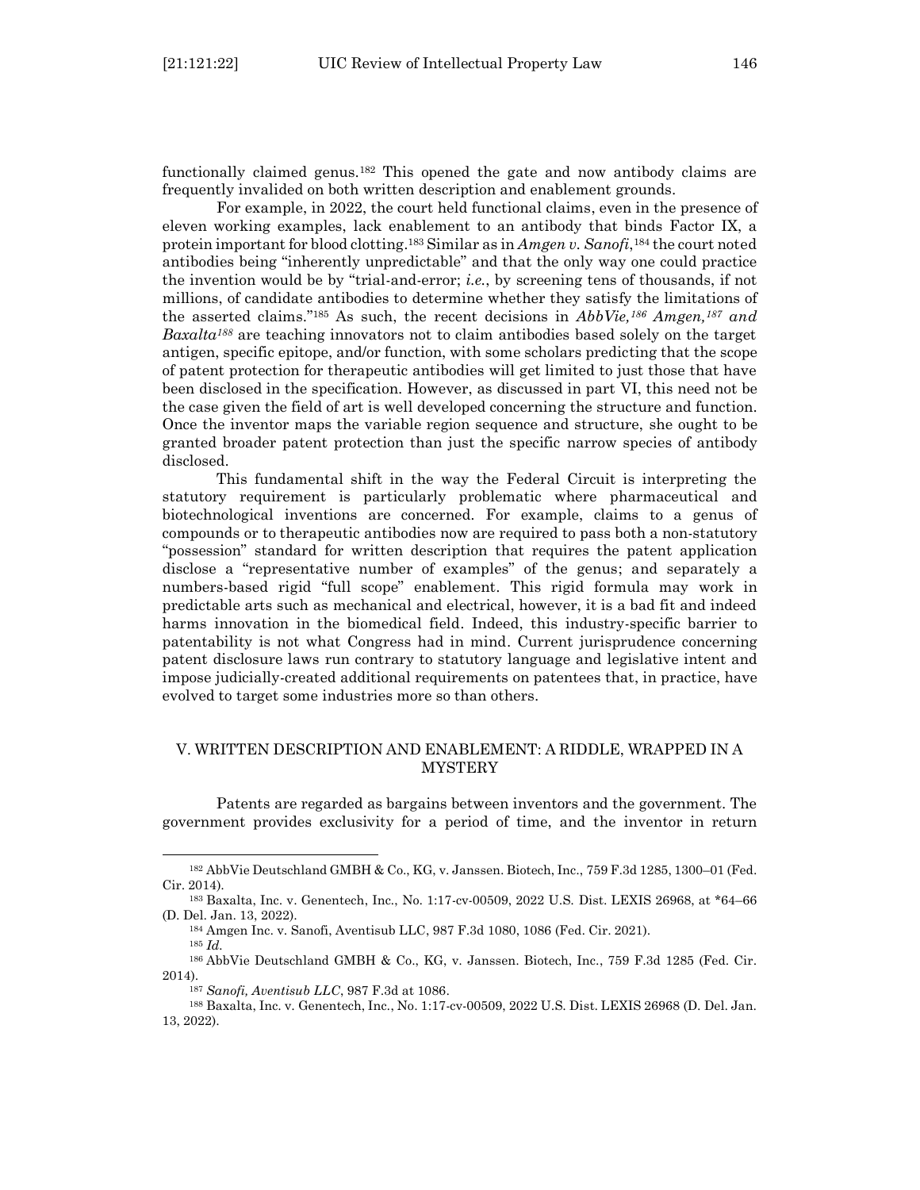functionally claimed genus.[182] This opened the gate and now antibody claims are frequently invalided on both written description and enablement grounds.

For example, in 2022, the court held functional claims, even in the presence of eleven working examples, lack enablement to an antibody that binds Factor IX, a protein important for blood clotting.[183] Similar as in *Amgen v. Sanofi*,[184] the court noted antibodies being "inherently unpredictable" and that the only way one could practice the invention would be by "trial-and-error; *i.e.*, by screening tens of thousands, if not millions, of candidate antibodies to determine whether they satisfy the limitations of the asserted claims."[185] As such, the recent decisions in *AbbVie,*[186] *Amgen,*[187] *and Baxalta*[188] are teaching innovators not to claim antibodies based solely on the target antigen, specific epitope, and/or function, with some scholars predicting that the scope of patent protection for therapeutic antibodies will get limited to just those that have been disclosed in the specification. However, as discussed in part VI, this need not be the case given the field of art is well developed concerning the structure and function. Once the inventor maps the variable region sequence and structure, she ought to be granted broader patent protection than just the specific narrow species of antibody disclosed.

This fundamental shift in the way the Federal Circuit is interpreting the statutory requirement is particularly problematic where pharmaceutical and biotechnological inventions are concerned. For example, claims to a genus of compounds or to therapeutic antibodies now are required to pass both a non-statutory "possession" standard for written description that requires the patent application disclose a "representative number of examples" of the genus; and separately a numbers-based rigid "full scope" enablement. This rigid formula may work in predictable arts such as mechanical and electrical, however, it is a bad fit and indeed harms innovation in the biomedical field. Indeed, this industry-specific barrier to patentability is not what Congress had in mind. Current jurisprudence concerning patent disclosure laws run contrary to statutory language and legislative intent and impose judicially-created additional requirements on patentees that, in practice, have evolved to target some industries more so than others.

## V. WRITTEN DESCRIPTION AND ENABLEMENT: A RIDDLE, WRAPPED IN A MYSTERY

Patents are regarded as bargains between inventors and the government. The government provides exclusivity for a period of time, and the inventor in return

---

[182] AbbVie Deutschland GMBH & Co., KG, v. Janssen. Biotech, Inc., 759 F.3d 1285, 1300–01 (Fed. Cir. 2014).

[183] Baxalta, Inc. v. Genentech, Inc., No. 1:17-cv-00509, 2022 U.S. Dist. LEXIS 26968, at \*64–66 (D. Del. Jan. 13, 2022).

[184] Amgen Inc. v. Sanofi, Aventisub LLC, 987 F.3d 1080, 1086 (Fed. Cir. 2021).

[185] *Id.*

[186] AbbVie Deutschland GMBH & Co., KG, v. Janssen. Biotech, Inc., 759 F.3d 1285 (Fed. Cir. 2014).

[187] *Sanofi, Aventisub LLC*, 987 F.3d at 1086.

[188] Baxalta, Inc. v. Genentech, Inc., No. 1:17-cv-00509, 2022 U.S. Dist. LEXIS 26968 (D. Del. Jan. 13, 2022).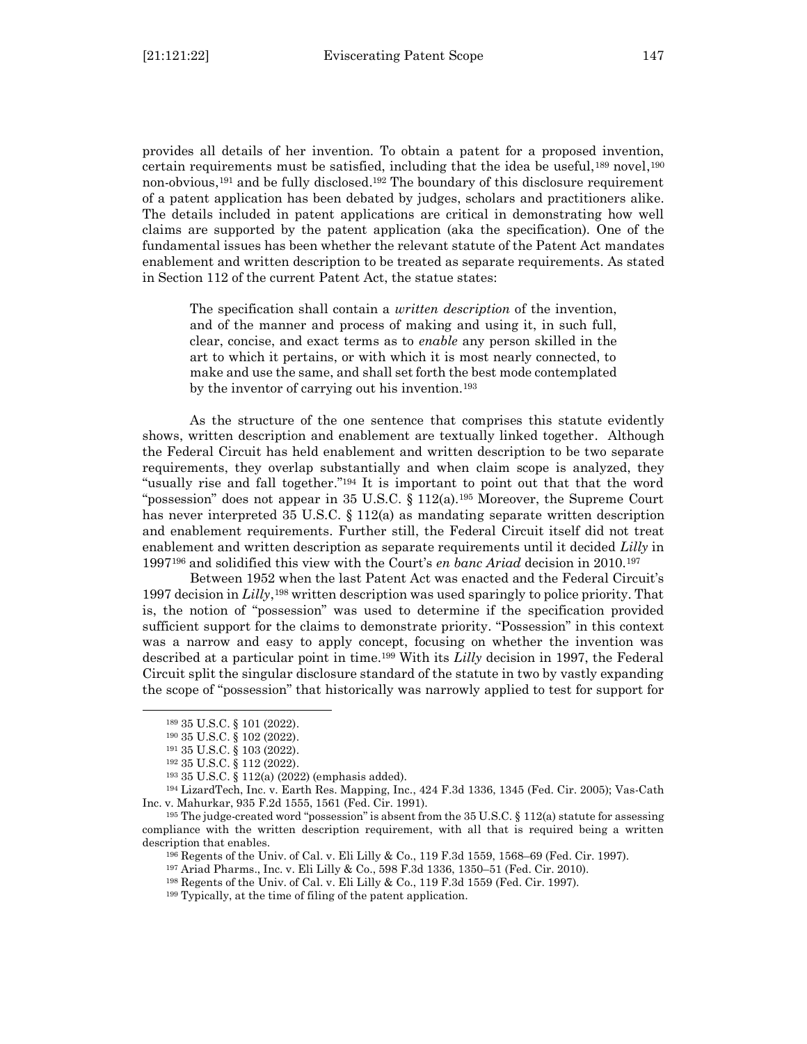provides all details of her invention. To obtain a patent for a proposed invention, certain requirements must be satisfied, including that the idea be useful,[189] novel,[190] non-obvious,[191] and be fully disclosed.[192] The boundary of this disclosure requirement of a patent application has been debated by judges, scholars and practitioners alike. The details included in patent applications are critical in demonstrating how well claims are supported by the patent application (aka the specification). One of the fundamental issues has been whether the relevant statute of the Patent Act mandates enablement and written description to be treated as separate requirements. As stated in Section 112 of the current Patent Act, the statue states:

> The specification shall contain a *written description* of the invention, and of the manner and process of making and using it, in such full, clear, concise, and exact terms as to *enable* any person skilled in the art to which it pertains, or with which it is most nearly connected, to make and use the same, and shall set forth the best mode contemplated by the inventor of carrying out his invention.[193]

As the structure of the one sentence that comprises this statute evidently shows, written description and enablement are textually linked together. Although the Federal Circuit has held enablement and written description to be two separate requirements, they overlap substantially and when claim scope is analyzed, they "usually rise and fall together."[194] It is important to point out that that the word "possession" does not appear in 35 U.S.C. § 112(a).[195] Moreover, the Supreme Court has never interpreted 35 U.S.C. § 112(a) as mandating separate written description and enablement requirements. Further still, the Federal Circuit itself did not treat enablement and written description as separate requirements until it decided *Lilly* in 1997[196] and solidified this view with the Court's *en banc Ariad* decision in 2010.[197]

Between 1952 when the last Patent Act was enacted and the Federal Circuit's 1997 decision in *Lilly*,[198] written description was used sparingly to police priority. That is, the notion of "possession" was used to determine if the specification provided sufficient support for the claims to demonstrate priority. "Possession" in this context was a narrow and easy to apply concept, focusing on whether the invention was described at a particular point in time.[199] With its *Lilly* decision in 1997, the Federal Circuit split the singular disclosure standard of the statute in two by vastly expanding the scope of "possession" that historically was narrowly applied to test for support for

---

[189] 35 U.S.C. § 101 (2022).

[190] 35 U.S.C. § 102 (2022).

[191] 35 U.S.C. § 103 (2022).

[192] 35 U.S.C. § 112 (2022).

[193] 35 U.S.C. § 112(a) (2022) (emphasis added).

[194] LizardTech, Inc. v. Earth Res. Mapping, Inc., 424 F.3d 1336, 1345 (Fed. Cir. 2005); Vas-Cath Inc. v. Mahurkar, 935 F.2d 1555, 1561 (Fed. Cir. 1991).

[195] The judge-created word "possession" is absent from the 35 U.S.C. § 112(a) statute for assessing compliance with the written description requirement, with all that is required being a written description that enables.

[196] Regents of the Univ. of Cal. v. Eli Lilly & Co., 119 F.3d 1559, 1568–69 (Fed. Cir. 1997).

[197] Ariad Pharms., Inc. v. Eli Lilly & Co., 598 F.3d 1336, 1350–51 (Fed. Cir. 2010).

[198] Regents of the Univ. of Cal. v. Eli Lilly & Co., 119 F.3d 1559 (Fed. Cir. 1997).

[199] Typically, at the time of filing of the patent application.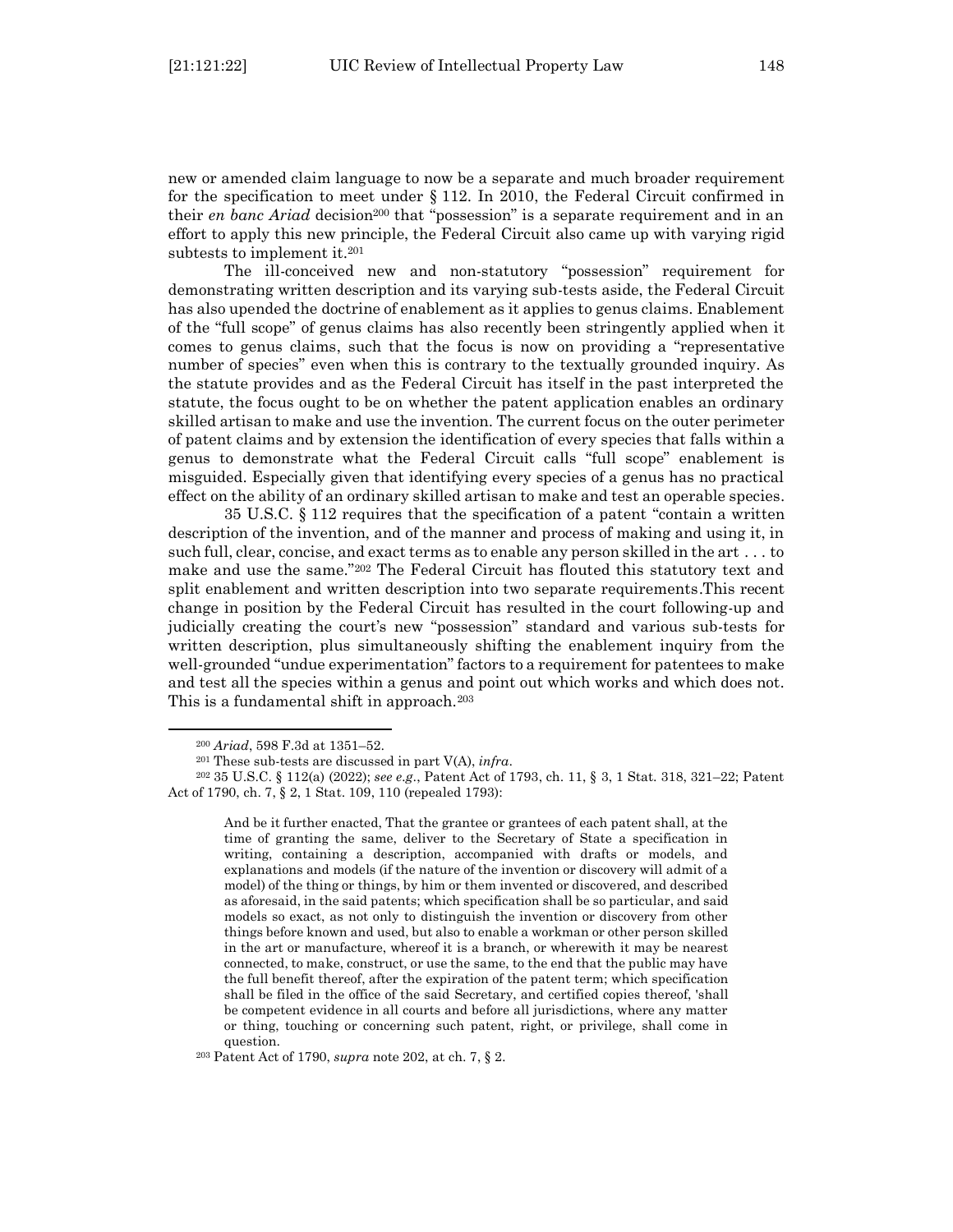new or amended claim language to now be a separate and much broader requirement for the specification to meet under § 112. In 2010, the Federal Circuit confirmed in their *en banc Ariad* decision[200] that "possession" is a separate requirement and in an effort to apply this new principle, the Federal Circuit also came up with varying rigid subtests to implement it.[201]

The ill-conceived new and non-statutory "possession" requirement for demonstrating written description and its varying sub-tests aside, the Federal Circuit has also upended the doctrine of enablement as it applies to genus claims. Enablement of the "full scope" of genus claims has also recently been stringently applied when it comes to genus claims, such that the focus is now on providing a "representative number of species" even when this is contrary to the textually grounded inquiry. As the statute provides and as the Federal Circuit has itself in the past interpreted the statute, the focus ought to be on whether the patent application enables an ordinary skilled artisan to make and use the invention. The current focus on the outer perimeter of patent claims and by extension the identification of every species that falls within a genus to demonstrate what the Federal Circuit calls "full scope" enablement is misguided. Especially given that identifying every species of a genus has no practical effect on the ability of an ordinary skilled artisan to make and test an operable species.

35 U.S.C. § 112 requires that the specification of a patent "contain a written description of the invention, and of the manner and process of making and using it, in such full, clear, concise, and exact terms as to enable any person skilled in the art . . . to make and use the same."[202] The Federal Circuit has flouted this statutory text and split enablement and written description into two separate requirements.This recent change in position by the Federal Circuit has resulted in the court following-up and judicially creating the court's new "possession" standard and various sub-tests for written description, plus simultaneously shifting the enablement inquiry from the well-grounded "undue experimentation" factors to a requirement for patentees to make and test all the species within a genus and point out which works and which does not. This is a fundamental shift in approach.[203]

---

[200] *Ariad*, 598 F.3d at 1351–52.

[201] These sub-tests are discussed in part V(A), *infra*.

[202] 35 U.S.C. § 112(a) (2022); *see e.g.*, Patent Act of 1793, ch. 11, § 3, 1 Stat. 318, 321–22; Patent Act of 1790, ch. 7, § 2, 1 Stat. 109, 110 (repealed 1793):

> And be it further enacted, That the grantee or grantees of each patent shall, at the time of granting the same, deliver to the Secretary of State a specification in writing, containing a description, accompanied with drafts or models, and explanations and models (if the nature of the invention or discovery will admit of a model) of the thing or things, by him or them invented or discovered, and described as aforesaid, in the said patents; which specification shall be so particular, and said models so exact, as not only to distinguish the invention or discovery from other things before known and used, but also to enable a workman or other person skilled in the art or manufacture, whereof it is a branch, or wherewith it may be nearest connected, to make, construct, or use the same, to the end that the public may have the full benefit thereof, after the expiration of the patent term; which specification shall be filed in the office of the said Secretary, and certified copies thereof, 'shall be competent evidence in all courts and before all jurisdictions, where any matter or thing, touching or concerning such patent, right, or privilege, shall come in question.

[203] Patent Act of 1790, *supra* note 202, at ch. 7, § 2.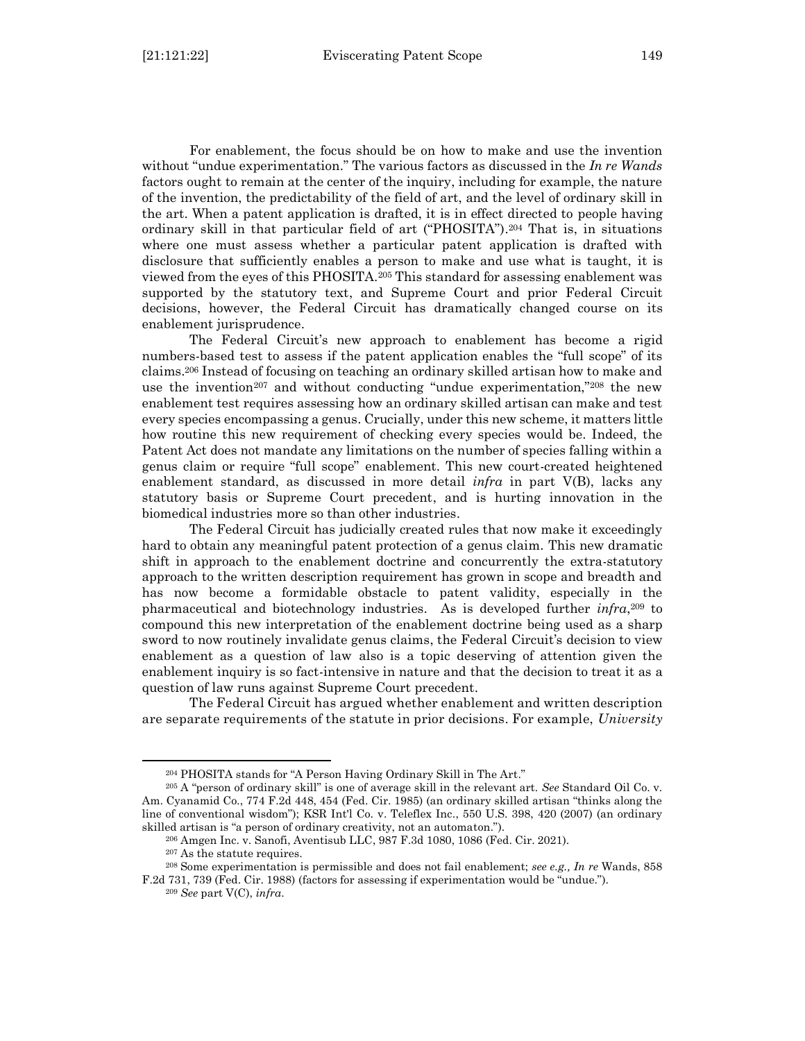For enablement, the focus should be on how to make and use the invention without "undue experimentation." The various factors as discussed in the *In re Wands* factors ought to remain at the center of the inquiry, including for example, the nature of the invention, the predictability of the field of art, and the level of ordinary skill in the art. When a patent application is drafted, it is in effect directed to people having ordinary skill in that particular field of art ("PHOSITA").[204] That is, in situations where one must assess whether a particular patent application is drafted with disclosure that sufficiently enables a person to make and use what is taught, it is viewed from the eyes of this PHOSITA.[205] This standard for assessing enablement was supported by the statutory text, and Supreme Court and prior Federal Circuit decisions, however, the Federal Circuit has dramatically changed course on its enablement jurisprudence.

The Federal Circuit's new approach to enablement has become a rigid numbers-based test to assess if the patent application enables the "full scope" of its claims.[206] Instead of focusing on teaching an ordinary skilled artisan how to make and use the invention[207] and without conducting "undue experimentation,"[208] the new enablement test requires assessing how an ordinary skilled artisan can make and test every species encompassing a genus. Crucially, under this new scheme, it matters little how routine this new requirement of checking every species would be. Indeed, the Patent Act does not mandate any limitations on the number of species falling within a genus claim or require "full scope" enablement. This new court-created heightened enablement standard, as discussed in more detail *infra* in part V(B), lacks any statutory basis or Supreme Court precedent, and is hurting innovation in the biomedical industries more so than other industries.

The Federal Circuit has judicially created rules that now make it exceedingly hard to obtain any meaningful patent protection of a genus claim. This new dramatic shift in approach to the enablement doctrine and concurrently the extra-statutory approach to the written description requirement has grown in scope and breadth and has now become a formidable obstacle to patent validity, especially in the pharmaceutical and biotechnology industries. As is developed further *infra*,[209] to compound this new interpretation of the enablement doctrine being used as a sharp sword to now routinely invalidate genus claims, the Federal Circuit's decision to view enablement as a question of law also is a topic deserving of attention given the enablement inquiry is so fact-intensive in nature and that the decision to treat it as a question of law runs against Supreme Court precedent.

The Federal Circuit has argued whether enablement and written description are separate requirements of the statute in prior decisions. For example, *University*

---

[204] PHOSITA stands for "A Person Having Ordinary Skill in The Art."

[205] A "person of ordinary skill" is one of average skill in the relevant art. *See* Standard Oil Co. v. Am. Cyanamid Co., 774 F.2d 448, 454 (Fed. Cir. 1985) (an ordinary skilled artisan "thinks along the line of conventional wisdom"); KSR Int'l Co. v. Teleflex Inc., 550 U.S. 398, 420 (2007) (an ordinary skilled artisan is "a person of ordinary creativity, not an automaton.").

[206] Amgen Inc. v. Sanofi, Aventisub LLC, 987 F.3d 1080, 1086 (Fed. Cir. 2021).

[207] As the statute requires.

[208] Some experimentation is permissible and does not fail enablement; *see e.g., In re* Wands, 858 F.2d 731, 739 (Fed. Cir. 1988) (factors for assessing if experimentation would be "undue.").

[209] *See* part V(C), *infra*.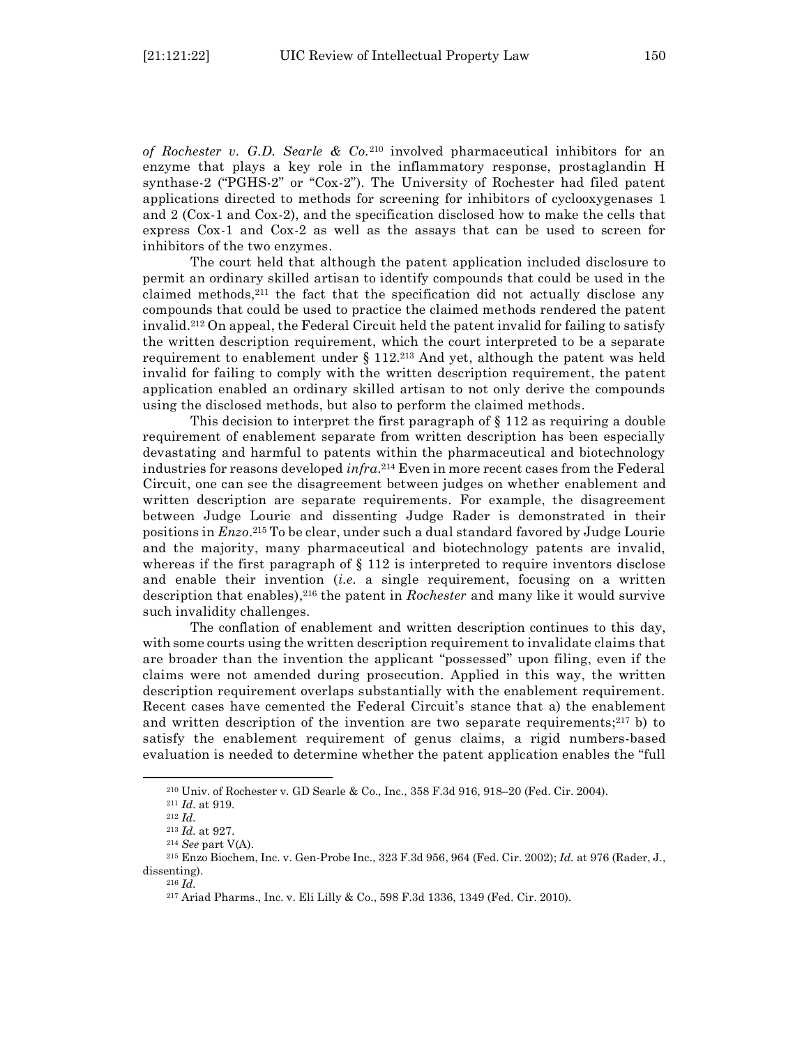*of Rochester v. G.D. Searle & Co.*[210] involved pharmaceutical inhibitors for an enzyme that plays a key role in the inflammatory response, prostaglandin H synthase-2 ("PGHS-2" or "Cox-2"). The University of Rochester had filed patent applications directed to methods for screening for inhibitors of cyclooxygenases 1 and 2 (Cox-1 and Cox-2), and the specification disclosed how to make the cells that express Cox-1 and Cox-2 as well as the assays that can be used to screen for inhibitors of the two enzymes.

The court held that although the patent application included disclosure to permit an ordinary skilled artisan to identify compounds that could be used in the claimed methods,[211] the fact that the specification did not actually disclose any compounds that could be used to practice the claimed methods rendered the patent invalid.[212] On appeal, the Federal Circuit held the patent invalid for failing to satisfy the written description requirement, which the court interpreted to be a separate requirement to enablement under § 112.[213] And yet, although the patent was held invalid for failing to comply with the written description requirement, the patent application enabled an ordinary skilled artisan to not only derive the compounds using the disclosed methods, but also to perform the claimed methods.

This decision to interpret the first paragraph of § 112 as requiring a double requirement of enablement separate from written description has been especially devastating and harmful to patents within the pharmaceutical and biotechnology industries for reasons developed *infra*.[214] Even in more recent cases from the Federal Circuit, one can see the disagreement between judges on whether enablement and written description are separate requirements. For example, the disagreement between Judge Lourie and dissenting Judge Rader is demonstrated in their positions in *Enzo*.[215] To be clear, under such a dual standard favored by Judge Lourie and the majority, many pharmaceutical and biotechnology patents are invalid, whereas if the first paragraph of § 112 is interpreted to require inventors disclose and enable their invention (*i.e.* a single requirement, focusing on a written description that enables),[216] the patent in *Rochester* and many like it would survive such invalidity challenges.

The conflation of enablement and written description continues to this day, with some courts using the written description requirement to invalidate claims that are broader than the invention the applicant "possessed" upon filing, even if the claims were not amended during prosecution. Applied in this way, the written description requirement overlaps substantially with the enablement requirement. Recent cases have cemented the Federal Circuit's stance that a) the enablement and written description of the invention are two separate requirements;[217] b) to satisfy the enablement requirement of genus claims, a rigid numbers-based evaluation is needed to determine whether the patent application enables the "full

---

[210] Univ. of Rochester v. GD Searle & Co., Inc., 358 F.3d 916, 918–20 (Fed. Cir. 2004).

[211] *Id.* at 919.

[212] *Id.*

[213] *Id.* at 927.

[214] *See* part V(A).

[215] Enzo Biochem, Inc. v. Gen-Probe Inc., 323 F.3d 956, 964 (Fed. Cir. 2002); *Id.* at 976 (Rader, J., dissenting).

[216] *Id.*

[217] Ariad Pharms., Inc. v. Eli Lilly & Co., 598 F.3d 1336, 1349 (Fed. Cir. 2010).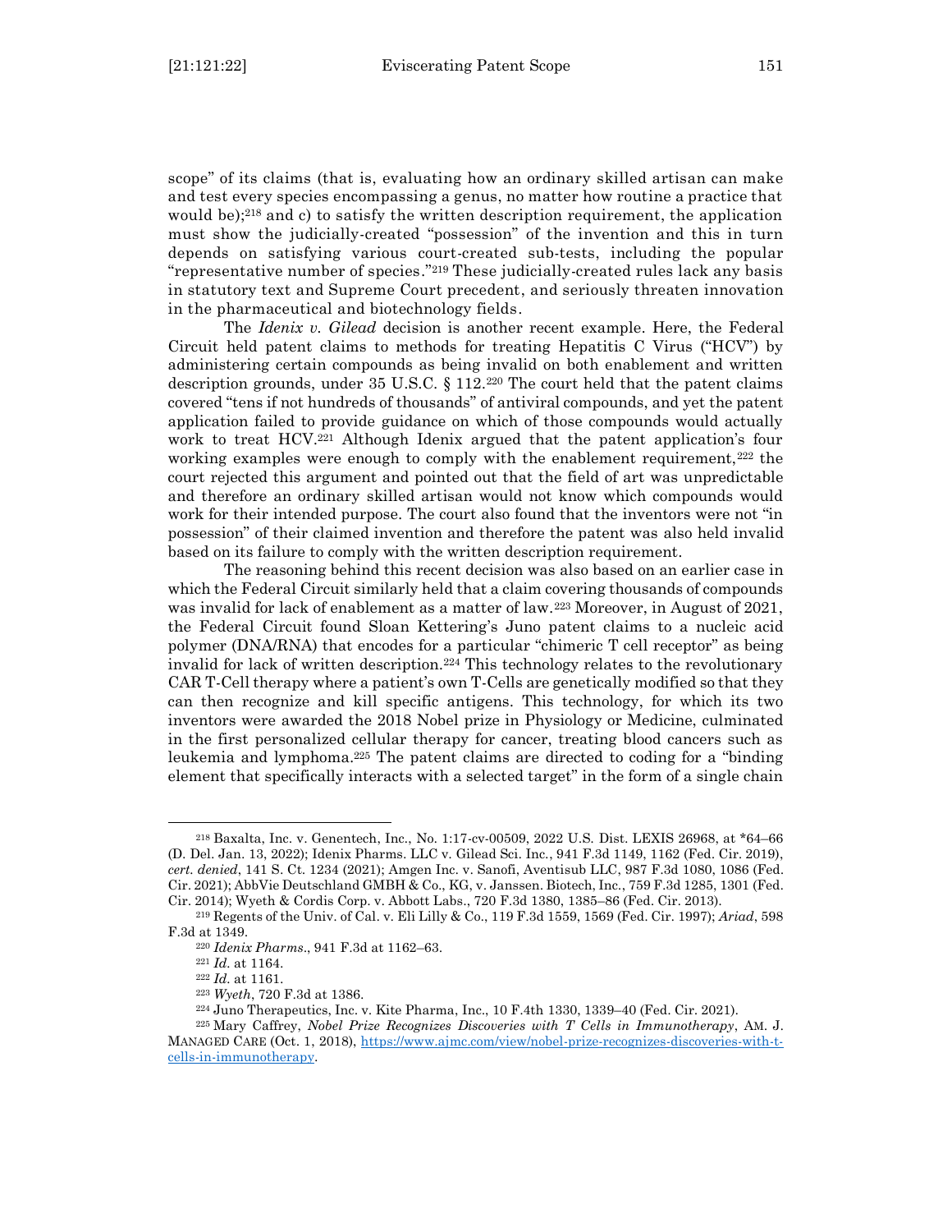scope" of its claims (that is, evaluating how an ordinary skilled artisan can make and test every species encompassing a genus, no matter how routine a practice that would be);[218] and c) to satisfy the written description requirement, the application must show the judicially-created "possession" of the invention and this in turn depends on satisfying various court-created sub-tests, including the popular "representative number of species."[219] These judicially-created rules lack any basis in statutory text and Supreme Court precedent, and seriously threaten innovation in the pharmaceutical and biotechnology fields.

The *Idenix v. Gilead* decision is another recent example. Here, the Federal Circuit held patent claims to methods for treating Hepatitis C Virus ("HCV") by administering certain compounds as being invalid on both enablement and written description grounds, under 35 U.S.C. § 112.[220] The court held that the patent claims covered "tens if not hundreds of thousands" of antiviral compounds, and yet the patent application failed to provide guidance on which of those compounds would actually work to treat HCV.[221] Although Idenix argued that the patent application's four working examples were enough to comply with the enablement requirement,[222] the court rejected this argument and pointed out that the field of art was unpredictable and therefore an ordinary skilled artisan would not know which compounds would work for their intended purpose. The court also found that the inventors were not "in possession" of their claimed invention and therefore the patent was also held invalid based on its failure to comply with the written description requirement.

The reasoning behind this recent decision was also based on an earlier case in which the Federal Circuit similarly held that a claim covering thousands of compounds was invalid for lack of enablement as a matter of law.[223] Moreover, in August of 2021, the Federal Circuit found Sloan Kettering's Juno patent claims to a nucleic acid polymer (DNA/RNA) that encodes for a particular "chimeric T cell receptor" as being invalid for lack of written description.[224] This technology relates to the revolutionary CAR T-Cell therapy where a patient's own T-Cells are genetically modified so that they can then recognize and kill specific antigens. This technology, for which its two inventors were awarded the 2018 Nobel prize in Physiology or Medicine, culminated in the first personalized cellular therapy for cancer, treating blood cancers such as leukemia and lymphoma.[225] The patent claims are directed to coding for a "binding element that specifically interacts with a selected target" in the form of a single chain

---

[218] Baxalta, Inc. v. Genentech, Inc., No. 1:17-cv-00509, 2022 U.S. Dist. LEXIS 26968, at *64–66 (D. Del. Jan. 13, 2022); Idenix Pharms. LLC v. Gilead Sci. Inc., 941 F.3d 1149, 1162 (Fed. Cir. 2019), *cert. denied*, 141 S. Ct. 1234 (2021); Amgen Inc. v. Sanofi, Aventisub LLC, 987 F.3d 1080, 1086 (Fed. Cir. 2021); AbbVie Deutschland GMBH & Co., KG, v. Janssen. Biotech, Inc., 759 F.3d 1285, 1301 (Fed. Cir. 2014); Wyeth & Cordis Corp. v. Abbott Labs., 720 F.3d 1380, 1385–86 (Fed. Cir. 2013).

[219] Regents of the Univ. of Cal. v. Eli Lilly & Co., 119 F.3d 1559, 1569 (Fed. Cir. 1997); *Ariad*, 598 F.3d at 1349.

[220] *Idenix Pharms*., 941 F.3d at 1162–63.

[221] *Id.* at 1164.

[222] *Id.* at 1161.

[223] *Wyeth*, 720 F.3d at 1386.

[224] Juno Therapeutics, Inc. v. Kite Pharma, Inc., 10 F.4th 1330, 1339–40 (Fed. Cir. 2021).

[225] Mary Caffrey, *Nobel Prize Recognizes Discoveries with T Cells in Immunotherapy*, AM. J. MANAGED CARE (Oct. 1, 2018), https://www.ajmc.com/view/nobel-prize-recognizes-discoveries-with-t-cells-in-immunotherapy.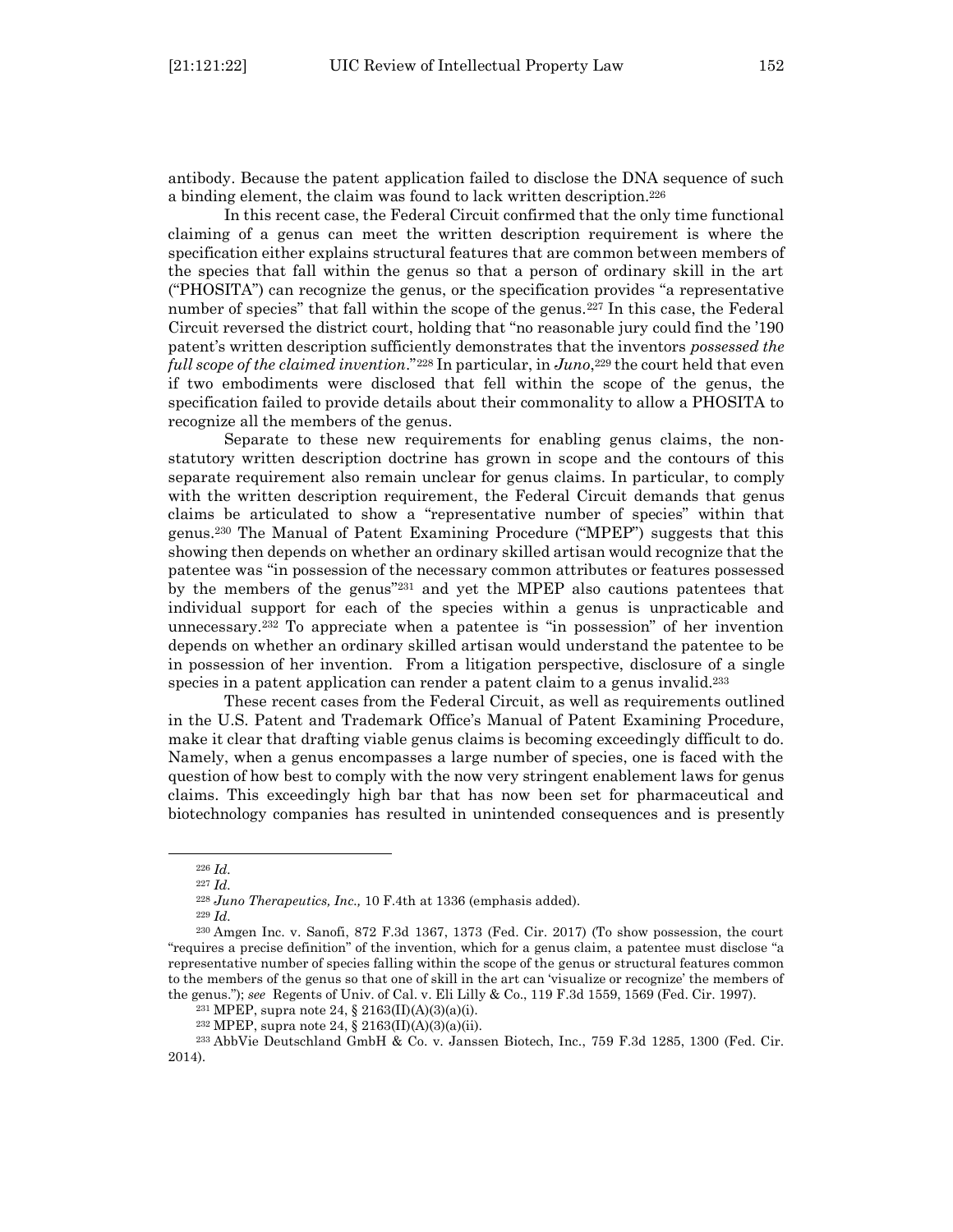antibody. Because the patent application failed to disclose the DNA sequence of such a binding element, the claim was found to lack written description.[226]

In this recent case, the Federal Circuit confirmed that the only time functional claiming of a genus can meet the written description requirement is where the specification either explains structural features that are common between members of the species that fall within the genus so that a person of ordinary skill in the art ("PHOSITA") can recognize the genus, or the specification provides "a representative number of species" that fall within the scope of the genus.[227] In this case, the Federal Circuit reversed the district court, holding that "no reasonable jury could find the '190 patent's written description sufficiently demonstrates that the inventors *possessed the full scope of the claimed invention*."[228] In particular, in *Juno*,[229] the court held that even if two embodiments were disclosed that fell within the scope of the genus, the specification failed to provide details about their commonality to allow a PHOSITA to recognize all the members of the genus.

Separate to these new requirements for enabling genus claims, the non-statutory written description doctrine has grown in scope and the contours of this separate requirement also remain unclear for genus claims. In particular, to comply with the written description requirement, the Federal Circuit demands that genus claims be articulated to show a "representative number of species" within that genus.[230] The Manual of Patent Examining Procedure ("MPEP") suggests that this showing then depends on whether an ordinary skilled artisan would recognize that the patentee was "in possession of the necessary common attributes or features possessed by the members of the genus"[231] and yet the MPEP also cautions patentees that individual support for each of the species within a genus is unpracticable and unnecessary.[232] To appreciate when a patentee is "in possession" of her invention depends on whether an ordinary skilled artisan would understand the patentee to be in possession of her invention. From a litigation perspective, disclosure of a single species in a patent application can render a patent claim to a genus invalid.[233]

These recent cases from the Federal Circuit, as well as requirements outlined in the U.S. Patent and Trademark Office's Manual of Patent Examining Procedure, make it clear that drafting viable genus claims is becoming exceedingly difficult to do. Namely, when a genus encompasses a large number of species, one is faced with the question of how best to comply with the now very stringent enablement laws for genus claims. This exceedingly high bar that has now been set for pharmaceutical and biotechnology companies has resulted in unintended consequences and is presently

---

[226] *Id.*

[227] *Id.*

[228] *Juno Therapeutics, Inc.,* 10 F.4th at 1336 (emphasis added).

[229] *Id.*

[230] Amgen Inc. v. Sanofi, 872 F.3d 1367, 1373 (Fed. Cir. 2017) (To show possession, the court "requires a precise definition" of the invention, which for a genus claim, a patentee must disclose "a representative number of species falling within the scope of the genus or structural features common to the members of the genus so that one of skill in the art can 'visualize or recognize' the members of the genus."); *see* Regents of Univ. of Cal. v. Eli Lilly & Co., 119 F.3d 1559, 1569 (Fed. Cir. 1997).

[231] MPEP, supra note 24, § 2163(II)(A)(3)(a)(i).

[232] MPEP, supra note 24, § 2163(II)(A)(3)(a)(ii).

[233] AbbVie Deutschland GmbH & Co. v. Janssen Biotech, Inc., 759 F.3d 1285, 1300 (Fed. Cir. 2014).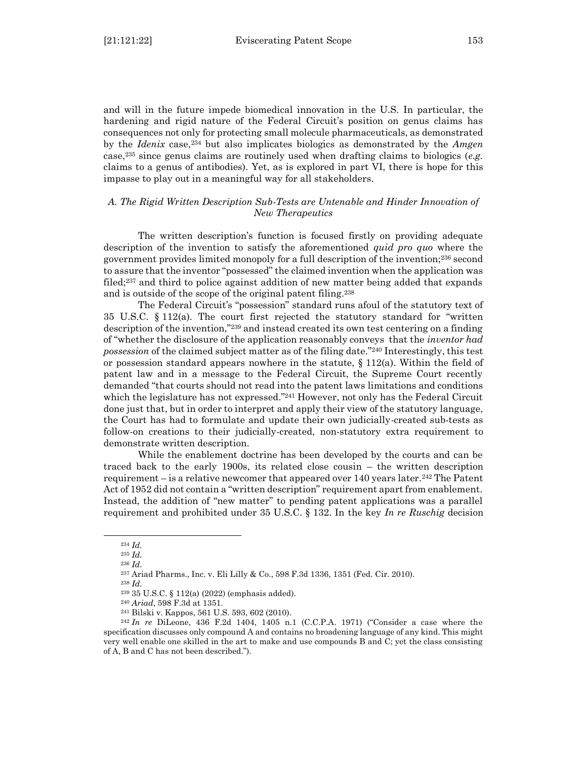and will in the future impede biomedical innovation in the U.S. In particular, the hardening and rigid nature of the Federal Circuit's position on genus claims has consequences not only for protecting small molecule pharmaceuticals, as demonstrated by the *Idenix* case,[234] but also implicates biologics as demonstrated by the *Amgen* case,[235] since genus claims are routinely used when drafting claims to biologics (*e.g.* claims to a genus of antibodies). Yet, as is explored in part VI, there is hope for this impasse to play out in a meaningful way for all stakeholders.

### *A. The Rigid Written Description Sub-Tests are Untenable and Hinder Innovation of New Therapeutics*

The written description's function is focused firstly on providing adequate description of the invention to satisfy the aforementioned *quid pro quo* where the government provides limited monopoly for a full description of the invention;[236] second to assure that the inventor "possessed" the claimed invention when the application was filed;[237] and third to police against addition of new matter being added that expands and is outside of the scope of the original patent filing.[238]

The Federal Circuit's "possession" standard runs afoul of the statutory text of 35 U.S.C. § 112(a). The court first rejected the statutory standard for "written description of the invention,"[239] and instead created its own test centering on a finding of "whether the disclosure of the application reasonably conveys that the *inventor had possession* of the claimed subject matter as of the filing date."[240] Interestingly, this test or possession standard appears nowhere in the statute, § 112(a). Within the field of patent law and in a message to the Federal Circuit, the Supreme Court recently demanded "that courts should not read into the patent laws limitations and conditions which the legislature has not expressed."[241] However, not only has the Federal Circuit done just that, but in order to interpret and apply their view of the statutory language, the Court has had to formulate and update their own judicially-created sub-tests as follow-on creations to their judicially-created, non-statutory extra requirement to demonstrate written description.

While the enablement doctrine has been developed by the courts and can be traced back to the early 1900s, its related close cousin – the written description requirement – is a relative newcomer that appeared over 140 years later.[242] The Patent Act of 1952 did not contain a "written description" requirement apart from enablement. Instead, the addition of "new matter" to pending patent applications was a parallel requirement and prohibited under 35 U.S.C. § 132. In the key *In re Ruschig* decision

---

[234] *Id.*

[235] *Id.*

[236] *Id.*

[237] Ariad Pharms., Inc. v. Eli Lilly & Co., 598 F.3d 1336, 1351 (Fed. Cir. 2010).

[238] *Id.*

[239] 35 U.S.C. § 112(a) (2022) (emphasis added).

[240] *Ariad*, 598 F.3d at 1351.

[241] Bilski v. Kappos, 561 U.S. 593, 602 (2010).

[242] *In re* DiLeone, 436 F.2d 1404, 1405 n.1 (C.C.P.A. 1971) ("Consider a case where the specification discusses only compound A and contains no broadening language of any kind. This might very well enable one skilled in the art to make and use compounds B and C; yet the class consisting of A, B and C has not been described.").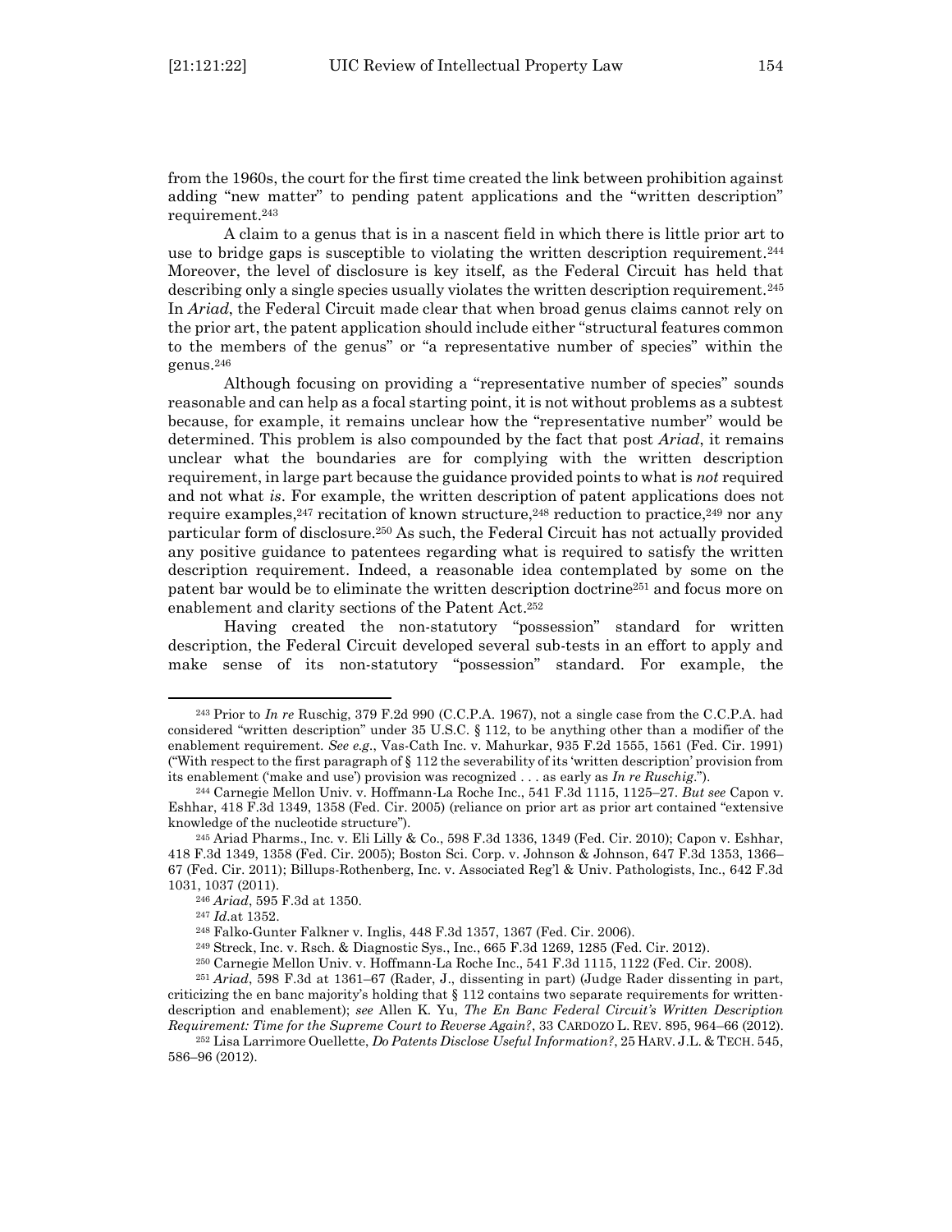from the 1960s, the court for the first time created the link between prohibition against adding "new matter" to pending patent applications and the "written description" requirement.[243]

A claim to a genus that is in a nascent field in which there is little prior art to use to bridge gaps is susceptible to violating the written description requirement.[244] Moreover, the level of disclosure is key itself, as the Federal Circuit has held that describing only a single species usually violates the written description requirement.[245] In *Ariad*, the Federal Circuit made clear that when broad genus claims cannot rely on the prior art, the patent application should include either "structural features common to the members of the genus" or "a representative number of species" within the genus.[246]

Although focusing on providing a "representative number of species" sounds reasonable and can help as a focal starting point, it is not without problems as a subtest because, for example, it remains unclear how the "representative number" would be determined. This problem is also compounded by the fact that post *Ariad*, it remains unclear what the boundaries are for complying with the written description requirement, in large part because the guidance provided points to what is *not* required and not what *is*. For example, the written description of patent applications does not require examples,[247] recitation of known structure,[248] reduction to practice,[249] nor any particular form of disclosure.[250] As such, the Federal Circuit has not actually provided any positive guidance to patentees regarding what is required to satisfy the written description requirement. Indeed, a reasonable idea contemplated by some on the patent bar would be to eliminate the written description doctrine[251] and focus more on enablement and clarity sections of the Patent Act.[252]

Having created the non-statutory "possession" standard for written description, the Federal Circuit developed several sub-tests in an effort to apply and make sense of its non-statutory "possession" standard. For example, the

---

[243] Prior to *In re* Ruschig, 379 F.2d 990 (C.C.P.A. 1967), not a single case from the C.C.P.A. had considered "written description" under 35 U.S.C. § 112, to be anything other than a modifier of the enablement requirement. *See e.g.*, Vas-Cath Inc. v. Mahurkar, 935 F.2d 1555, 1561 (Fed. Cir. 1991) ("With respect to the first paragraph of § 112 the severability of its 'written description' provision from its enablement ('make and use') provision was recognized . . . as early as *In re Ruschig*.").

[244] Carnegie Mellon Univ. v. Hoffmann-La Roche Inc., 541 F.3d 1115, 1125–27. *But see* Capon v. Eshhar, 418 F.3d 1349, 1358 (Fed. Cir. 2005) (reliance on prior art as prior art contained "extensive knowledge of the nucleotide structure").

[245] Ariad Pharms., Inc. v. Eli Lilly & Co., 598 F.3d 1336, 1349 (Fed. Cir. 2010); Capon v. Eshhar, 418 F.3d 1349, 1358 (Fed. Cir. 2005); Boston Sci. Corp. v. Johnson & Johnson, 647 F.3d 1353, 1366–67 (Fed. Cir. 2011); Billups-Rothenberg, Inc. v. Associated Reg'l & Univ. Pathologists, Inc., 642 F.3d 1031, 1037 (2011).

[246] *Ariad*, 595 F.3d at 1350.

[247] *Id.*at 1352.

[248] Falko-Gunter Falkner v. Inglis, 448 F.3d 1357, 1367 (Fed. Cir. 2006).

[249] Streck, Inc. v. Rsch. & Diagnostic Sys., Inc., 665 F.3d 1269, 1285 (Fed. Cir. 2012).

[250] Carnegie Mellon Univ. v. Hoffmann-La Roche Inc., 541 F.3d 1115, 1122 (Fed. Cir. 2008).

[251] *Ariad*, 598 F.3d at 1361–67 (Rader, J., dissenting in part) (Judge Rader dissenting in part, criticizing the en banc majority's holding that § 112 contains two separate requirements for written-description and enablement); *see* Allen K. Yu, *The En Banc Federal Circuit's Written Description Requirement: Time for the Supreme Court to Reverse Again?*, 33 CARDOZO L. REV. 895, 964–66 (2012).

[252] Lisa Larrimore Ouellette, *Do Patents Disclose Useful Information?*, 25 HARV. J.L. & TECH. 545, 586–96 (2012).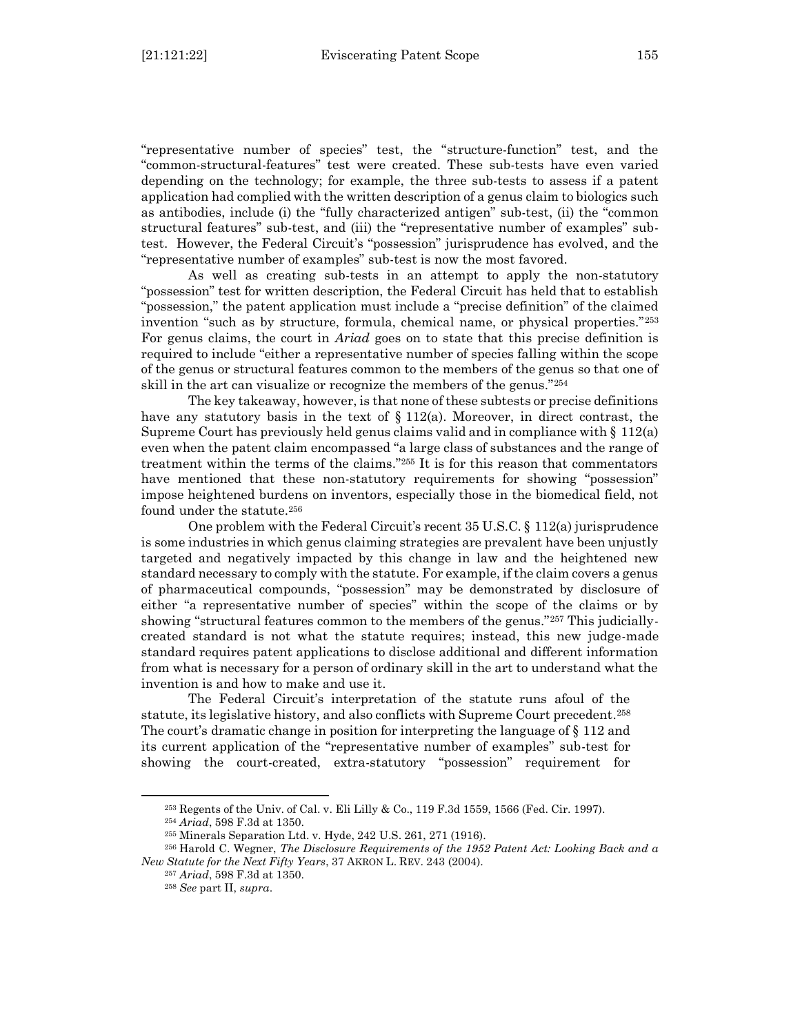"representative number of species" test, the "structure-function" test, and the "common-structural-features" test were created. These sub-tests have even varied depending on the technology; for example, the three sub-tests to assess if a patent application had complied with the written description of a genus claim to biologics such as antibodies, include (i) the "fully characterized antigen" sub-test, (ii) the "common structural features" sub-test, and (iii) the "representative number of examples" sub-test. However, the Federal Circuit's "possession" jurisprudence has evolved, and the "representative number of examples" sub-test is now the most favored.

As well as creating sub-tests in an attempt to apply the non-statutory "possession" test for written description, the Federal Circuit has held that to establish "possession," the patent application must include a "precise definition" of the claimed invention "such as by structure, formula, chemical name, or physical properties."[253] For genus claims, the court in *Ariad* goes on to state that this precise definition is required to include "either a representative number of species falling within the scope of the genus or structural features common to the members of the genus so that one of skill in the art can visualize or recognize the members of the genus."[254]

The key takeaway, however, is that none of these subtests or precise definitions have any statutory basis in the text of § 112(a). Moreover, in direct contrast, the Supreme Court has previously held genus claims valid and in compliance with § 112(a) even when the patent claim encompassed "a large class of substances and the range of treatment within the terms of the claims."[255] It is for this reason that commentators have mentioned that these non-statutory requirements for showing "possession" impose heightened burdens on inventors, especially those in the biomedical field, not found under the statute.[256]

One problem with the Federal Circuit's recent 35 U.S.C. § 112(a) jurisprudence is some industries in which genus claiming strategies are prevalent have been unjustly targeted and negatively impacted by this change in law and the heightened new standard necessary to comply with the statute. For example, if the claim covers a genus of pharmaceutical compounds, "possession" may be demonstrated by disclosure of either "a representative number of species" within the scope of the claims or by showing "structural features common to the members of the genus."[257] This judicially-created standard is not what the statute requires; instead, this new judge-made standard requires patent applications to disclose additional and different information from what is necessary for a person of ordinary skill in the art to understand what the invention is and how to make and use it.

The Federal Circuit's interpretation of the statute runs afoul of the statute, its legislative history, and also conflicts with Supreme Court precedent.[258] The court's dramatic change in position for interpreting the language of § 112 and its current application of the "representative number of examples" sub-test for showing the court-created, extra-statutory "possession" requirement for

---

[253] Regents of the Univ. of Cal. v. Eli Lilly & Co., 119 F.3d 1559, 1566 (Fed. Cir. 1997).

[254] *Ariad*, 598 F.3d at 1350.

[255] Minerals Separation Ltd. v. Hyde, 242 U.S. 261, 271 (1916).

[256] Harold C. Wegner, *The Disclosure Requirements of the 1952 Patent Act: Looking Back and a New Statute for the Next Fifty Years*, 37 AKRON L. REV. 243 (2004).

[257] *Ariad*, 598 F.3d at 1350.

[258] *See* part II, *supra*.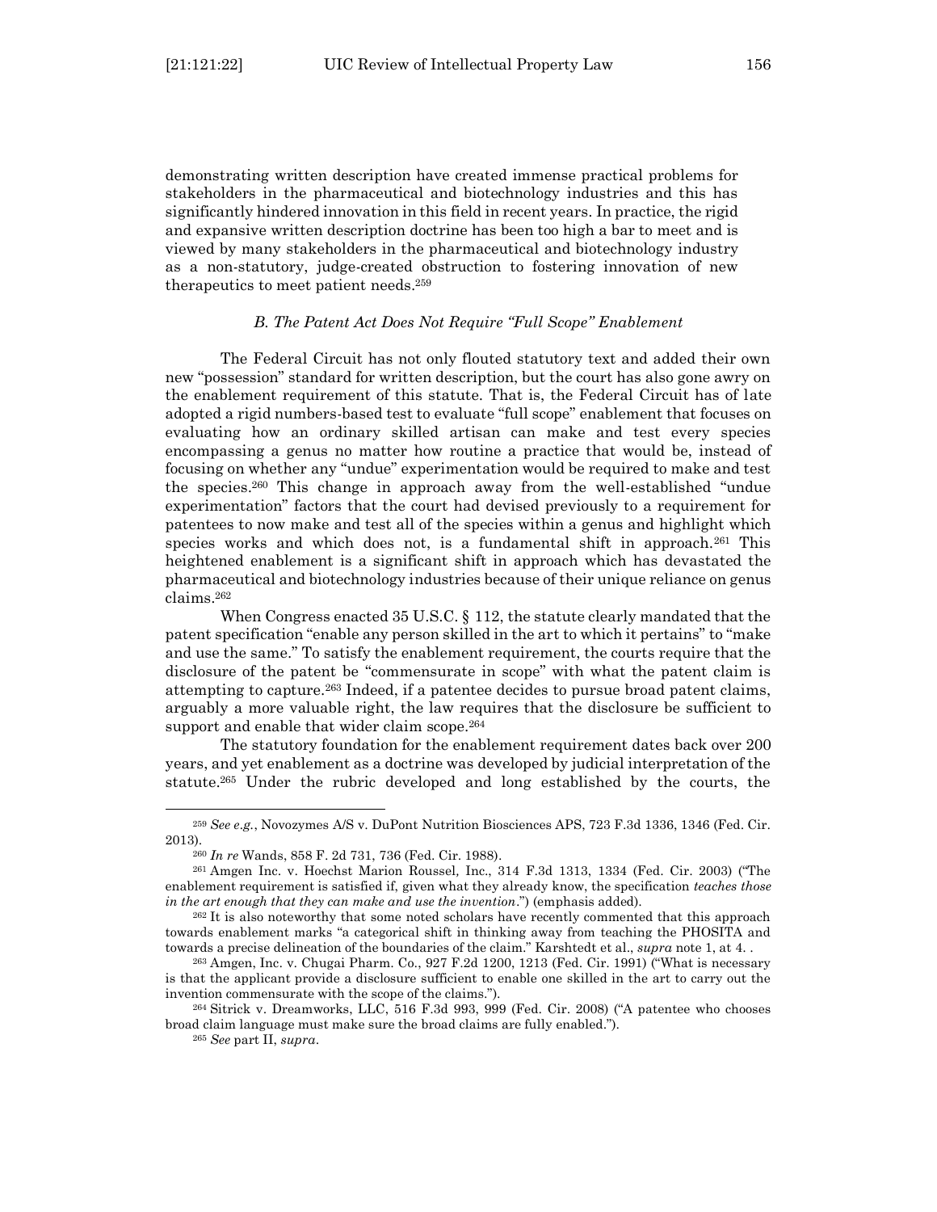demonstrating written description have created immense practical problems for stakeholders in the pharmaceutical and biotechnology industries and this has significantly hindered innovation in this field in recent years. In practice, the rigid and expansive written description doctrine has been too high a bar to meet and is viewed by many stakeholders in the pharmaceutical and biotechnology industry as a non-statutory, judge-created obstruction to fostering innovation of new therapeutics to meet patient needs.[259]

### *B. The Patent Act Does Not Require "Full Scope" Enablement*

The Federal Circuit has not only flouted statutory text and added their own new "possession" standard for written description, but the court has also gone awry on the enablement requirement of this statute. That is, the Federal Circuit has of late adopted a rigid numbers-based test to evaluate "full scope" enablement that focuses on evaluating how an ordinary skilled artisan can make and test every species encompassing a genus no matter how routine a practice that would be, instead of focusing on whether any "undue" experimentation would be required to make and test the species.[260] This change in approach away from the well-established "undue experimentation" factors that the court had devised previously to a requirement for patentees to now make and test all of the species within a genus and highlight which species works and which does not, is a fundamental shift in approach.[261] This heightened enablement is a significant shift in approach which has devastated the pharmaceutical and biotechnology industries because of their unique reliance on genus claims.[262]

When Congress enacted 35 U.S.C. § 112, the statute clearly mandated that the patent specification "enable any person skilled in the art to which it pertains" to "make and use the same." To satisfy the enablement requirement, the courts require that the disclosure of the patent be "commensurate in scope" with what the patent claim is attempting to capture.[263] Indeed, if a patentee decides to pursue broad patent claims, arguably a more valuable right, the law requires that the disclosure be sufficient to support and enable that wider claim scope.[264]

The statutory foundation for the enablement requirement dates back over 200 years, and yet enablement as a doctrine was developed by judicial interpretation of the statute.[265] Under the rubric developed and long established by the courts, the

---

[259] *See e.g.*, Novozymes A/S v. DuPont Nutrition Biosciences APS, 723 F.3d 1336, 1346 (Fed. Cir. 2013).

[260] *In re* Wands, 858 F. 2d 731, 736 (Fed. Cir. 1988).

[261] Amgen Inc. v. Hoechst Marion Roussel, Inc., 314 F.3d 1313, 1334 (Fed. Cir. 2003) ("The enablement requirement is satisfied if, given what they already know, the specification *teaches those in the art enough that they can make and use the invention*.") (emphasis added).

[262] It is also noteworthy that some noted scholars have recently commented that this approach towards enablement marks "a categorical shift in thinking away from teaching the PHOSITA and towards a precise delineation of the boundaries of the claim." Karshtedt et al., *supra* note 1, at 4. .

[263] Amgen, Inc. v. Chugai Pharm. Co., 927 F.2d 1200, 1213 (Fed. Cir. 1991) ("What is necessary is that the applicant provide a disclosure sufficient to enable one skilled in the art to carry out the invention commensurate with the scope of the claims.").

[264] Sitrick v. Dreamworks, LLC, 516 F.3d 993, 999 (Fed. Cir. 2008) ("A patentee who chooses broad claim language must make sure the broad claims are fully enabled.").

[265] *See* part II, *supra*.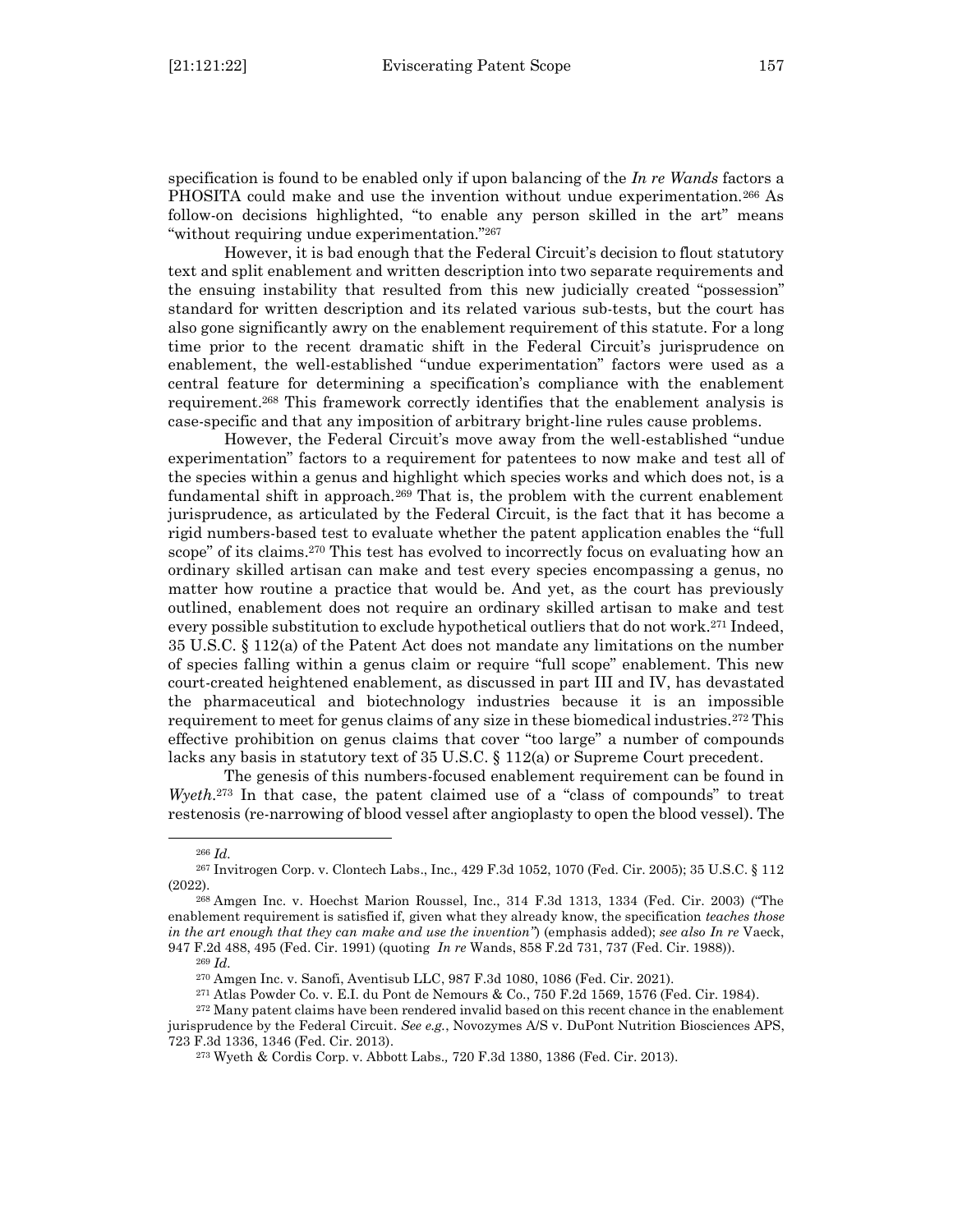specification is found to be enabled only if upon balancing of the *In re Wands* factors a PHOSITA could make and use the invention without undue experimentation.[266] As follow-on decisions highlighted, "to enable any person skilled in the art" means "without requiring undue experimentation."[267]

However, it is bad enough that the Federal Circuit's decision to flout statutory text and split enablement and written description into two separate requirements and the ensuing instability that resulted from this new judicially created "possession" standard for written description and its related various sub-tests, but the court has also gone significantly awry on the enablement requirement of this statute. For a long time prior to the recent dramatic shift in the Federal Circuit's jurisprudence on enablement, the well-established "undue experimentation" factors were used as a central feature for determining a specification's compliance with the enablement requirement.[268] This framework correctly identifies that the enablement analysis is case-specific and that any imposition of arbitrary bright-line rules cause problems.

However, the Federal Circuit's move away from the well-established "undue experimentation" factors to a requirement for patentees to now make and test all of the species within a genus and highlight which species works and which does not, is a fundamental shift in approach.[269] That is, the problem with the current enablement jurisprudence, as articulated by the Federal Circuit, is the fact that it has become a rigid numbers-based test to evaluate whether the patent application enables the "full scope" of its claims.[270] This test has evolved to incorrectly focus on evaluating how an ordinary skilled artisan can make and test every species encompassing a genus, no matter how routine a practice that would be. And yet, as the court has previously outlined, enablement does not require an ordinary skilled artisan to make and test every possible substitution to exclude hypothetical outliers that do not work.[271] Indeed, 35 U.S.C. § 112(a) of the Patent Act does not mandate any limitations on the number of species falling within a genus claim or require "full scope" enablement. This new court-created heightened enablement, as discussed in part III and IV, has devastated the pharmaceutical and biotechnology industries because it is an impossible requirement to meet for genus claims of any size in these biomedical industries.[272] This effective prohibition on genus claims that cover "too large" a number of compounds lacks any basis in statutory text of 35 U.S.C. § 112(a) or Supreme Court precedent.

The genesis of this numbers-focused enablement requirement can be found in *Wyeth*.[273] In that case, the patent claimed use of a "class of compounds" to treat restenosis (re-narrowing of blood vessel after angioplasty to open the blood vessel). The

---

[266] *Id.*

[267] Invitrogen Corp. v. Clontech Labs., Inc., 429 F.3d 1052, 1070 (Fed. Cir. 2005); 35 U.S.C. § 112 (2022).

[268] Amgen Inc. v. Hoechst Marion Roussel, Inc., 314 F.3d 1313, 1334 (Fed. Cir. 2003) ("The enablement requirement is satisfied if, given what they already know, the specification *teaches those in the art enough that they can make and use the invention*") (emphasis added); *see also In re* Vaeck, 947 F.2d 488, 495 (Fed. Cir. 1991) (quoting *In re* Wands, 858 F.2d 731, 737 (Fed. Cir. 1988)).

[269] *Id.*

[270] Amgen Inc. v. Sanofi, Aventisub LLC, 987 F.3d 1080, 1086 (Fed. Cir. 2021).

[271] Atlas Powder Co. v. E.I. du Pont de Nemours & Co., 750 F.2d 1569, 1576 (Fed. Cir. 1984).

[272] Many patent claims have been rendered invalid based on this recent chance in the enablement jurisprudence by the Federal Circuit. *See e.g.*, Novozymes A/S v. DuPont Nutrition Biosciences APS, 723 F.3d 1336, 1346 (Fed. Cir. 2013).

[273] Wyeth & Cordis Corp. v. Abbott Labs., 720 F.3d 1380, 1386 (Fed. Cir. 2013).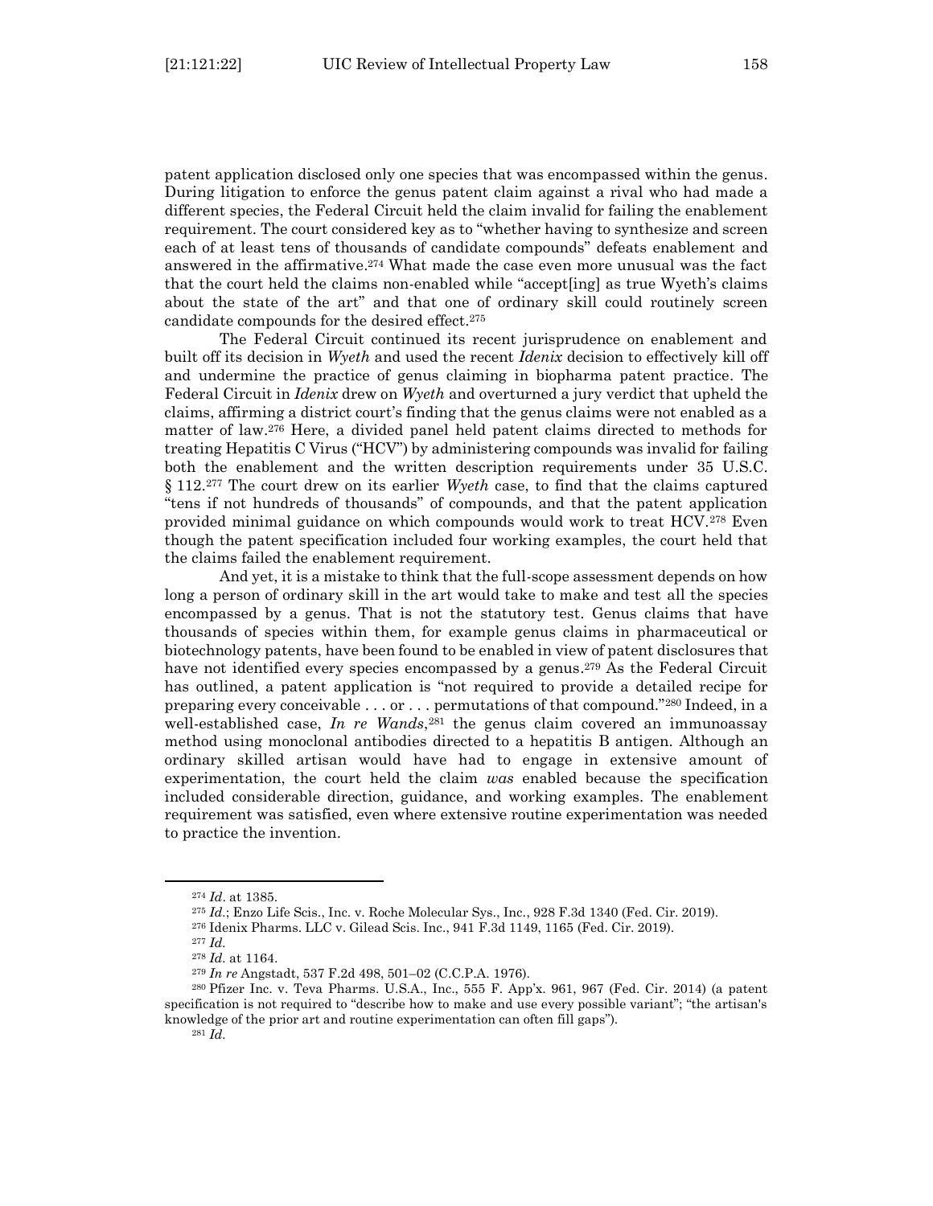patent application disclosed only one species that was encompassed within the genus. During litigation to enforce the genus patent claim against a rival who had made a different species, the Federal Circuit held the claim invalid for failing the enablement requirement. The court considered key as to "whether having to synthesize and screen each of at least tens of thousands of candidate compounds" defeats enablement and answered in the affirmative.[274] What made the case even more unusual was the fact that the court held the claims non-enabled while "accept[ing] as true Wyeth's claims about the state of the art" and that one of ordinary skill could routinely screen candidate compounds for the desired effect.[275]

The Federal Circuit continued its recent jurisprudence on enablement and built off its decision in *Wyeth* and used the recent *Idenix* decision to effectively kill off and undermine the practice of genus claiming in biopharma patent practice. The Federal Circuit in *Idenix* drew on *Wyeth* and overturned a jury verdict that upheld the claims, affirming a district court's finding that the genus claims were not enabled as a matter of law.[276] Here, a divided panel held patent claims directed to methods for treating Hepatitis C Virus ("HCV") by administering compounds was invalid for failing both the enablement and the written description requirements under 35 U.S.C. § 112.[277] The court drew on its earlier *Wyeth* case, to find that the claims captured "tens if not hundreds of thousands" of compounds, and that the patent application provided minimal guidance on which compounds would work to treat HCV.[278] Even though the patent specification included four working examples, the court held that the claims failed the enablement requirement.

And yet, it is a mistake to think that the full-scope assessment depends on how long a person of ordinary skill in the art would take to make and test all the species encompassed by a genus. That is not the statutory test. Genus claims that have thousands of species within them, for example genus claims in pharmaceutical or biotechnology patents, have been found to be enabled in view of patent disclosures that have not identified every species encompassed by a genus.[279] As the Federal Circuit has outlined, a patent application is "not required to provide a detailed recipe for preparing every conceivable . . . or . . . permutations of that compound."[280] Indeed, in a well-established case, *In re Wands*,[281] the genus claim covered an immunoassay method using monoclonal antibodies directed to a hepatitis B antigen. Although an ordinary skilled artisan would have had to engage in extensive amount of experimentation, the court held the claim *was* enabled because the specification included considerable direction, guidance, and working examples. The enablement requirement was satisfied, even where extensive routine experimentation was needed to practice the invention.

---

[274] *Id*. at 1385.

[275] *Id.*; Enzo Life Scis., Inc. v. Roche Molecular Sys., Inc., 928 F.3d 1340 (Fed. Cir. 2019).

[276] Idenix Pharms. LLC v. Gilead Scis. Inc., 941 F.3d 1149, 1165 (Fed. Cir. 2019).

[277] *Id.*

[278] *Id.* at 1164.

[279] *In re* Angstadt, 537 F.2d 498, 501–02 (C.C.P.A. 1976).

[280] Pfizer Inc. v. Teva Pharms. U.S.A., Inc., 555 F. App'x. 961, 967 (Fed. Cir. 2014) (a patent specification is not required to "describe how to make and use every possible variant"; "the artisan's knowledge of the prior art and routine experimentation can often fill gaps").

[281] *Id.*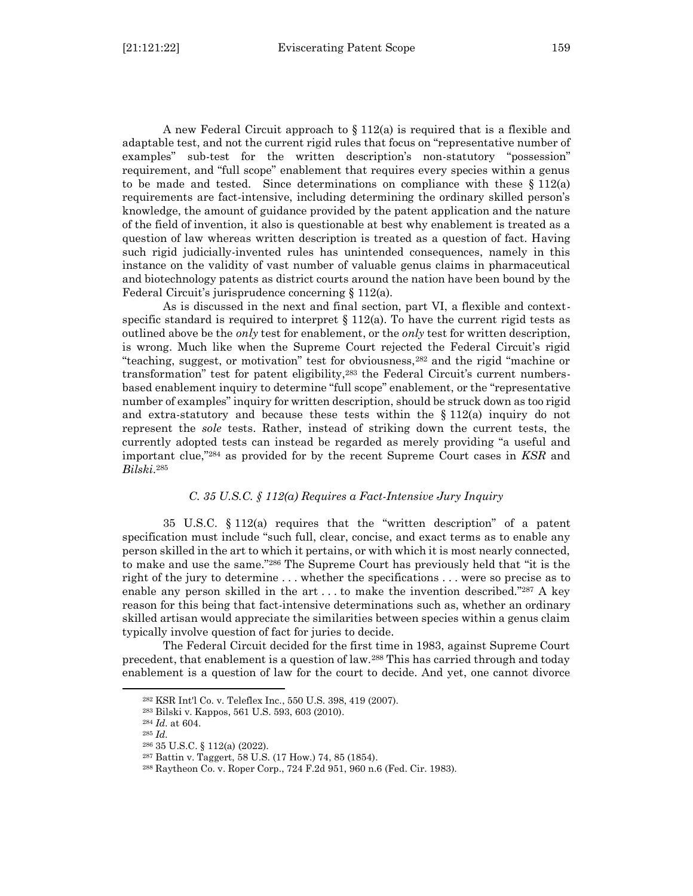A new Federal Circuit approach to § 112(a) is required that is a flexible and adaptable test, and not the current rigid rules that focus on "representative number of examples" sub-test for the written description's non-statutory "possession" requirement, and "full scope" enablement that requires every species within a genus to be made and tested. Since determinations on compliance with these § 112(a) requirements are fact-intensive, including determining the ordinary skilled person's knowledge, the amount of guidance provided by the patent application and the nature of the field of invention, it also is questionable at best why enablement is treated as a question of law whereas written description is treated as a question of fact. Having such rigid judicially-invented rules has unintended consequences, namely in this instance on the validity of vast number of valuable genus claims in pharmaceutical and biotechnology patents as district courts around the nation have been bound by the Federal Circuit's jurisprudence concerning § 112(a).

As is discussed in the next and final section, part VI, a flexible and context-specific standard is required to interpret § 112(a). To have the current rigid tests as outlined above be the *only* test for enablement, or the *only* test for written description, is wrong. Much like when the Supreme Court rejected the Federal Circuit's rigid "teaching, suggest, or motivation" test for obviousness,[282] and the rigid "machine or transformation" test for patent eligibility,[283] the Federal Circuit's current numbers-based enablement inquiry to determine "full scope" enablement, or the "representative number of examples" inquiry for written description, should be struck down as too rigid and extra-statutory and because these tests within the § 112(a) inquiry do not represent the *sole* tests. Rather, instead of striking down the current tests, the currently adopted tests can instead be regarded as merely providing "a useful and important clue,"[284] as provided for by the recent Supreme Court cases in ***KSR*** and ***Bilski***.[285]

### *C. 35 U.S.C. § 112(a) Requires a Fact-Intensive Jury Inquiry*

35 U.S.C. § 112(a) requires that the "written description" of a patent specification must include "such full, clear, concise, and exact terms as to enable any person skilled in the art to which it pertains, or with which it is most nearly connected, to make and use the same."[286] The Supreme Court has previously held that "it is the right of the jury to determine . . . whether the specifications . . . were so precise as to enable any person skilled in the art . . . to make the invention described."[287] A key reason for this being that fact-intensive determinations such as, whether an ordinary skilled artisan would appreciate the similarities between species within a genus claim typically involve question of fact for juries to decide.

The Federal Circuit decided for the first time in 1983, against Supreme Court precedent, that enablement is a question of law.[288] This has carried through and today enablement is a question of law for the court to decide. And yet, one cannot divorce

---

[282] KSR Int'l Co. v. Teleflex Inc., 550 U.S. 398, 419 (2007).

[283] Bilski v. Kappos, 561 U.S. 593, 603 (2010).

[284] *Id.* at 604.

[285] *Id.*

[286] 35 U.S.C. § 112(a) (2022).

[287] Battin v. Taggert, 58 U.S. (17 How.) 74, 85 (1854).

[288] Raytheon Co. v. Roper Corp., 724 F.2d 951, 960 n.6 (Fed. Cir. 1983).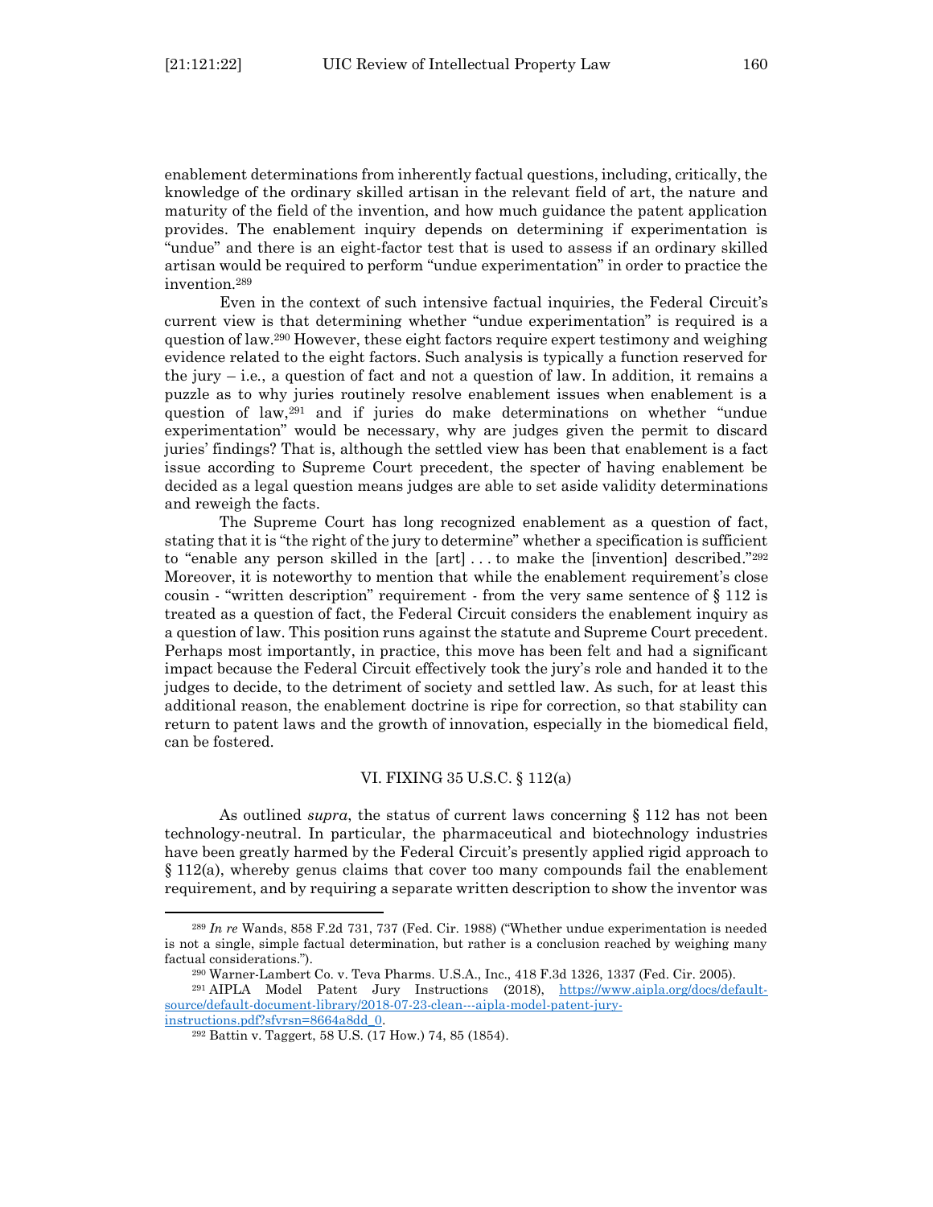enablement determinations from inherently factual questions, including, critically, the knowledge of the ordinary skilled artisan in the relevant field of art, the nature and maturity of the field of the invention, and how much guidance the patent application provides. The enablement inquiry depends on determining if experimentation is "undue" and there is an eight-factor test that is used to assess if an ordinary skilled artisan would be required to perform "undue experimentation" in order to practice the invention.[289]

Even in the context of such intensive factual inquiries, the Federal Circuit's current view is that determining whether "undue experimentation" is required is a question of law.[290] However, these eight factors require expert testimony and weighing evidence related to the eight factors. Such analysis is typically a function reserved for the jury – i.e., a question of fact and not a question of law. In addition, it remains a puzzle as to why juries routinely resolve enablement issues when enablement is a question of law,[291] and if juries do make determinations on whether "undue experimentation" would be necessary, why are judges given the permit to discard juries' findings? That is, although the settled view has been that enablement is a fact issue according to Supreme Court precedent, the specter of having enablement be decided as a legal question means judges are able to set aside validity determinations and reweigh the facts.

The Supreme Court has long recognized enablement as a question of fact, stating that it is "the right of the jury to determine" whether a specification is sufficient to "enable any person skilled in the [art] . . . to make the [invention] described."[292] Moreover, it is noteworthy to mention that while the enablement requirement's close cousin - "written description" requirement - from the very same sentence of § 112 is treated as a question of fact, the Federal Circuit considers the enablement inquiry as a question of law. This position runs against the statute and Supreme Court precedent. Perhaps most importantly, in practice, this move has been felt and had a significant impact because the Federal Circuit effectively took the jury's role and handed it to the judges to decide, to the detriment of society and settled law. As such, for at least this additional reason, the enablement doctrine is ripe for correction, so that stability can return to patent laws and the growth of innovation, especially in the biomedical field, can be fostered.

## VI. FIXING 35 U.S.C. § 112(a)

As outlined *supra*, the status of current laws concerning § 112 has not been technology-neutral. In particular, the pharmaceutical and biotechnology industries have been greatly harmed by the Federal Circuit's presently applied rigid approach to § 112(a), whereby genus claims that cover too many compounds fail the enablement requirement, and by requiring a separate written description to show the inventor was

---

[289] *In re* Wands, 858 F.2d 731, 737 (Fed. Cir. 1988) ("Whether undue experimentation is needed is not a single, simple factual determination, but rather is a conclusion reached by weighing many factual considerations.").

[290] Warner-Lambert Co. v. Teva Pharms. U.S.A., Inc., 418 F.3d 1326, 1337 (Fed. Cir. 2005).

[291] AIPLA Model Patent Jury Instructions (2018), https://www.aipla.org/docs/default-source/default-document-library/2018-07-23-clean---aipla-model-patent-jury-instructions.pdf?sfvrsn=8664a8dd_0.

[292] Battin v. Taggert, 58 U.S. (17 How.) 74, 85 (1854).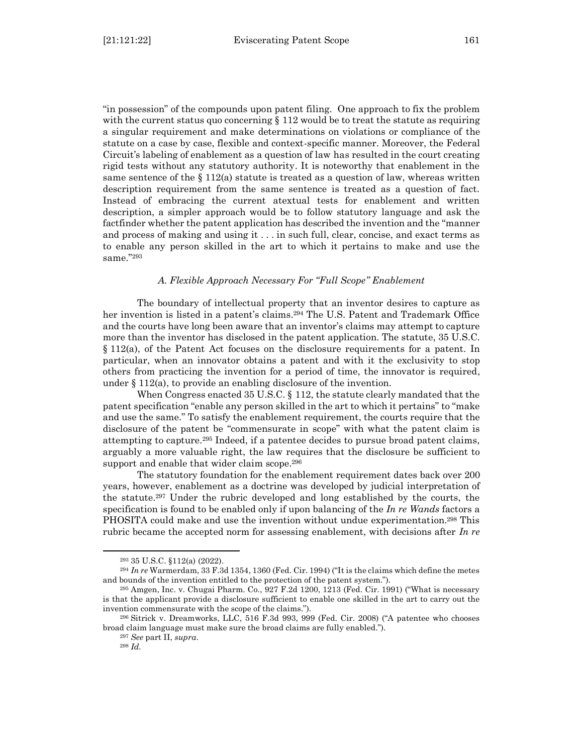"in possession" of the compounds upon patent filing. One approach to fix the problem with the current status quo concerning § 112 would be to treat the statute as requiring a singular requirement and make determinations on violations or compliance of the statute on a case by case, flexible and context-specific manner. Moreover, the Federal Circuit's labeling of enablement as a question of law has resulted in the court creating rigid tests without any statutory authority. It is noteworthy that enablement in the same sentence of the § 112(a) statute is treated as a question of law, whereas written description requirement from the same sentence is treated as a question of fact. Instead of embracing the current atextual tests for enablement and written description, a simpler approach would be to follow statutory language and ask the factfinder whether the patent application has described the invention and the "manner and process of making and using it . . . in such full, clear, concise, and exact terms as to enable any person skilled in the art to which it pertains to make and use the same."[293]

### *A. Flexible Approach Necessary For "Full Scope" Enablement*

The boundary of intellectual property that an inventor desires to capture as her invention is listed in a patent's claims.[294] The U.S. Patent and Trademark Office and the courts have long been aware that an inventor's claims may attempt to capture more than the inventor has disclosed in the patent application. The statute, 35 U.S.C. § 112(a), of the Patent Act focuses on the disclosure requirements for a patent. In particular, when an innovator obtains a patent and with it the exclusivity to stop others from practicing the invention for a period of time, the innovator is required, under § 112(a), to provide an enabling disclosure of the invention.

When Congress enacted 35 U.S.C. § 112, the statute clearly mandated that the patent specification "enable any person skilled in the art to which it pertains" to "make and use the same." To satisfy the enablement requirement, the courts require that the disclosure of the patent be "commensurate in scope" with what the patent claim is attempting to capture.[295] Indeed, if a patentee decides to pursue broad patent claims, arguably a more valuable right, the law requires that the disclosure be sufficient to support and enable that wider claim scope.[296]

The statutory foundation for the enablement requirement dates back over 200 years, however, enablement as a doctrine was developed by judicial interpretation of the statute.[297] Under the rubric developed and long established by the courts, the specification is found to be enabled only if upon balancing of the *In re Wands* factors a PHOSITA could make and use the invention without undue experimentation.[298] This rubric became the accepted norm for assessing enablement, with decisions after *In re*

---

[293] 35 U.S.C. §112(a) (2022).

[294] *In re* Warmerdam, 33 F.3d 1354, 1360 (Fed. Cir. 1994) ("It is the claims which define the metes and bounds of the invention entitled to the protection of the patent system.").

[295] Amgen, Inc. v. Chugai Pharm. Co., 927 F.2d 1200, 1213 (Fed. Cir. 1991) ("What is necessary is that the applicant provide a disclosure sufficient to enable one skilled in the art to carry out the invention commensurate with the scope of the claims.").

[296] Sitrick v. Dreamworks, LLC, 516 F.3d 993, 999 (Fed. Cir. 2008) ("A patentee who chooses broad claim language must make sure the broad claims are fully enabled.").

[297] *See* part II, *supra*.

[298] *Id.*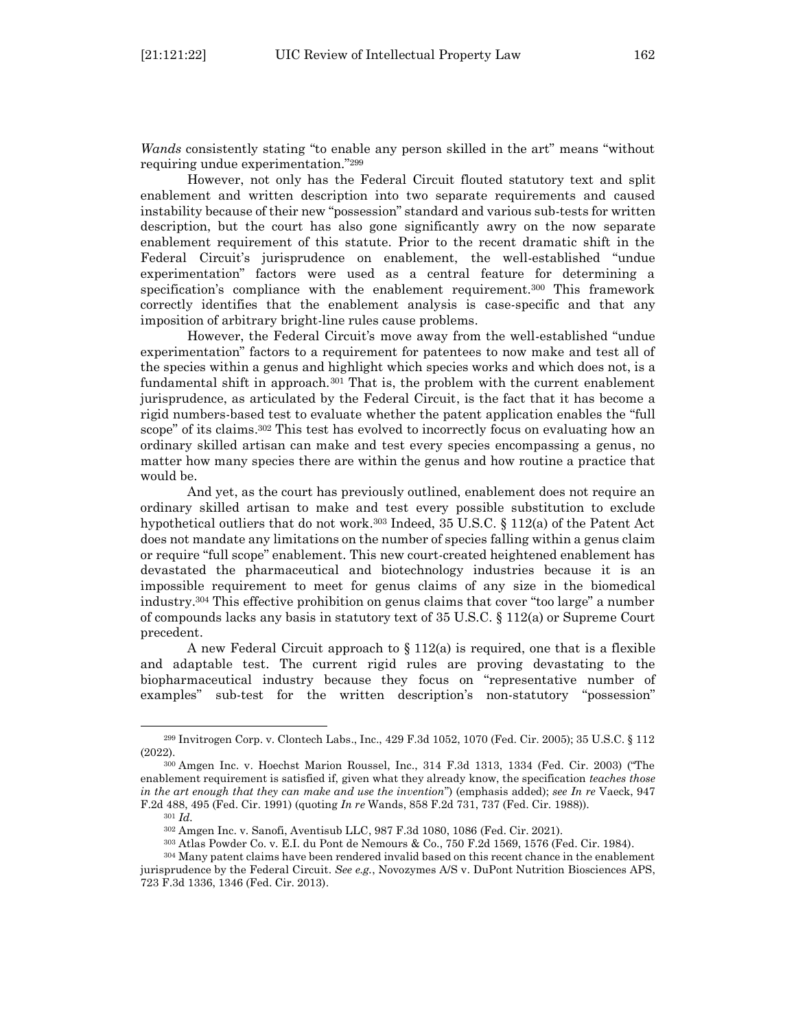*Wands* consistently stating "to enable any person skilled in the art" means "without requiring undue experimentation."[299]

However, not only has the Federal Circuit flouted statutory text and split enablement and written description into two separate requirements and caused instability because of their new "possession" standard and various sub-tests for written description, but the court has also gone significantly awry on the now separate enablement requirement of this statute. Prior to the recent dramatic shift in the Federal Circuit's jurisprudence on enablement, the well-established "undue experimentation" factors were used as a central feature for determining a specification's compliance with the enablement requirement.[300] This framework correctly identifies that the enablement analysis is case-specific and that any imposition of arbitrary bright-line rules cause problems.

However, the Federal Circuit's move away from the well-established "undue experimentation" factors to a requirement for patentees to now make and test all of the species within a genus and highlight which species works and which does not, is a fundamental shift in approach.[301] That is, the problem with the current enablement jurisprudence, as articulated by the Federal Circuit, is the fact that it has become a rigid numbers-based test to evaluate whether the patent application enables the "full scope" of its claims.[302] This test has evolved to incorrectly focus on evaluating how an ordinary skilled artisan can make and test every species encompassing a genus, no matter how many species there are within the genus and how routine a practice that would be.

And yet, as the court has previously outlined, enablement does not require an ordinary skilled artisan to make and test every possible substitution to exclude hypothetical outliers that do not work.[303] Indeed, 35 U.S.C. § 112(a) of the Patent Act does not mandate any limitations on the number of species falling within a genus claim or require "full scope" enablement. This new court-created heightened enablement has devastated the pharmaceutical and biotechnology industries because it is an impossible requirement to meet for genus claims of any size in the biomedical industry.[304] This effective prohibition on genus claims that cover "too large" a number of compounds lacks any basis in statutory text of 35 U.S.C. § 112(a) or Supreme Court precedent.

A new Federal Circuit approach to § 112(a) is required, one that is a flexible and adaptable test. The current rigid rules are proving devastating to the biopharmaceutical industry because they focus on "representative number of examples" sub-test for the written description's non-statutory "possession"

---

[299] Invitrogen Corp. v. Clontech Labs., Inc., 429 F.3d 1052, 1070 (Fed. Cir. 2005); 35 U.S.C. § 112 (2022).

[300] Amgen Inc. v. Hoechst Marion Roussel, Inc., 314 F.3d 1313, 1334 (Fed. Cir. 2003) ("The enablement requirement is satisfied if, given what they already know, the specification *teaches those in the art enough that they can make and use the invention*") (emphasis added); *see In re* Vaeck, 947 F.2d 488, 495 (Fed. Cir. 1991) (quoting *In re* Wands, 858 F.2d 731, 737 (Fed. Cir. 1988)).

[301] *Id.*

[302] Amgen Inc. v. Sanofi, Aventisub LLC, 987 F.3d 1080, 1086 (Fed. Cir. 2021).

[303] Atlas Powder Co. v. E.I. du Pont de Nemours & Co., 750 F.2d 1569, 1576 (Fed. Cir. 1984).

[304] Many patent claims have been rendered invalid based on this recent chance in the enablement jurisprudence by the Federal Circuit. *See e.g.*, Novozymes A/S v. DuPont Nutrition Biosciences APS, 723 F.3d 1336, 1346 (Fed. Cir. 2013).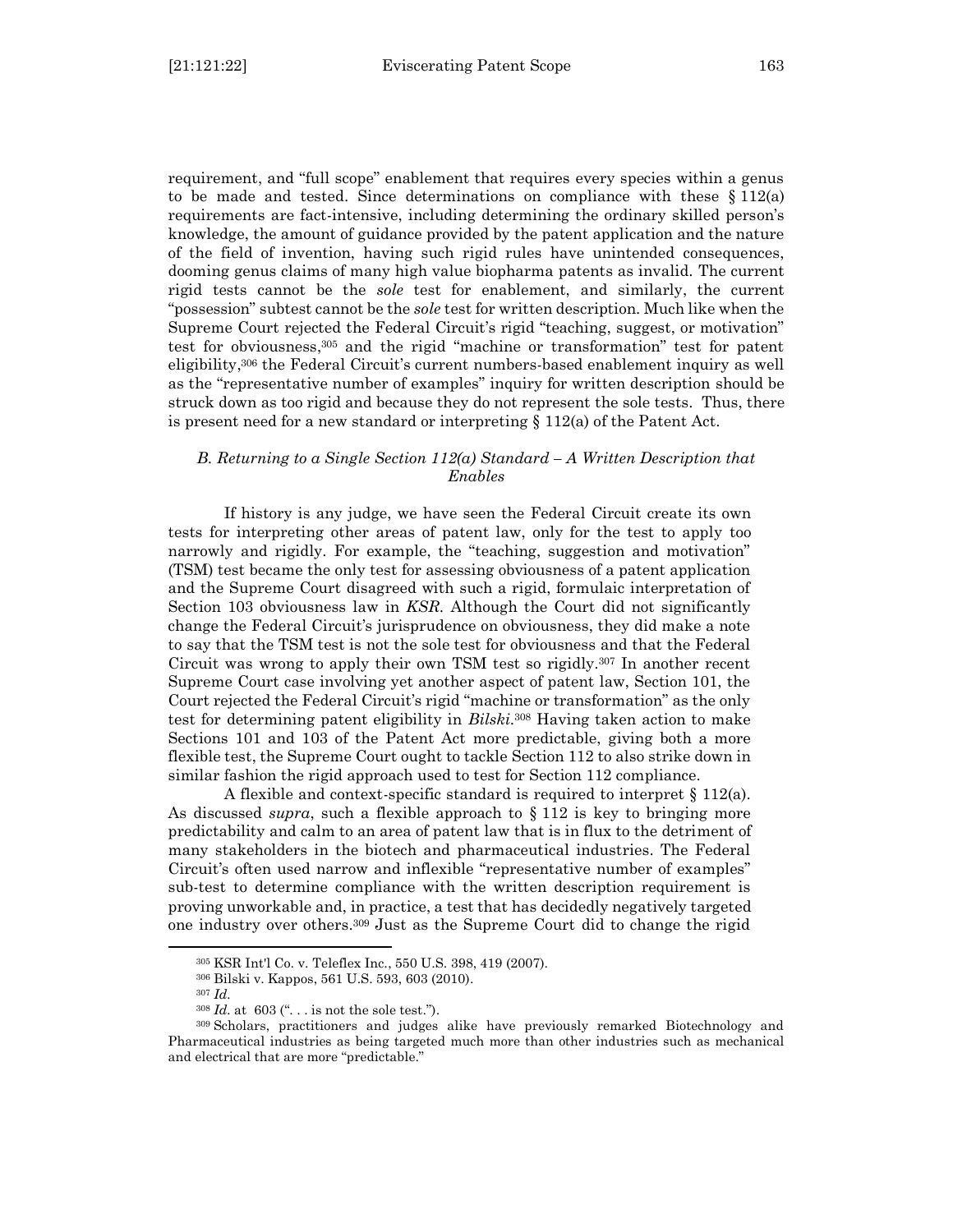requirement, and "full scope" enablement that requires every species within a genus to be made and tested. Since determinations on compliance with these § 112(a) requirements are fact-intensive, including determining the ordinary skilled person's knowledge, the amount of guidance provided by the patent application and the nature of the field of invention, having such rigid rules have unintended consequences, dooming genus claims of many high value biopharma patents as invalid. The current rigid tests cannot be the *sole* test for enablement, and similarly, the current "possession" subtest cannot be the *sole* test for written description. Much like when the Supreme Court rejected the Federal Circuit's rigid "teaching, suggest, or motivation" test for obviousness,[305] and the rigid "machine or transformation" test for patent eligibility,[306] the Federal Circuit's current numbers-based enablement inquiry as well as the "representative number of examples" inquiry for written description should be struck down as too rigid and because they do not represent the sole tests. Thus, there is present need for a new standard or interpreting § 112(a) of the Patent Act.

### *B. Returning to a Single Section 112(a) Standard – A Written Description that Enables*

If history is any judge, we have seen the Federal Circuit create its own tests for interpreting other areas of patent law, only for the test to apply too narrowly and rigidly. For example, the "teaching, suggestion and motivation" (TSM) test became the only test for assessing obviousness of a patent application and the Supreme Court disagreed with such a rigid, formulaic interpretation of Section 103 obviousness law in *KSR*. Although the Court did not significantly change the Federal Circuit's jurisprudence on obviousness, they did make a note to say that the TSM test is not the sole test for obviousness and that the Federal Circuit was wrong to apply their own TSM test so rigidly.[307] In another recent Supreme Court case involving yet another aspect of patent law, Section 101, the Court rejected the Federal Circuit's rigid "machine or transformation" as the only test for determining patent eligibility in *Bilski*.[308] Having taken action to make Sections 101 and 103 of the Patent Act more predictable, giving both a more flexible test, the Supreme Court ought to tackle Section 112 to also strike down in similar fashion the rigid approach used to test for Section 112 compliance.

A flexible and context-specific standard is required to interpret § 112(a). As discussed *supra*, such a flexible approach to § 112 is key to bringing more predictability and calm to an area of patent law that is in flux to the detriment of many stakeholders in the biotech and pharmaceutical industries. The Federal Circuit's often used narrow and inflexible "representative number of examples" sub-test to determine compliance with the written description requirement is proving unworkable and, in practice, a test that has decidedly negatively targeted one industry over others.[309] Just as the Supreme Court did to change the rigid

---

[305] KSR Int'l Co. v. Teleflex Inc., 550 U.S. 398, 419 (2007).

[306] Bilski v. Kappos, 561 U.S. 593, 603 (2010).

[307] *Id.*

[308] *Id.* at 603 (". . . is not the sole test.").

[309] Scholars, practitioners and judges alike have previously remarked Biotechnology and Pharmaceutical industries as being targeted much more than other industries such as mechanical and electrical that are more "predictable."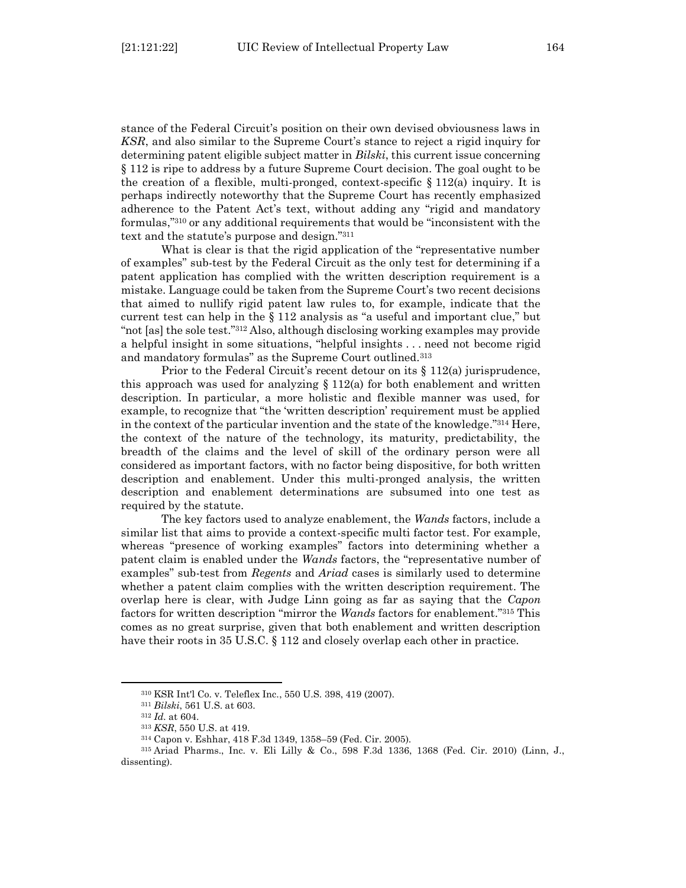stance of the Federal Circuit's position on their own devised obviousness laws in *KSR*, and also similar to the Supreme Court's stance to reject a rigid inquiry for determining patent eligible subject matter in *Bilski*, this current issue concerning § 112 is ripe to address by a future Supreme Court decision. The goal ought to be the creation of a flexible, multi-pronged, context-specific § 112(a) inquiry. It is perhaps indirectly noteworthy that the Supreme Court has recently emphasized adherence to the Patent Act's text, without adding any "rigid and mandatory formulas,"[310] or any additional requirements that would be "inconsistent with the text and the statute's purpose and design."[311]

What is clear is that the rigid application of the "representative number of examples" sub-test by the Federal Circuit as the only test for determining if a patent application has complied with the written description requirement is a mistake. Language could be taken from the Supreme Court's two recent decisions that aimed to nullify rigid patent law rules to, for example, indicate that the current test can help in the § 112 analysis as "a useful and important clue," but "not [as] the sole test."[312] Also, although disclosing working examples may provide a helpful insight in some situations, "helpful insights . . . need not become rigid and mandatory formulas" as the Supreme Court outlined.[313]

Prior to the Federal Circuit's recent detour on its § 112(a) jurisprudence, this approach was used for analyzing § 112(a) for both enablement and written description. In particular, a more holistic and flexible manner was used, for example, to recognize that "the 'written description' requirement must be applied in the context of the particular invention and the state of the knowledge."[314] Here, the context of the nature of the technology, its maturity, predictability, the breadth of the claims and the level of skill of the ordinary person were all considered as important factors, with no factor being dispositive, for both written description and enablement. Under this multi-pronged analysis, the written description and enablement determinations are subsumed into one test as required by the statute.

The key factors used to analyze enablement, the *Wands* factors, include a similar list that aims to provide a context-specific multi factor test. For example, whereas "presence of working examples" factors into determining whether a patent claim is enabled under the *Wands* factors, the "representative number of examples" sub-test from *Regents* and *Ariad* cases is similarly used to determine whether a patent claim complies with the written description requirement. The overlap here is clear, with Judge Linn going as far as saying that the *Capon* factors for written description "mirror the *Wands* factors for enablement."[315] This comes as no great surprise, given that both enablement and written description have their roots in 35 U.S.C. § 112 and closely overlap each other in practice.

---

[310] KSR Int'l Co. v. Teleflex Inc., 550 U.S. 398, 419 (2007).

[311] *Bilski*, 561 U.S. at 603.

[312] *Id.* at 604.

[313] *KSR*, 550 U.S. at 419.

[314] Capon v. Eshhar, 418 F.3d 1349, 1358–59 (Fed. Cir. 2005).

[315] Ariad Pharms., Inc. v. Eli Lilly & Co., 598 F.3d 1336, 1368 (Fed. Cir. 2010) (Linn, J., dissenting).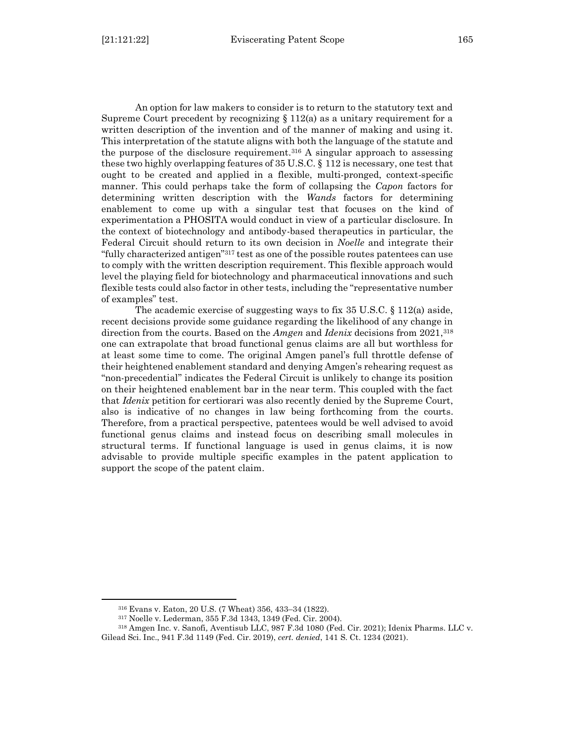An option for law makers to consider is to return to the statutory text and Supreme Court precedent by recognizing § 112(a) as a unitary requirement for a written description of the invention and of the manner of making and using it. This interpretation of the statute aligns with both the language of the statute and the purpose of the disclosure requirement.[316] A singular approach to assessing these two highly overlapping features of 35 U.S.C. § 112 is necessary, one test that ought to be created and applied in a flexible, multi-pronged, context-specific manner. This could perhaps take the form of collapsing the *Capon* factors for determining written description with the *Wands* factors for determining enablement to come up with a singular test that focuses on the kind of experimentation a PHOSITA would conduct in view of a particular disclosure. In the context of biotechnology and antibody-based therapeutics in particular, the Federal Circuit should return to its own decision in *Noelle* and integrate their "fully characterized antigen"[317] test as one of the possible routes patentees can use to comply with the written description requirement. This flexible approach would level the playing field for biotechnology and pharmaceutical innovations and such flexible tests could also factor in other tests, including the "representative number of examples" test.

The academic exercise of suggesting ways to fix 35 U.S.C. § 112(a) aside, recent decisions provide some guidance regarding the likelihood of any change in direction from the courts. Based on the *Amgen* and *Idenix* decisions from 2021,[318] one can extrapolate that broad functional genus claims are all but worthless for at least some time to come. The original Amgen panel's full throttle defense of their heightened enablement standard and denying Amgen's rehearing request as "non-precedential" indicates the Federal Circuit is unlikely to change its position on their heightened enablement bar in the near term. This coupled with the fact that *Idenix* petition for certiorari was also recently denied by the Supreme Court, also is indicative of no changes in law being forthcoming from the courts. Therefore, from a practical perspective, patentees would be well advised to avoid functional genus claims and instead focus on describing small molecules in structural terms. If functional language is used in genus claims, it is now advisable to provide multiple specific examples in the patent application to support the scope of the patent claim.

[316] Evans v. Eaton, 20 U.S. (7 Wheat) 356, 433–34 (1822).

[317] Noelle v. Lederman, 355 F.3d 1343, 1349 (Fed. Cir. 2004).

[318] Amgen Inc. v. Sanofi, Aventisub LLC, 987 F.3d 1080 (Fed. Cir. 2021); Idenix Pharms. LLC v. Gilead Sci. Inc., 941 F.3d 1149 (Fed. Cir. 2019), *cert. denied*, 141 S. Ct. 1234 (2021).